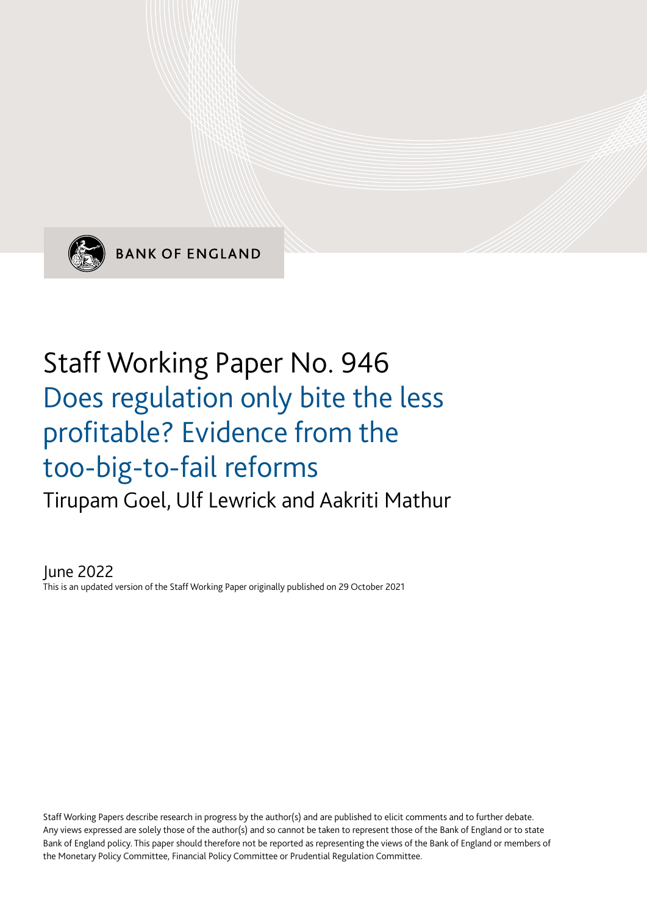BANK OF ENGLAND

# Staff Working Paper No. 946
# Does regulation only bite the less profitable? Evidence from the too-big-to-fail reforms

Tirupam Goel, Ulf Lewrick and Aakriti Mathur

June 2022

This is an updated version of the Staff Working Paper originally published on 29 October 2021

Staff Working Papers describe research in progress by the author(s) and are published to elicit comments and to further debate. Any views expressed are solely those of the author(s) and so cannot be taken to represent those of the Bank of England or to state Bank of England policy. This paper should therefore not be reported as representing the views of the Bank of England or members of the Monetary Policy Committee, Financial Policy Committee or Prudential Regulation Committee.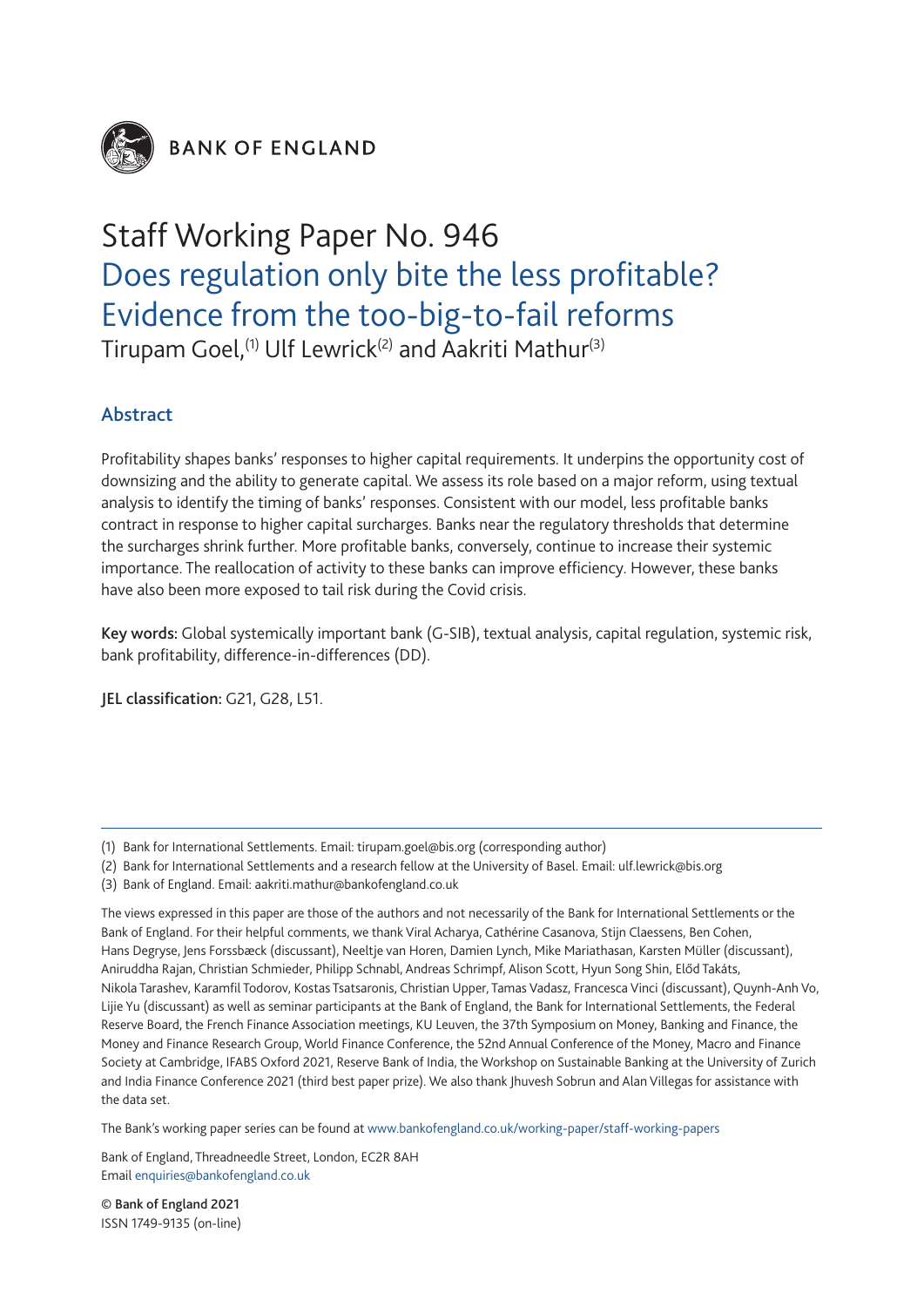**BANK OF ENGLAND**

# Staff Working Paper No. 946

## Does regulation only bite the less profitable? Evidence from the too-big-to-fail reforms

Tirupam Goel,[(1)] Ulf Lewrick[(2)] and Aakriti Mathur[(3)]

### Abstract

Profitability shapes banks' responses to higher capital requirements. It underpins the opportunity cost of downsizing and the ability to generate capital. We assess its role based on a major reform, using textual analysis to identify the timing of banks' responses. Consistent with our model, less profitable banks contract in response to higher capital surcharges. Banks near the regulatory thresholds that determine the surcharges shrink further. More profitable banks, conversely, continue to increase their systemic importance. The reallocation of activity to these banks can improve efficiency. However, these banks have also been more exposed to tail risk during the Covid crisis.

**Key words:** Global systemically important bank (G-SIB), textual analysis, capital regulation, systemic risk, bank profitability, difference-in-differences (DD).

**JEL classification:** G21, G28, L51.

---

(1) Bank for International Settlements. Email: tirupam.goel@bis.org (corresponding author)

(2) Bank for International Settlements and a research fellow at the University of Basel. Email: ulf.lewrick@bis.org

(3) Bank of England. Email: aakriti.mathur@bankofengland.co.uk

The views expressed in this paper are those of the authors and not necessarily of the Bank for International Settlements or the Bank of England. For their helpful comments, we thank Viral Acharya, Cathérine Casanova, Stijn Claessens, Ben Cohen, Hans Degryse, Jens Forssbæck (discussant), Neeltje van Horen, Damien Lynch, Mike Mariathasan, Karsten Müller (discussant), Aniruddha Rajan, Christian Schmieder, Philipp Schnabl, Andreas Schrimpf, Alison Scott, Hyun Song Shin, Elődi Takáts, Nikola Tarashev, Karamfil Todorov, Kostas Tsatsaronis, Christian Upper, Tamas Vadasz, Francesca Vinci (discussant), Quynh-Anh Vo, Lijie Yu (discussant) as well as seminar participants at the Bank of England, the Bank for International Settlements, the Federal Reserve Board, the French Finance Association meetings, KU Leuven, the 37th Symposium on Money, Banking and Finance, the Money and Finance Research Group, World Finance Conference, the 52nd Annual Conference of the Money, Macro and Finance Society at Cambridge, IFABS Oxford 2021, Reserve Bank of India, the Workshop on Sustainable Banking at the University of Zurich and India Finance Conference 2021 (third best paper prize). We also thank Jhuvesh Sobrun and Alan Villegas for assistance with the data set.

The Bank's working paper series can be found at www.bankofengland.co.uk/working-paper/staff-working-papers

Bank of England, Threadneedle Street, London, EC2R 8AH
Email enquiries@bankofengland.co.uk

**© Bank of England 2021**
ISSN 1749-9135 (on-line)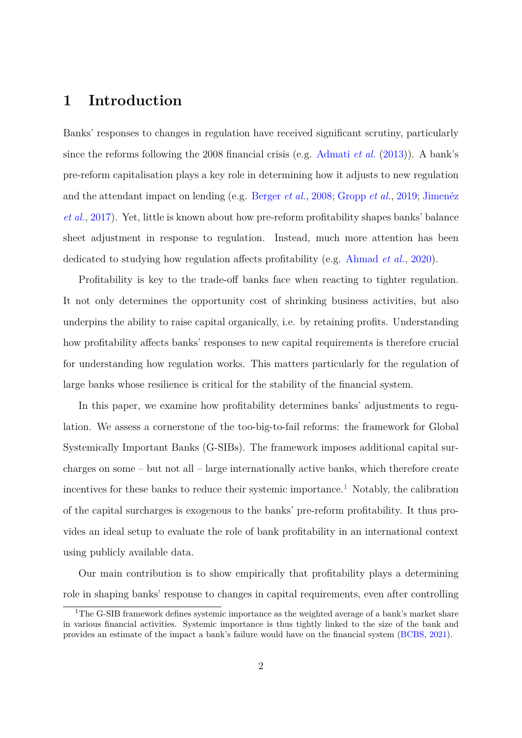# 1 Introduction

Banks' responses to changes in regulation have received significant scrutiny, particularly since the reforms following the 2008 financial crisis (e.g. Admati *et al.* (2013)). A bank's pre-reform capitalisation plays a key role in determining how it adjusts to new regulation and the attendant impact on lending (e.g. Berger *et al.*, 2008; Gropp *et al.*, 2019; Jimenéz *et al.*, 2017). Yet, little is known about how pre-reform profitability shapes banks' balance sheet adjustment in response to regulation. Instead, much more attention has been dedicated to studying how regulation affects profitability (e.g. Ahmad *et al.*, 2020).

Profitability is key to the trade-off banks face when reacting to tighter regulation. It not only determines the opportunity cost of shrinking business activities, but also underpins the ability to raise capital organically, i.e. by retaining profits. Understanding how profitability affects banks' responses to new capital requirements is therefore crucial for understanding how regulation works. This matters particularly for the regulation of large banks whose resilience is critical for the stability of the financial system.

In this paper, we examine how profitability determines banks' adjustments to regulation. We assess a cornerstone of the too-big-to-fail reforms: the framework for Global Systemically Important Banks (G-SIBs). The framework imposes additional capital surcharges on some – but not all – large internationally active banks, which therefore create incentives for these banks to reduce their systemic importance.[1] Notably, the calibration of the capital surcharges is exogenous to the banks' pre-reform profitability. It thus provides an ideal setup to evaluate the role of bank profitability in an international context using publicly available data.

Our main contribution is to show empirically that profitability plays a determining role in shaping banks' response to changes in capital requirements, even after controlling

[1] The G-SIB framework defines systemic importance as the weighted average of a bank's market share in various financial activities. Systemic importance is thus tightly linked to the size of the bank and provides an estimate of the impact a bank's failure would have on the financial system (BCBS, 2021).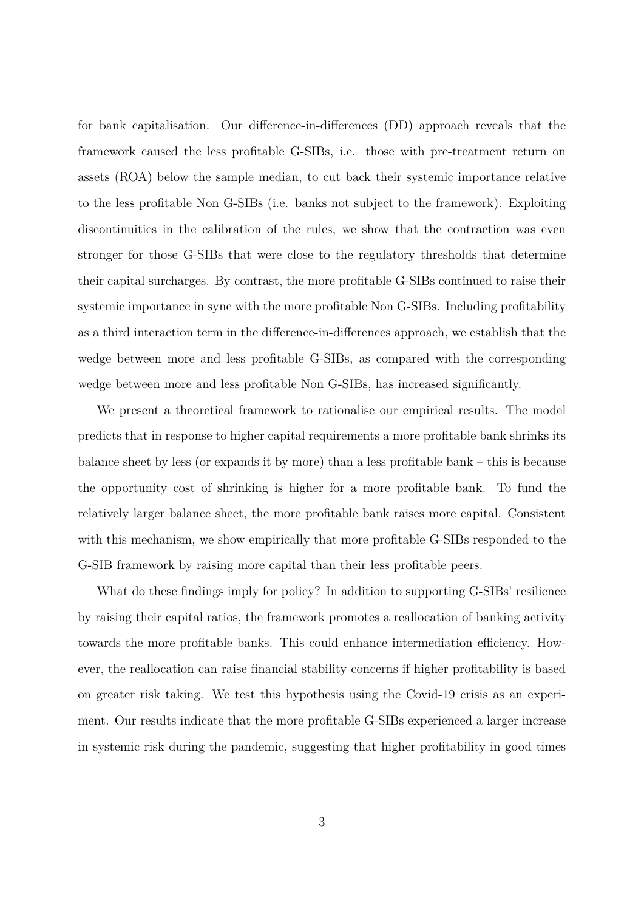for bank capitalisation. Our difference-in-differences (DD) approach reveals that the framework caused the less profitable G-SIBs, i.e. those with pre-treatment return on assets (ROA) below the sample median, to cut back their systemic importance relative to the less profitable Non G-SIBs (i.e. banks not subject to the framework). Exploiting discontinuities in the calibration of the rules, we show that the contraction was even stronger for those G-SIBs that were close to the regulatory thresholds that determine their capital surcharges. By contrast, the more profitable G-SIBs continued to raise their systemic importance in sync with the more profitable Non G-SIBs. Including profitability as a third interaction term in the difference-in-differences approach, we establish that the wedge between more and less profitable G-SIBs, as compared with the corresponding wedge between more and less profitable Non G-SIBs, has increased significantly.

We present a theoretical framework to rationalise our empirical results. The model predicts that in response to higher capital requirements a more profitable bank shrinks its balance sheet by less (or expands it by more) than a less profitable bank – this is because the opportunity cost of shrinking is higher for a more profitable bank. To fund the relatively larger balance sheet, the more profitable bank raises more capital. Consistent with this mechanism, we show empirically that more profitable G-SIBs responded to the G-SIB framework by raising more capital than their less profitable peers.

What do these findings imply for policy? In addition to supporting G-SIBs' resilience by raising their capital ratios, the framework promotes a reallocation of banking activity towards the more profitable banks. This could enhance intermediation efficiency. However, the reallocation can raise financial stability concerns if higher profitability is based on greater risk taking. We test this hypothesis using the Covid-19 crisis as an experiment. Our results indicate that the more profitable G-SIBs experienced a larger increase in systemic risk during the pandemic, suggesting that higher profitability in good times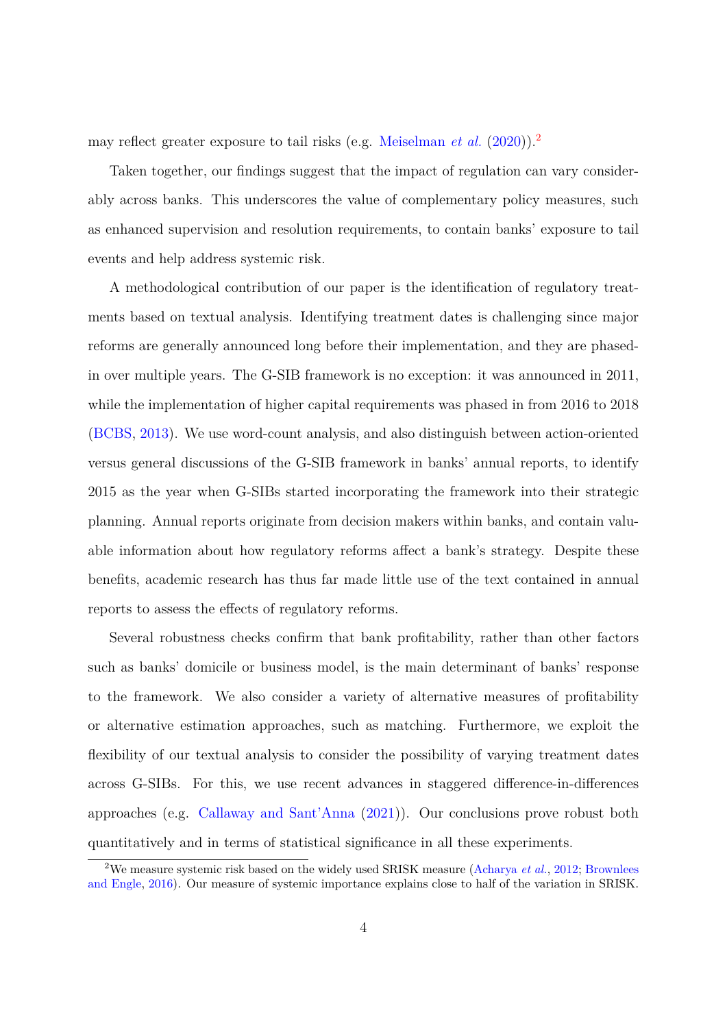may reflect greater exposure to tail risks (e.g. Meiselman *et al.* (2020)).[2]

Taken together, our findings suggest that the impact of regulation can vary considerably across banks. This underscores the value of complementary policy measures, such as enhanced supervision and resolution requirements, to contain banks' exposure to tail events and help address systemic risk.

A methodological contribution of our paper is the identification of regulatory treatments based on textual analysis. Identifying treatment dates is challenging since major reforms are generally announced long before their implementation, and they are phased-in over multiple years. The G-SIB framework is no exception: it was announced in 2011, while the implementation of higher capital requirements was phased in from 2016 to 2018 (BCBS, 2013). We use word-count analysis, and also distinguish between action-oriented versus general discussions of the G-SIB framework in banks' annual reports, to identify 2015 as the year when G-SIBs started incorporating the framework into their strategic planning. Annual reports originate from decision makers within banks, and contain valuable information about how regulatory reforms affect a bank's strategy. Despite these benefits, academic research has thus far made little use of the text contained in annual reports to assess the effects of regulatory reforms.

Several robustness checks confirm that bank profitability, rather than other factors such as banks' domicile or business model, is the main determinant of banks' response to the framework. We also consider a variety of alternative measures of profitability or alternative estimation approaches, such as matching. Furthermore, we exploit the flexibility of our textual analysis to consider the possibility of varying treatment dates across G-SIBs. For this, we use recent advances in staggered difference-in-differences approaches (e.g. Callaway and Sant'Anna (2021)). Our conclusions prove robust both quantitatively and in terms of statistical significance in all these experiments.

[2] We measure systemic risk based on the widely used SRISK measure (Acharya *et al.*, 2012; Brownlees and Engle, 2016). Our measure of systemic importance explains close to half of the variation in SRISK.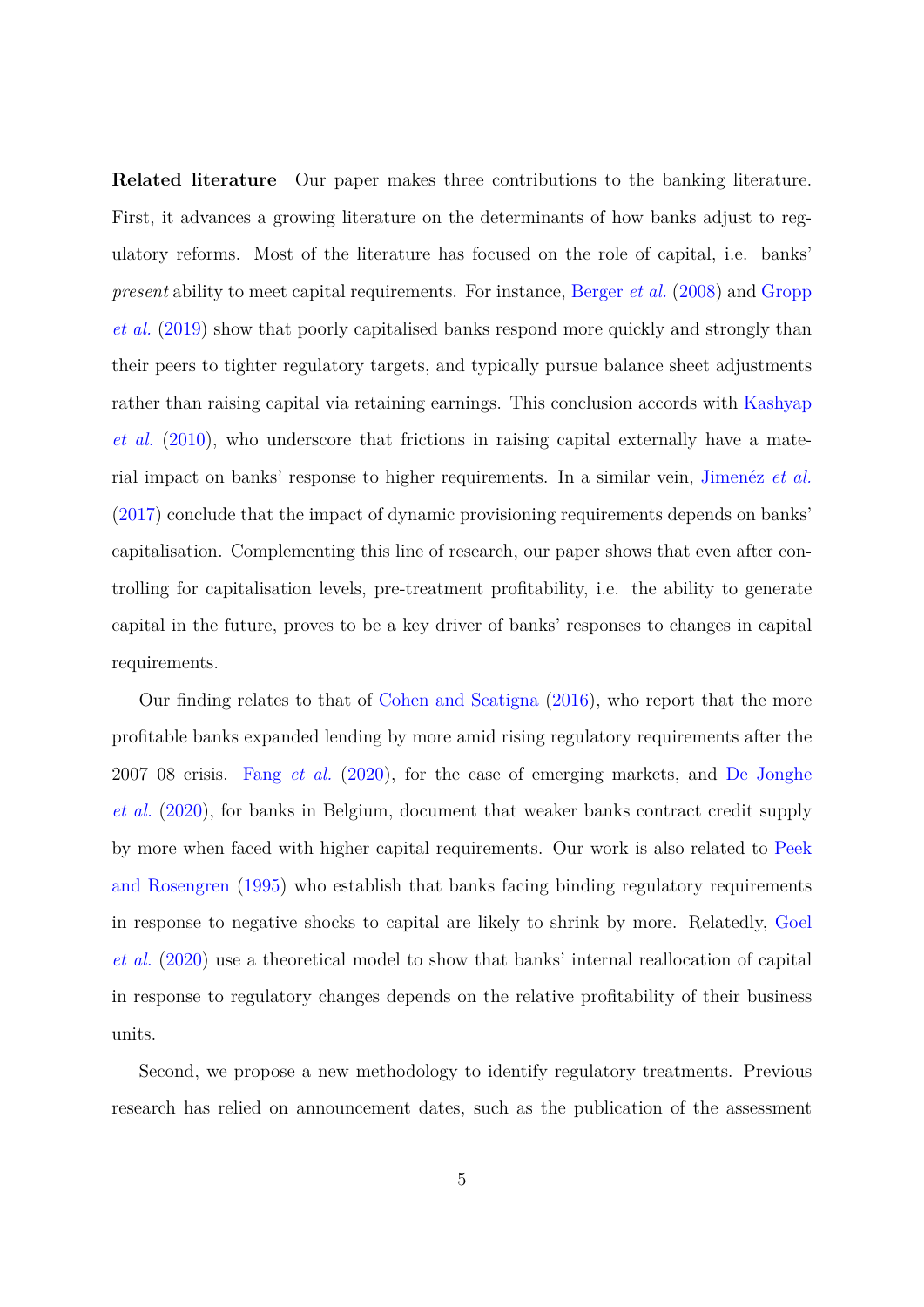**Related literature** Our paper makes three contributions to the banking literature. First, it advances a growing literature on the determinants of how banks adjust to regulatory reforms. Most of the literature has focused on the role of capital, i.e. banks' *present* ability to meet capital requirements. For instance, Berger *et al.* (2008) and Gropp *et al.* (2019) show that poorly capitalised banks respond more quickly and strongly than their peers to tighter regulatory targets, and typically pursue balance sheet adjustments rather than raising capital via retaining earnings. This conclusion accords with Kashyap *et al.* (2010), who underscore that frictions in raising capital externally have a material impact on banks' response to higher requirements. In a similar vein, Jimenéz *et al.* (2017) conclude that the impact of dynamic provisioning requirements depends on banks' capitalisation. Complementing this line of research, our paper shows that even after controlling for capitalisation levels, pre-treatment profitability, i.e. the ability to generate capital in the future, proves to be a key driver of banks' responses to changes in capital requirements.

Our finding relates to that of Cohen and Scatigna (2016), who report that the more profitable banks expanded lending by more amid rising regulatory requirements after the 2007–08 crisis. Fang *et al.* (2020), for the case of emerging markets, and De Jonghe *et al.* (2020), for banks in Belgium, document that weaker banks contract credit supply by more when faced with higher capital requirements. Our work is also related to Peek and Rosengren (1995) who establish that banks facing binding regulatory requirements in response to negative shocks to capital are likely to shrink by more. Relatedly, Goel *et al.* (2020) use a theoretical model to show that banks' internal reallocation of capital in response to regulatory changes depends on the relative profitability of their business units.

Second, we propose a new methodology to identify regulatory treatments. Previous research has relied on announcement dates, such as the publication of the assessment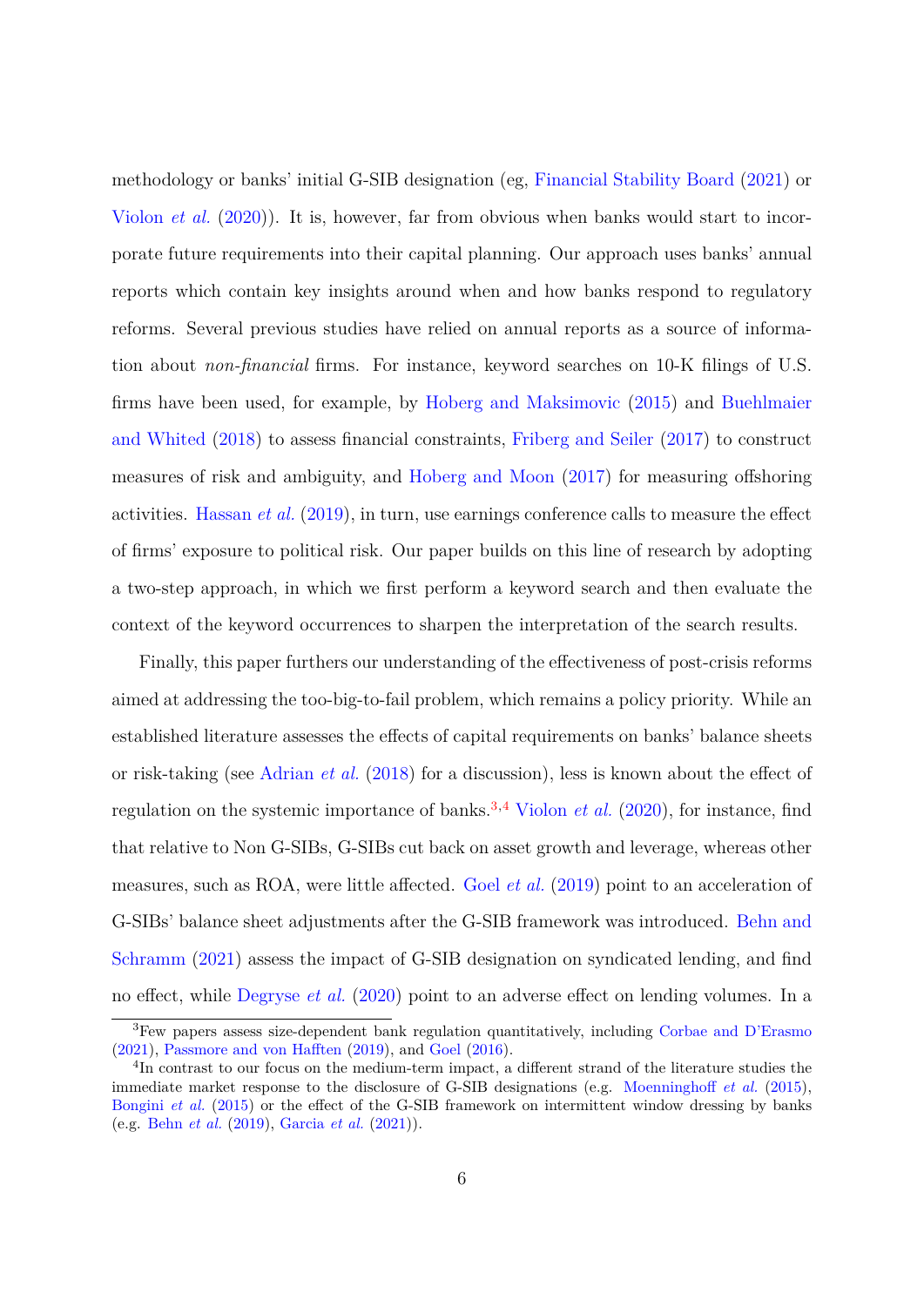methodology or banks' initial G-SIB designation (eg, Financial Stability Board (2021) or Violon *et al.* (2020)). It is, however, far from obvious when banks would start to incorporate future requirements into their capital planning. Our approach uses banks' annual reports which contain key insights around when and how banks respond to regulatory reforms. Several previous studies have relied on annual reports as a source of information about *non-financial* firms. For instance, keyword searches on 10-K filings of U.S. firms have been used, for example, by Hoberg and Maksimovic (2015) and Buehlmaier and Whited (2018) to assess financial constraints, Friberg and Seiler (2017) to construct measures of risk and ambiguity, and Hoberg and Moon (2017) for measuring offshoring activities. Hassan *et al.* (2019), in turn, use earnings conference calls to measure the effect of firms' exposure to political risk. Our paper builds on this line of research by adopting a two-step approach, in which we first perform a keyword search and then evaluate the context of the keyword occurrences to sharpen the interpretation of the search results.

Finally, this paper furthers our understanding of the effectiveness of post-crisis reforms aimed at addressing the too-big-to-fail problem, which remains a policy priority. While an established literature assesses the effects of capital requirements on banks' balance sheets or risk-taking (see Adrian *et al.* (2018) for a discussion), less is known about the effect of regulation on the systemic importance of banks.[3,4] Violon *et al.* (2020), for instance, find that relative to Non G-SIBs, G-SIBs cut back on asset growth and leverage, whereas other measures, such as ROA, were little affected. Goel *et al.* (2019) point to an acceleration of G-SIBs' balance sheet adjustments after the G-SIB framework was introduced. Behn and Schramm (2021) assess the impact of G-SIB designation on syndicated lending, and find no effect, while Degryse *et al.* (2020) point to an adverse effect on lending volumes. In a

[3] Few papers assess size-dependent bank regulation quantitatively, including Corbae and D'Erasmo (2021), Passmore and von Hafften (2019), and Goel (2016).

[4] In contrast to our focus on the medium-term impact, a different strand of the literature studies the immediate market response to the disclosure of G-SIB designations (e.g. Moenninghoff *et al.* (2015), Bongini *et al.* (2015) or the effect of the G-SIB framework on intermittent window dressing by banks (e.g. Behn *et al.* (2019), Garcia *et al.* (2021)).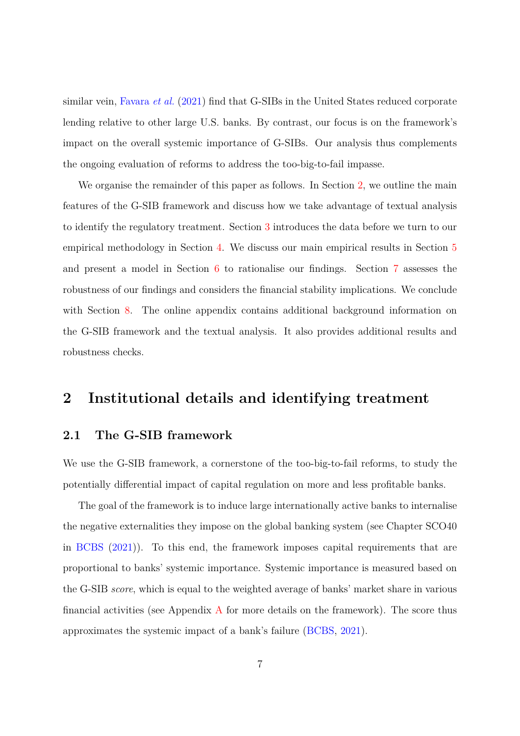similar vein, Favara *et al.* (2021) find that G-SIBs in the United States reduced corporate lending relative to other large U.S. banks. By contrast, our focus is on the framework's impact on the overall systemic importance of G-SIBs. Our analysis thus complements the ongoing evaluation of reforms to address the too-big-to-fail impasse.

We organise the remainder of this paper as follows. In Section 2, we outline the main features of the G-SIB framework and discuss how we take advantage of textual analysis to identify the regulatory treatment. Section 3 introduces the data before we turn to our empirical methodology in Section 4. We discuss our main empirical results in Section 5 and present a model in Section 6 to rationalise our findings. Section 7 assesses the robustness of our findings and considers the financial stability implications. We conclude with Section 8. The online appendix contains additional background information on the G-SIB framework and the textual analysis. It also provides additional results and robustness checks.

## 2 Institutional details and identifying treatment

### 2.1 The G-SIB framework

We use the G-SIB framework, a cornerstone of the too-big-to-fail reforms, to study the potentially differential impact of capital regulation on more and less profitable banks.

The goal of the framework is to induce large internationally active banks to internalise the negative externalities they impose on the global banking system (see Chapter SCO40 in BCBS (2021)). To this end, the framework imposes capital requirements that are proportional to banks' systemic importance. Systemic importance is measured based on the G-SIB *score*, which is equal to the weighted average of banks' market share in various financial activities (see Appendix A for more details on the framework). The score thus approximates the systemic impact of a bank's failure (BCBS, 2021).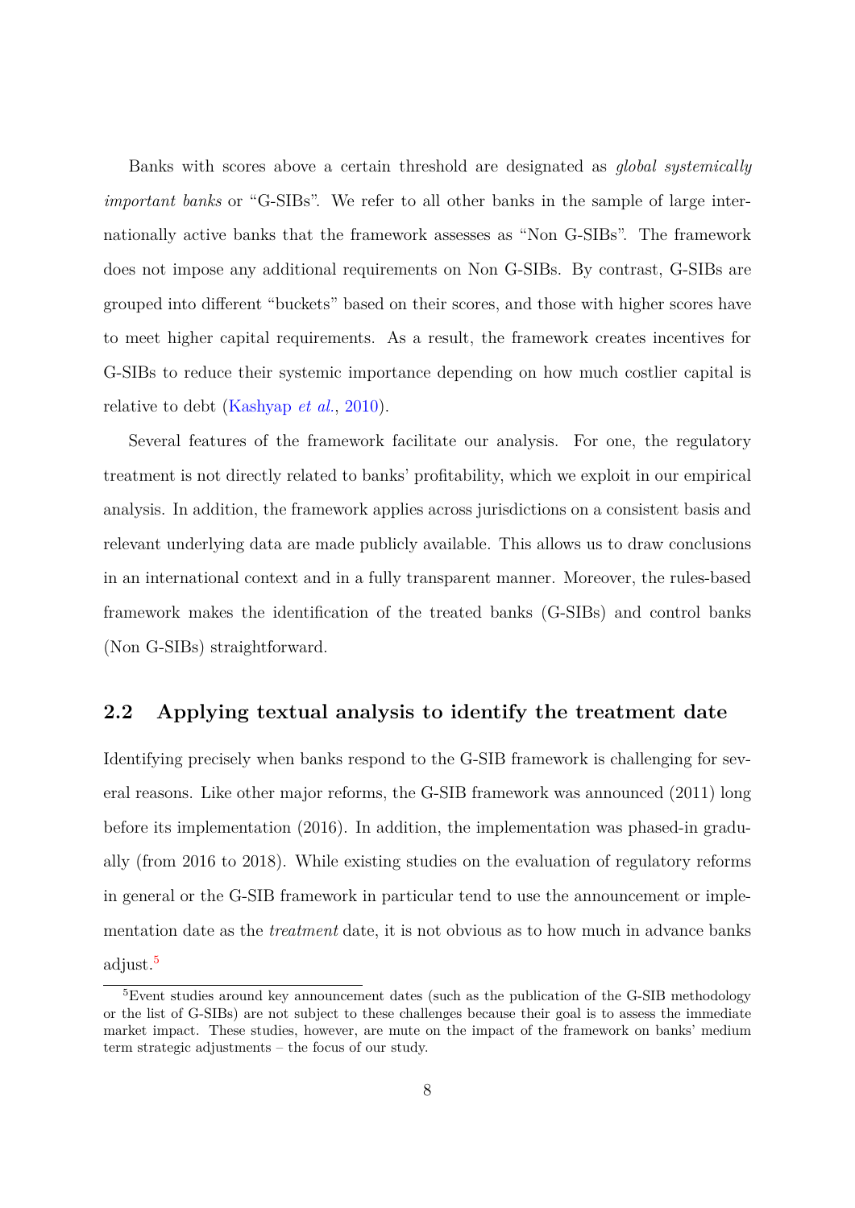Banks with scores above a certain threshold are designated as *global systemically important banks* or "G-SIBs". We refer to all other banks in the sample of large internationally active banks that the framework assesses as "Non G-SIBs". The framework does not impose any additional requirements on Non G-SIBs. By contrast, G-SIBs are grouped into different "buckets" based on their scores, and those with higher scores have to meet higher capital requirements. As a result, the framework creates incentives for G-SIBs to reduce their systemic importance depending on how much costlier capital is relative to debt (Kashyap *et al.*, 2010).

Several features of the framework facilitate our analysis. For one, the regulatory treatment is not directly related to banks' profitability, which we exploit in our empirical analysis. In addition, the framework applies across jurisdictions on a consistent basis and relevant underlying data are made publicly available. This allows us to draw conclusions in an international context and in a fully transparent manner. Moreover, the rules-based framework makes the identification of the treated banks (G-SIBs) and control banks (Non G-SIBs) straightforward.

## 2.2 Applying textual analysis to identify the treatment date

Identifying precisely when banks respond to the G-SIB framework is challenging for several reasons. Like other major reforms, the G-SIB framework was announced (2011) long before its implementation (2016). In addition, the implementation was phased-in gradually (from 2016 to 2018). While existing studies on the evaluation of regulatory reforms in general or the G-SIB framework in particular tend to use the announcement or implementation date as the *treatment* date, it is not obvious as to how much in advance banks adjust.[5]

[5]Event studies around key announcement dates (such as the publication of the G-SIB methodology or the list of G-SIBs) are not subject to these challenges because their goal is to assess the immediate market impact. These studies, however, are mute on the impact of the framework on banks' medium term strategic adjustments – the focus of our study.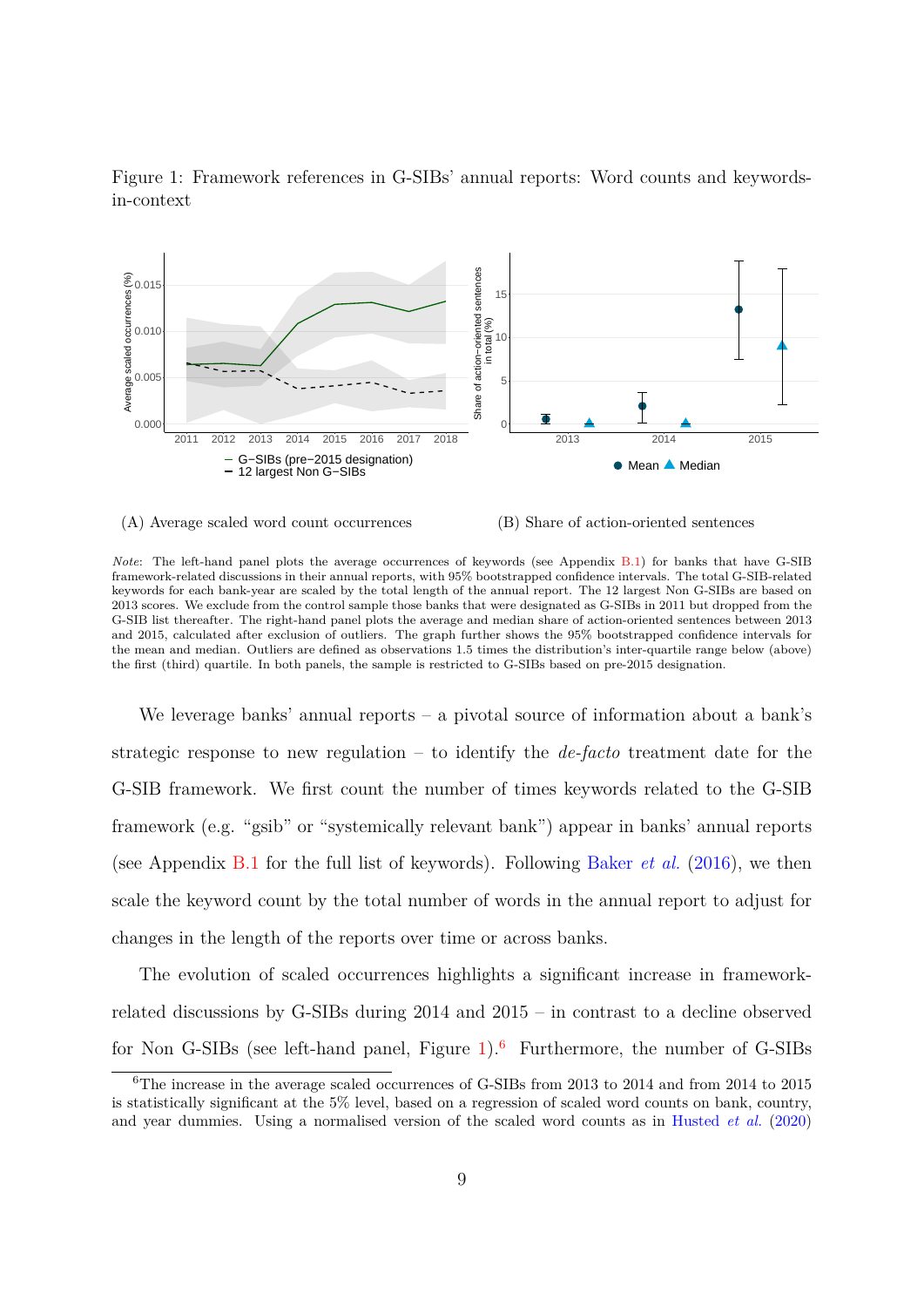Figure 1: Framework references in G-SIBs' annual reports: Word counts and keywords-in-context

(A) Average scaled word count occurrences

(B) Share of action-oriented sentences

*Note*: The left-hand panel plots the average occurrences of keywords (see Appendix B.1) for banks that have G-SIB framework-related discussions in their annual reports, with 95% bootstrapped confidence intervals. The total G-SIB-related keywords for each bank-year are scaled by the total length of the annual report. The 12 largest Non G-SIBs are based on 2013 scores. We exclude from the control sample those banks that were designated as G-SIBs in 2011 but dropped from the G-SIB list thereafter. The right-hand panel plots the average and median share of action-oriented sentences between 2013 and 2015, calculated after exclusion of outliers. The graph further shows the 95% bootstrapped confidence intervals for the mean and median. Outliers are defined as observations 1.5 times the distribution's inter-quartile range below (above) the first (third) quartile. In both panels, the sample is restricted to G-SIBs based on pre-2015 designation.

We leverage banks' annual reports – a pivotal source of information about a bank's strategic response to new regulation – to identify the *de-facto* treatment date for the G-SIB framework. We first count the number of times keywords related to the G-SIB framework (e.g. "gsib" or "systemically relevant bank") appear in banks' annual reports (see Appendix B.1 for the full list of keywords). Following Baker *et al.* (2016), we then scale the keyword count by the total number of words in the annual report to adjust for changes in the length of the reports over time or across banks.

The evolution of scaled occurrences highlights a significant increase in framework-related discussions by G-SIBs during 2014 and 2015 – in contrast to a decline observed for Non G-SIBs (see left-hand panel, Figure 1).[6] Furthermore, the number of G-SIBs

[6] The increase in the average scaled occurrences of G-SIBs from 2013 to 2014 and from 2014 to 2015 is statistically significant at the 5% level, based on a regression of scaled word counts on bank, country, and year dummies. Using a normalised version of the scaled word counts as in Husted *et al.* (2020)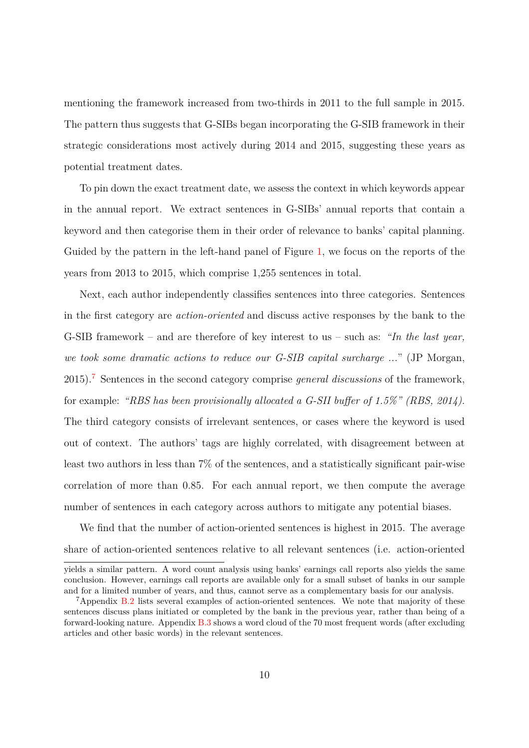mentioning the framework increased from two-thirds in 2011 to the full sample in 2015. The pattern thus suggests that G-SIBs began incorporating the G-SIB framework in their strategic considerations most actively during 2014 and 2015, suggesting these years as potential treatment dates.

To pin down the exact treatment date, we assess the context in which keywords appear in the annual report. We extract sentences in G-SIBs' annual reports that contain a keyword and then categorise them in their order of relevance to banks' capital planning. Guided by the pattern in the left-hand panel of Figure 1, we focus on the reports of the years from 2013 to 2015, which comprise 1,255 sentences in total.

Next, each author independently classifies sentences into three categories. Sentences in the first category are *action-oriented* and discuss active responses by the bank to the G-SIB framework – and are therefore of key interest to us – such as: *"In the last year, we took some dramatic actions to reduce our G-SIB capital surcharge ..."* (JP Morgan, 2015).[7] Sentences in the second category comprise *general discussions* of the framework, for example: *"RBS has been provisionally allocated a G-SII buffer of 1.5%" (RBS, 2014).* The third category consists of irrelevant sentences, or cases where the keyword is used out of context. The authors' tags are highly correlated, with disagreement between at least two authors in less than 7% of the sentences, and a statistically significant pair-wise correlation of more than 0.85. For each annual report, we then compute the average number of sentences in each category across authors to mitigate any potential biases.

We find that the number of action-oriented sentences is highest in 2015. The average share of action-oriented sentences relative to all relevant sentences (i.e. action-oriented

yields a similar pattern. A word count analysis using banks' earnings call reports also yields the same conclusion. However, earnings call reports are available only for a small subset of banks in our sample and for a limited number of years, and thus, cannot serve as a complementary basis for our analysis.

[7] Appendix B.2 lists several examples of action-oriented sentences. We note that majority of these sentences discuss plans initiated or completed by the bank in the previous year, rather than being of a forward-looking nature. Appendix B.3 shows a word cloud of the 70 most frequent words (after excluding articles and other basic words) in the relevant sentences.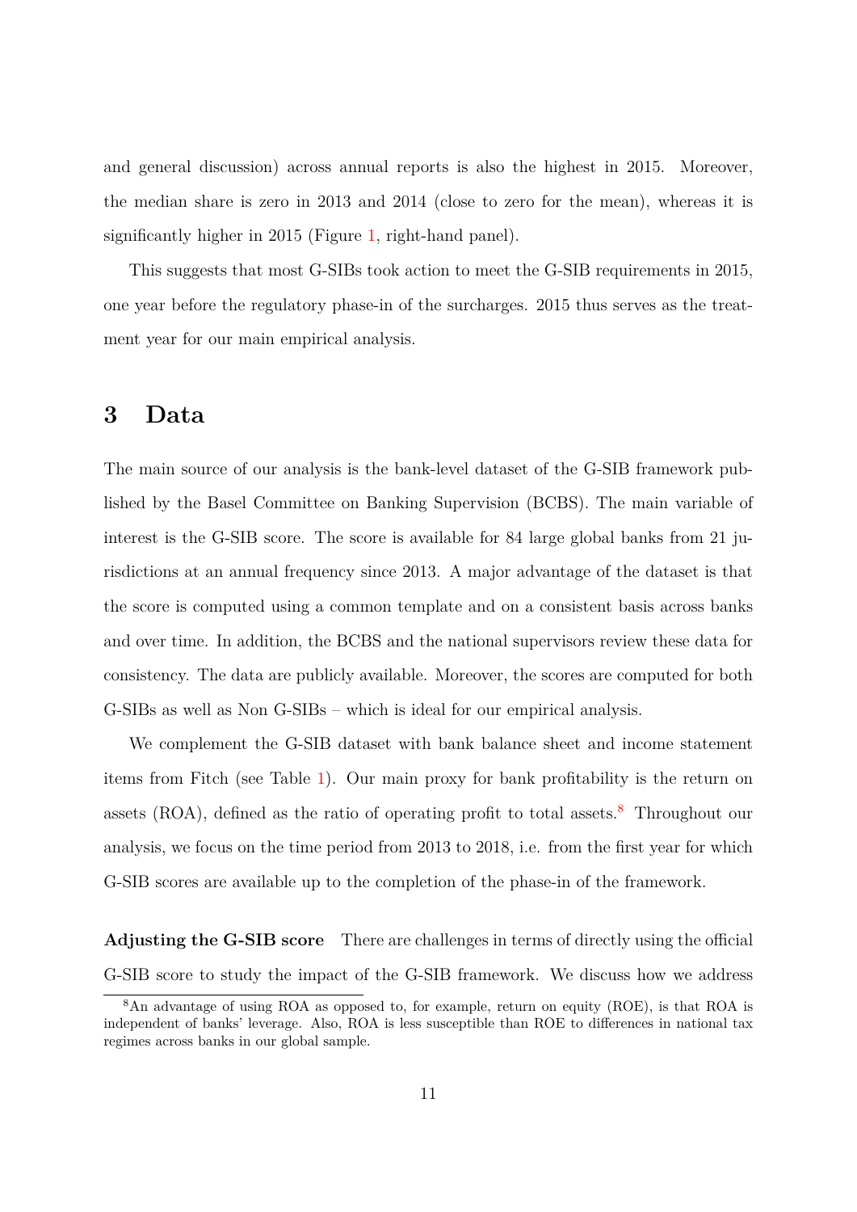and general discussion) across annual reports is also the highest in 2015. Moreover, the median share is zero in 2013 and 2014 (close to zero for the mean), whereas it is significantly higher in 2015 (Figure 1, right-hand panel).

This suggests that most G-SIBs took action to meet the G-SIB requirements in 2015, one year before the regulatory phase-in of the surcharges. 2015 thus serves as the treatment year for our main empirical analysis.

# 3 Data

The main source of our analysis is the bank-level dataset of the G-SIB framework published by the Basel Committee on Banking Supervision (BCBS). The main variable of interest is the G-SIB score. The score is available for 84 large global banks from 21 jurisdictions at an annual frequency since 2013. A major advantage of the dataset is that the score is computed using a common template and on a consistent basis across banks and over time. In addition, the BCBS and the national supervisors review these data for consistency. The data are publicly available. Moreover, the scores are computed for both G-SIBs as well as Non G-SIBs – which is ideal for our empirical analysis.

We complement the G-SIB dataset with bank balance sheet and income statement items from Fitch (see Table 1). Our main proxy for bank profitability is the return on assets (ROA), defined as the ratio of operating profit to total assets.[8] Throughout our analysis, we focus on the time period from 2013 to 2018, i.e. from the first year for which G-SIB scores are available up to the completion of the phase-in of the framework.

**Adjusting the G-SIB score** There are challenges in terms of directly using the official G-SIB score to study the impact of the G-SIB framework. We discuss how we address

[8] An advantage of using ROA as opposed to, for example, return on equity (ROE), is that ROA is independent of banks' leverage. Also, ROA is less susceptible than ROE to differences in national tax regimes across banks in our global sample.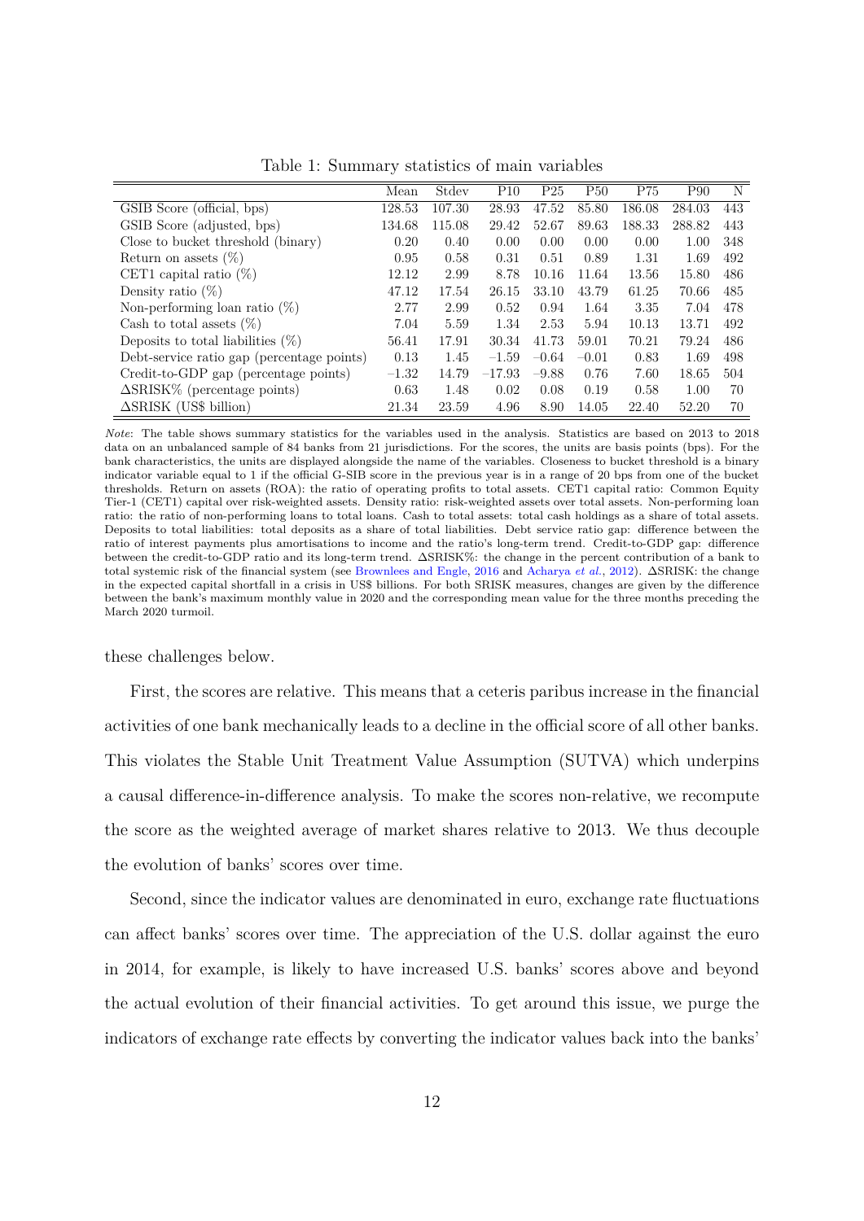Table 1: Summary statistics of main variables

| | Mean | Stdev | P10 | P25 | P50 | P75 | P90 | N |
|---|---|---|---|---|---|---|---|---|
| GSIB Score (official, bps) | 128.53 | 107.30 | 28.93 | 47.52 | 85.80 | 186.08 | 284.03 | 443 |
| GSIB Score (adjusted, bps) | 134.68 | 115.08 | 29.42 | 52.67 | 89.63 | 188.33 | 288.82 | 443 |
| Close to bucket threshold (binary) | 0.20 | 0.40 | 0.00 | 0.00 | 0.00 | 0.00 | 1.00 | 348 |
| Return on assets (%) | 0.95 | 0.58 | 0.31 | 0.51 | 0.89 | 1.31 | 1.69 | 492 |
| CET1 capital ratio (%) | 12.12 | 2.99 | 8.78 | 10.16 | 11.64 | 13.56 | 15.80 | 486 |
| Density ratio (%) | 47.12 | 17.54 | 26.15 | 33.10 | 43.79 | 61.25 | 70.66 | 485 |
| Non-performing loan ratio (%) | 2.77 | 2.99 | 0.52 | 0.94 | 1.64 | 3.35 | 7.04 | 478 |
| Cash to total assets (%) | 7.04 | 5.59 | 1.34 | 2.53 | 5.94 | 10.13 | 13.71 | 492 |
| Deposits to total liabilities (%) | 56.41 | 17.91 | 30.34 | 41.73 | 59.01 | 70.21 | 79.24 | 486 |
| Debt-service ratio gap (percentage points) | 0.13 | 1.45 | $-1.59$ | $-0.64$ | $-0.01$ | 0.83 | 1.69 | 498 |
| Credit-to-GDP gap (percentage points) | $-1.32$ | 14.79 | $-17.93$ | $-9.88$ | 0.76 | 7.60 | 18.65 | 504 |
| $\Delta$SRISK% (percentage points) | 0.63 | 1.48 | 0.02 | 0.08 | 0.19 | 0.58 | 1.00 | 70 |
| $\Delta$SRISK (US$ billion) | 21.34 | 23.59 | 4.96 | 8.90 | 14.05 | 22.40 | 52.20 | 70 |

*Note*: The table shows summary statistics for the variables used in the analysis. Statistics are based on 2013 to 2018 data on an unbalanced sample of 84 banks from 21 jurisdictions. For the scores, the units are basis points (bps). For the bank characteristics, the units are displayed alongside the name of the variables. Closeness to bucket threshold is a binary indicator variable equal to 1 if the official G-SIB score in the previous year is in a range of 20 bps from one of the bucket thresholds. Return on assets (ROA): the ratio of operating profits to total assets. CET1 capital ratio: Common Equity Tier-1 (CET1) capital over risk-weighted assets. Density ratio: risk-weighted assets over total assets. Non-performing loan ratio: the ratio of non-performing loans to total loans. Cash to total assets: total cash holdings as a share of total assets. Deposits to total liabilities: total deposits as a share of total liabilities. Debt service ratio gap: difference between the ratio of interest payments plus amortisations to income and the ratio's long-term trend. Credit-to-GDP gap: difference between the credit-to-GDP ratio and its long-term trend. $\Delta$SRISK%: the change in the percent contribution of a bank to total systemic risk of the financial system (see Brownlees and Engle, 2016 and Acharya *et al.*, 2012). $\Delta$SRISK: the change in the expected capital shortfall in a crisis in US$ billions. For both SRISK measures, changes are given by the difference between the bank's maximum monthly value in 2020 and the corresponding mean value for the three months preceding the March 2020 turmoil.

these challenges below.

First, the scores are relative. This means that a ceteris paribus increase in the financial activities of one bank mechanically leads to a decline in the official score of all other banks. This violates the Stable Unit Treatment Value Assumption (SUTVA) which underpins a causal difference-in-difference analysis. To make the scores non-relative, we recompute the score as the weighted average of market shares relative to 2013. We thus decouple the evolution of banks' scores over time.

Second, since the indicator values are denominated in euro, exchange rate fluctuations can affect banks' scores over time. The appreciation of the U.S. dollar against the euro in 2014, for example, is likely to have increased U.S. banks' scores above and beyond the actual evolution of their financial activities. To get around this issue, we purge the indicators of exchange rate effects by converting the indicator values back into the banks'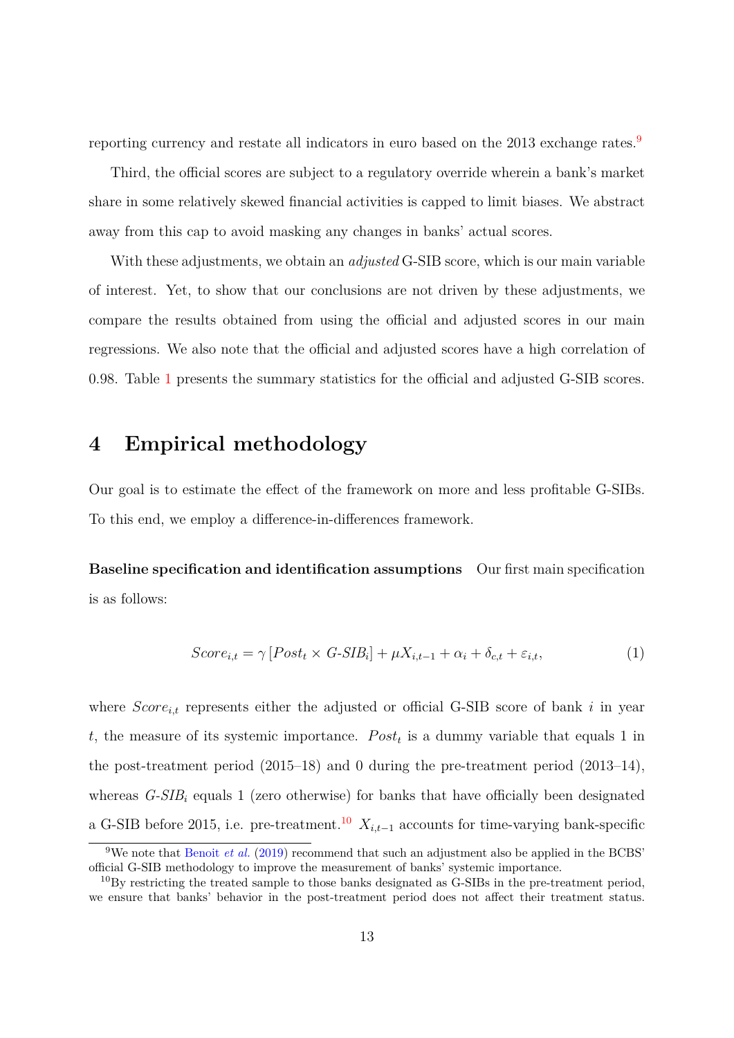reporting currency and restate all indicators in euro based on the 2013 exchange rates.[9]

Third, the official scores are subject to a regulatory override wherein a bank's market share in some relatively skewed financial activities is capped to limit biases. We abstract away from this cap to avoid masking any changes in banks' actual scores.

With these adjustments, we obtain an *adjusted* G-SIB score, which is our main variable of interest. Yet, to show that our conclusions are not driven by these adjustments, we compare the results obtained from using the official and adjusted scores in our main regressions. We also note that the official and adjusted scores have a high correlation of 0.98. Table 1 presents the summary statistics for the official and adjusted G-SIB scores.

# 4 Empirical methodology

Our goal is to estimate the effect of the framework on more and less profitable G-SIBs. To this end, we employ a difference-in-differences framework.

**Baseline specification and identification assumptions** Our first main specification is as follows:

$$Score_{i,t} = \gamma \left[ Post_t \times G\text{-}SIB_i \right] + \mu X_{i,t-1} + \alpha_i + \delta_{c,t} + \varepsilon_{i,t}, \tag{1}$$

where $Score_{i,t}$ represents either the adjusted or official G-SIB score of bank $i$ in year $t$, the measure of its systemic importance. $Post_t$ is a dummy variable that equals 1 in the post-treatment period (2015–18) and 0 during the pre-treatment period (2013–14), whereas $G\text{-}SIB_i$ equals 1 (zero otherwise) for banks that have officially been designated a G-SIB before 2015, i.e. pre-treatment.[10] $X_{i,t-1}$ accounts for time-varying bank-specific

[9] We note that Benoit *et al.* (2019) recommend that such an adjustment also be applied in the BCBS' official G-SIB methodology to improve the measurement of banks' systemic importance.

[10] By restricting the treated sample to those banks designated as G-SIBs in the pre-treatment period, we ensure that banks' behavior in the post-treatment period does not affect their treatment status.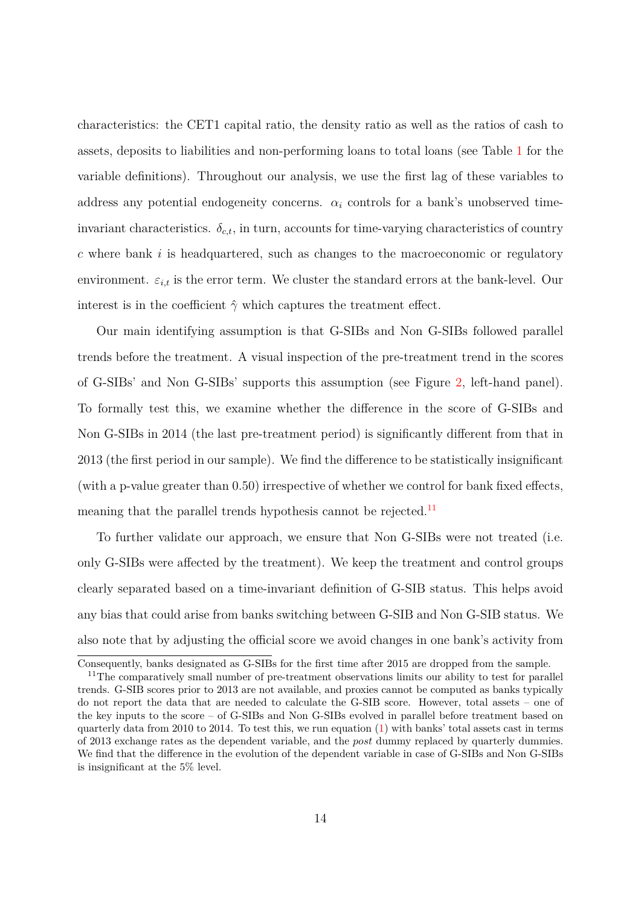characteristics: the CET1 capital ratio, the density ratio as well as the ratios of cash to assets, deposits to liabilities and non-performing loans to total loans (see Table 1 for the variable definitions). Throughout our analysis, we use the first lag of these variables to address any potential endogeneity concerns. $\alpha_i$ controls for a bank's unobserved time-invariant characteristics. $\delta_{c,t}$, in turn, accounts for time-varying characteristics of country $c$ where bank $i$ is headquartered, such as changes to the macroeconomic or regulatory environment. $\varepsilon_{i,t}$ is the error term. We cluster the standard errors at the bank-level. Our interest is in the coefficient $\hat{\gamma}$ which captures the treatment effect.

Our main identifying assumption is that G-SIBs and Non G-SIBs followed parallel trends before the treatment. A visual inspection of the pre-treatment trend in the scores of G-SIBs' and Non G-SIBs' supports this assumption (see Figure 2, left-hand panel). To formally test this, we examine whether the difference in the score of G-SIBs and Non G-SIBs in 2014 (the last pre-treatment period) is significantly different from that in 2013 (the first period in our sample). We find the difference to be statistically insignificant (with a p-value greater than 0.50) irrespective of whether we control for bank fixed effects, meaning that the parallel trends hypothesis cannot be rejected.[11]

To further validate our approach, we ensure that Non G-SIBs were not treated (i.e. only G-SIBs were affected by the treatment). We keep the treatment and control groups clearly separated based on a time-invariant definition of G-SIB status. This helps avoid any bias that could arise from banks switching between G-SIB and Non G-SIB status. We also note that by adjusting the official score we avoid changes in one bank's activity from

Consequently, banks designated as G-SIBs for the first time after 2015 are dropped from the sample.

[11] The comparatively small number of pre-treatment observations limits our ability to test for parallel trends. G-SIB scores prior to 2013 are not available, and proxies cannot be computed as banks typically do not report the data that are needed to calculate the G-SIB score. However, total assets – one of the key inputs to the score – of G-SIBs and Non G-SIBs evolved in parallel before treatment based on quarterly data from 2010 to 2014. To test this, we run equation (1) with banks' total assets cast in terms of 2013 exchange rates as the dependent variable, and the *post* dummy replaced by quarterly dummies. We find that the difference in the evolution of the dependent variable in case of G-SIBs and Non G-SIBs is insignificant at the 5% level.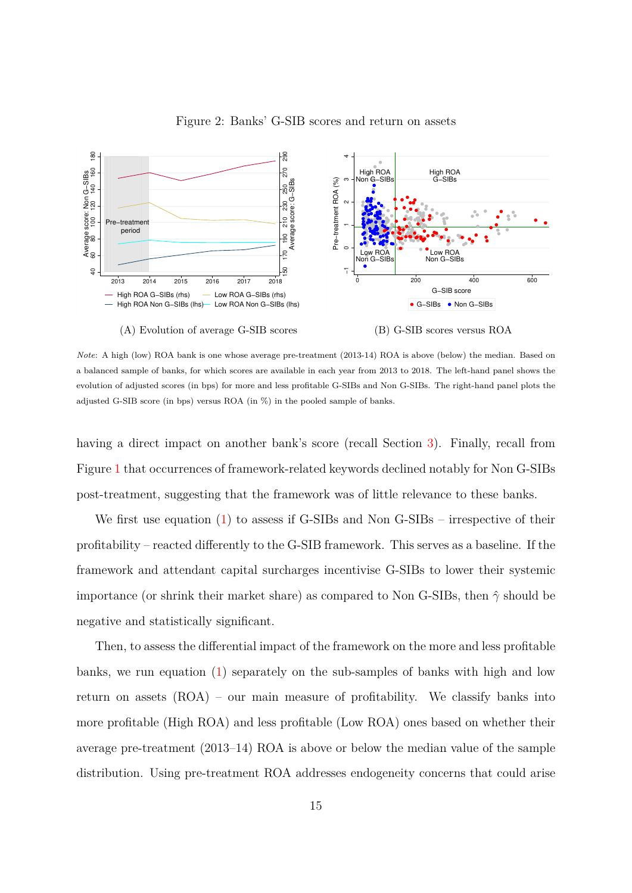Figure 2: Banks' G-SIB scores and return on assets

(A) Evolution of average G-SIB scores

(B) G-SIB scores versus ROA

*Note*: A high (low) ROA bank is one whose average pre-treatment (2013-14) ROA is above (below) the median. Based on a balanced sample of banks, for which scores are available in each year from 2013 to 2018. The left-hand panel shows the evolution of adjusted scores (in bps) for more and less profitable G-SIBs and Non G-SIBs. The right-hand panel plots the adjusted G-SIB score (in bps) versus ROA (in %) in the pooled sample of banks.

having a direct impact on another bank's score (recall Section 3). Finally, recall from Figure 1 that occurrences of framework-related keywords declined notably for Non G-SIBs post-treatment, suggesting that the framework was of little relevance to these banks.

We first use equation (1) to assess if G-SIBs and Non G-SIBs – irrespective of their profitability – reacted differently to the G-SIB framework. This serves as a baseline. If the framework and attendant capital surcharges incentivise G-SIBs to lower their systemic importance (or shrink their market share) as compared to Non G-SIBs, then $\hat{\gamma}$ should be negative and statistically significant.

Then, to assess the differential impact of the framework on the more and less profitable banks, we run equation (1) separately on the sub-samples of banks with high and low return on assets (ROA) – our main measure of profitability. We classify banks into more profitable (High ROA) and less profitable (Low ROA) ones based on whether their average pre-treatment (2013–14) ROA is above or below the median value of the sample distribution. Using pre-treatment ROA addresses endogeneity concerns that could arise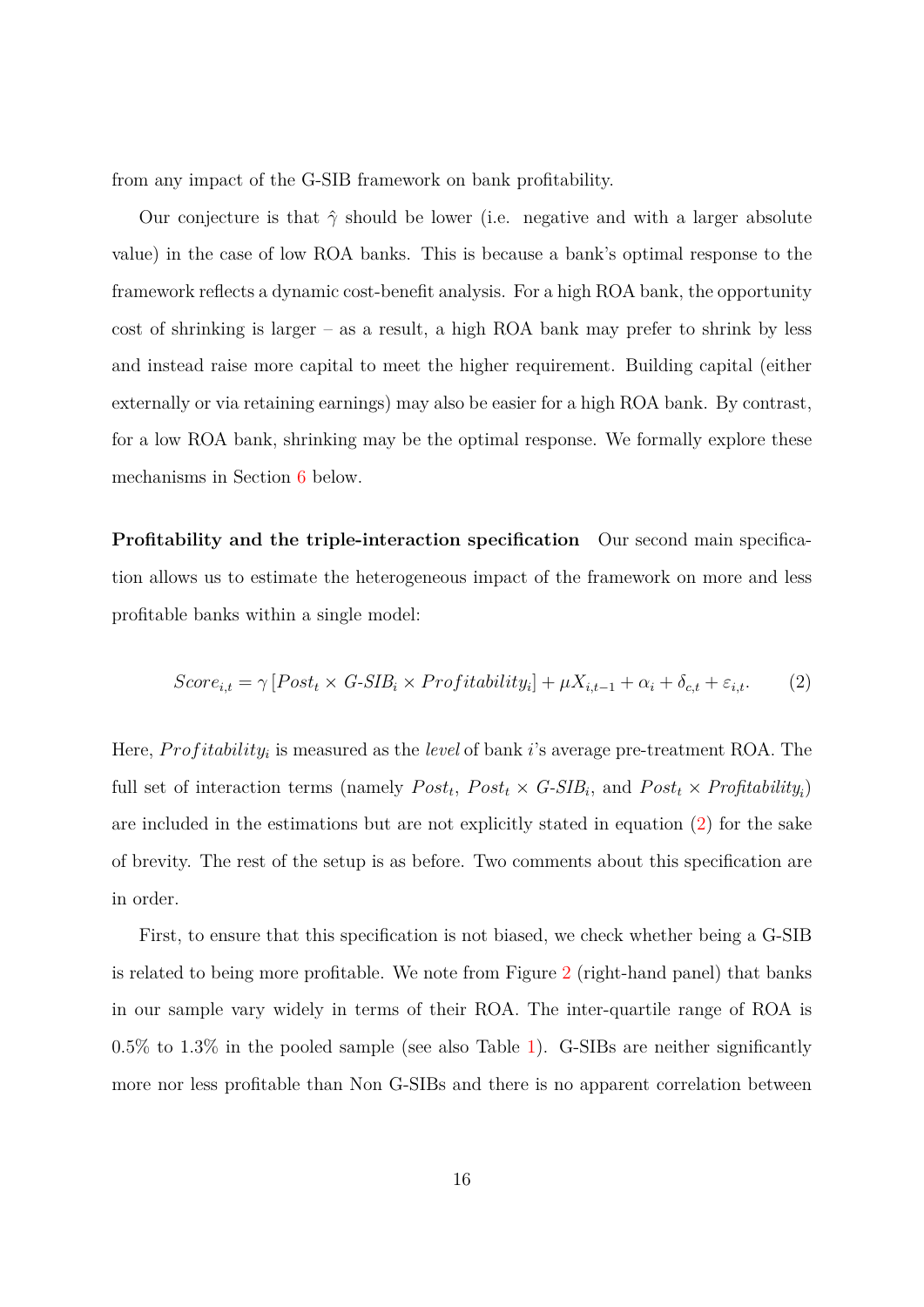from any impact of the G-SIB framework on bank profitability.

Our conjecture is that $\hat{\gamma}$ should be lower (i.e. negative and with a larger absolute value) in the case of low ROA banks. This is because a bank's optimal response to the framework reflects a dynamic cost-benefit analysis. For a high ROA bank, the opportunity cost of shrinking is larger – as a result, a high ROA bank may prefer to shrink by less and instead raise more capital to meet the higher requirement. Building capital (either externally or via retaining earnings) may also be easier for a high ROA bank. By contrast, for a low ROA bank, shrinking may be the optimal response. We formally explore these mechanisms in Section 6 below.

**Profitability and the triple-interaction specification** Our second main specification allows us to estimate the heterogeneous impact of the framework on more and less profitable banks within a single model:

$$Score_{i,t} = \gamma \left[ Post_t \times G\text{-}SIB_i \times Profitability_i \right] + \mu X_{i,t-1} + \alpha_i + \delta_{c,t} + \varepsilon_{i,t}. \tag{2}$$

Here, $Profitability_i$ is measured as the *level* of bank $i$'s average pre-treatment ROA. The full set of interaction terms (namely $Post_t$, $Post_t \times G\text{-}SIB_i$, and $Post_t \times Profitability_i$) are included in the estimations but are not explicitly stated in equation (2) for the sake of brevity. The rest of the setup is as before. Two comments about this specification are in order.

First, to ensure that this specification is not biased, we check whether being a G-SIB is related to being more profitable. We note from Figure 2 (right-hand panel) that banks in our sample vary widely in terms of their ROA. The inter-quartile range of ROA is 0.5% to 1.3% in the pooled sample (see also Table 1). G-SIBs are neither significantly more nor less profitable than Non G-SIBs and there is no apparent correlation between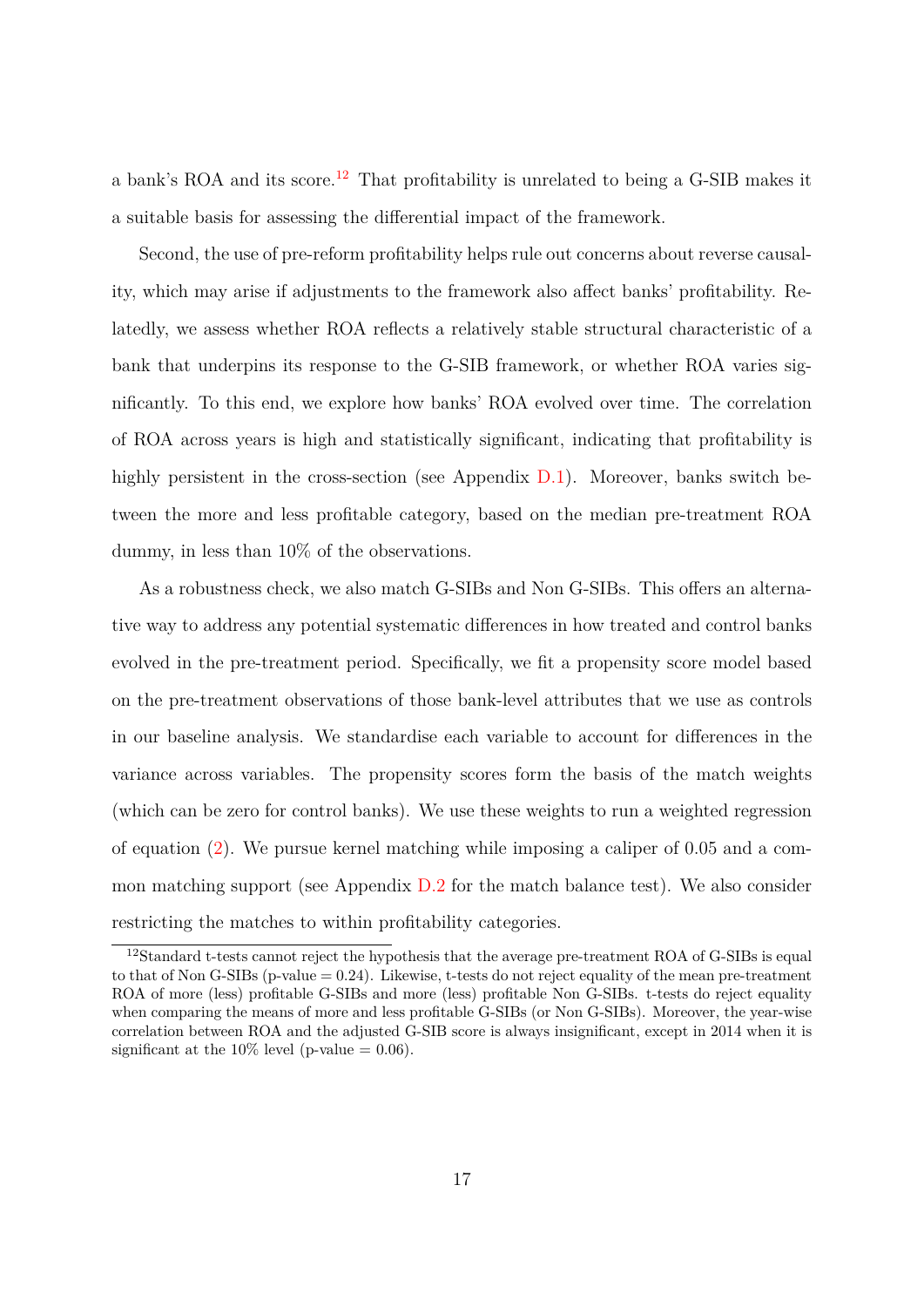a bank's ROA and its score.[12] That profitability is unrelated to being a G-SIB makes it a suitable basis for assessing the differential impact of the framework.

Second, the use of pre-reform profitability helps rule out concerns about reverse causality, which may arise if adjustments to the framework also affect banks' profitability. Relatedly, we assess whether ROA reflects a relatively stable structural characteristic of a bank that underpins its response to the G-SIB framework, or whether ROA varies significantly. To this end, we explore how banks' ROA evolved over time. The correlation of ROA across years is high and statistically significant, indicating that profitability is highly persistent in the cross-section (see Appendix D.1). Moreover, banks switch between the more and less profitable category, based on the median pre-treatment ROA dummy, in less than 10% of the observations.

As a robustness check, we also match G-SIBs and Non G-SIBs. This offers an alternative way to address any potential systematic differences in how treated and control banks evolved in the pre-treatment period. Specifically, we fit a propensity score model based on the pre-treatment observations of those bank-level attributes that we use as controls in our baseline analysis. We standardise each variable to account for differences in the variance across variables. The propensity scores form the basis of the match weights (which can be zero for control banks). We use these weights to run a weighted regression of equation (2). We pursue kernel matching while imposing a caliper of 0.05 and a common matching support (see Appendix D.2 for the match balance test). We also consider restricting the matches to within profitability categories.

[12] Standard t-tests cannot reject the hypothesis that the average pre-treatment ROA of G-SIBs is equal to that of Non G-SIBs (p-value = 0.24). Likewise, t-tests do not reject equality of the mean pre-treatment ROA of more (less) profitable G-SIBs and more (less) profitable Non G-SIBs. t-tests do reject equality when comparing the means of more and less profitable G-SIBs (or Non G-SIBs). Moreover, the year-wise correlation between ROA and the adjusted G-SIB score is always insignificant, except in 2014 when it is significant at the 10% level (p-value = 0.06).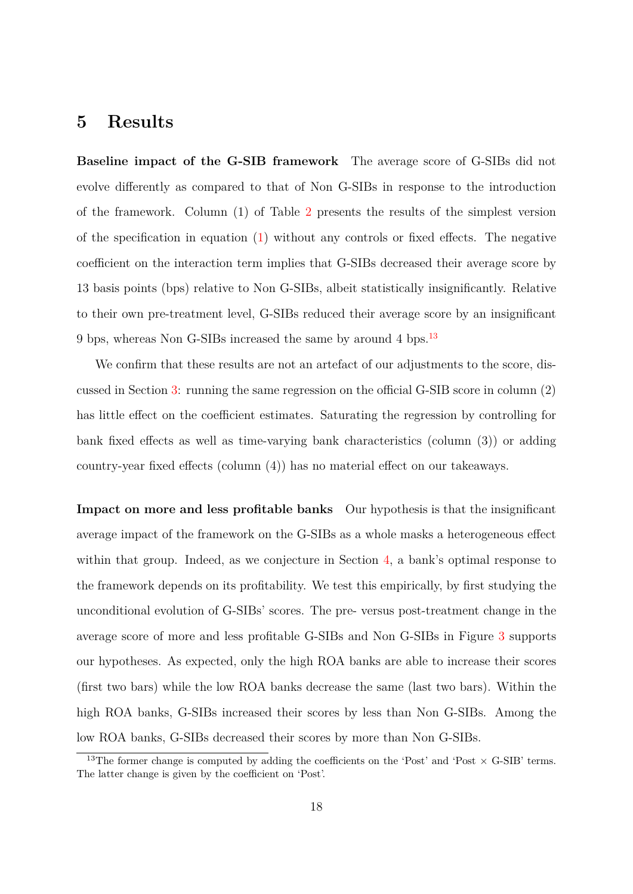# 5 Results

**Baseline impact of the G-SIB framework** The average score of G-SIBs did not evolve differently as compared to that of Non G-SIBs in response to the introduction of the framework. Column (1) of Table 2 presents the results of the simplest version of the specification in equation (1) without any controls or fixed effects. The negative coefficient on the interaction term implies that G-SIBs decreased their average score by 13 basis points (bps) relative to Non G-SIBs, albeit statistically insignificantly. Relative to their own pre-treatment level, G-SIBs reduced their average score by an insignificant 9 bps, whereas Non G-SIBs increased the same by around 4 bps.[13]

We confirm that these results are not an artefact of our adjustments to the score, discussed in Section 3: running the same regression on the official G-SIB score in column (2) has little effect on the coefficient estimates. Saturating the regression by controlling for bank fixed effects as well as time-varying bank characteristics (column (3)) or adding country-year fixed effects (column (4)) has no material effect on our takeaways.

**Impact on more and less profitable banks** Our hypothesis is that the insignificant average impact of the framework on the G-SIBs as a whole masks a heterogeneous effect within that group. Indeed, as we conjecture in Section 4, a bank's optimal response to the framework depends on its profitability. We test this empirically, by first studying the unconditional evolution of G-SIBs' scores. The pre- versus post-treatment change in the average score of more and less profitable G-SIBs and Non G-SIBs in Figure 3 supports our hypotheses. As expected, only the high ROA banks are able to increase their scores (first two bars) while the low ROA banks decrease the same (last two bars). Within the high ROA banks, G-SIBs increased their scores by less than Non G-SIBs. Among the low ROA banks, G-SIBs decreased their scores by more than Non G-SIBs.

[13] The former change is computed by adding the coefficients on the 'Post' and 'Post × G-SIB' terms. The latter change is given by the coefficient on 'Post'.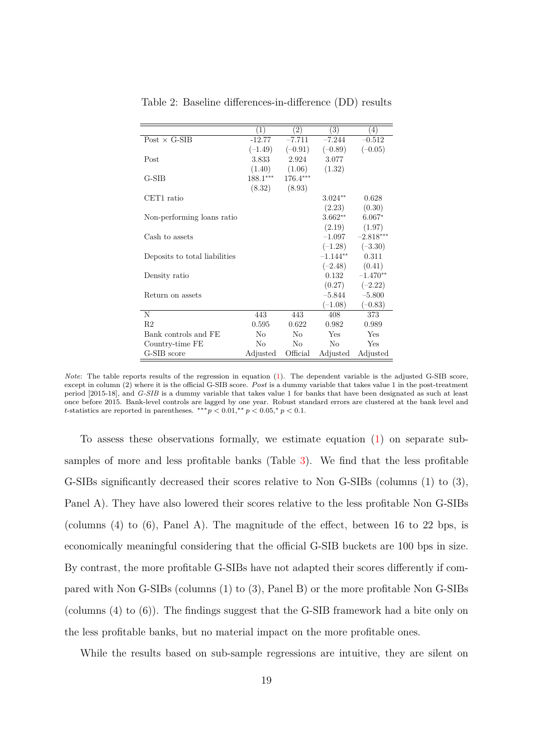Table 2: Baseline differences-in-difference (DD) results

| | (1) | (2) | (3) | (4) |
|---|---|---|---|---|
| Post × G-SIB | -12.77 | −7.711 | −7.244 | −0.512 |
| | (−1.49) | (−0.91) | (−0.89) | (−0.05) |
| Post | 3.833 | 2.924 | 3.077 | |
| | (1.40) | (1.06) | (1.32) | |
| G-SIB | 188.1*** | 176.4*** | | |
| | (8.32) | (8.93) | | |
| CET1 ratio | | | 3.024** | 0.628 |
| | | | (2.23) | (0.30) |
| Non-performing loans ratio | | | 3.662** | 6.067* |
| | | | (2.19) | (1.97) |
| Cash to assets | | | −1.097 | −2.818*** |
| | | | (−1.28) | (−3.30) |
| Deposits to total liabilities | | | −1.144** | 0.311 |
| | | | (−2.48) | (0.41) |
| Density ratio | | | 0.132 | −1.470** |
| | | | (0.27) | (−2.22) |
| Return on assets | | | −5.844 | −5.800 |
| | | | (−1.08) | (−0.83) |
| N | 443 | 443 | 408 | 373 |
| R2 | 0.595 | 0.622 | 0.982 | 0.989 |
| Bank controls and FE | No | No | Yes | Yes |
| Country-time FE | No | No | No | Yes |
| G-SIB score | Adjusted | Official | Adjusted | Adjusted |

*Note*: The table reports results of the regression in equation (1). The dependent variable is the adjusted G-SIB score, except in column (2) where it is the official G-SIB score. *Post* is a dummy variable that takes value 1 in the post-treatment period [2015-18], and *G-SIB* is a dummy variable that takes value 1 for banks that have been designated as such at least once before 2015. Bank-level controls are lagged by one year. Robust standard errors are clustered at the bank level and $t$-statistics are reported in parentheses. $^{***}p < 0.01$, $^{**}p < 0.05$, $^{*}p < 0.1$.

To assess these observations formally, we estimate equation (1) on separate sub-samples of more and less profitable banks (Table 3). We find that the less profitable G-SIBs significantly decreased their scores relative to Non G-SIBs (columns (1) to (3), Panel A). They have also lowered their scores relative to the less profitable Non G-SIBs (columns (4) to (6), Panel A). The magnitude of the effect, between 16 to 22 bps, is economically meaningful considering that the official G-SIB buckets are 100 bps in size. By contrast, the more profitable G-SIBs have not adapted their scores differently if compared with Non G-SIBs (columns (1) to (3), Panel B) or the more profitable Non G-SIBs (columns (4) to (6)). The findings suggest that the G-SIB framework had a bite only on the less profitable banks, but no material impact on the more profitable ones.

While the results based on sub-sample regressions are intuitive, they are silent on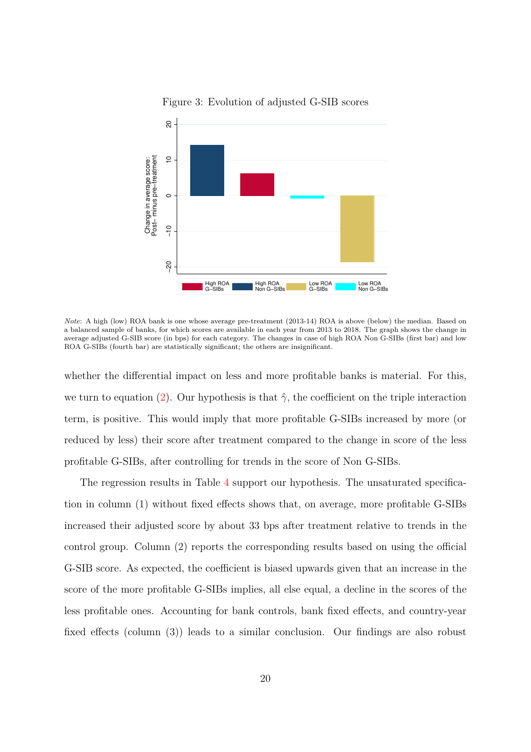Figure 3: Evolution of adjusted G-SIB scores

*Note*: A high (low) ROA bank is one whose average pre-treatment (2013-14) ROA is above (below) the median. Based on a balanced sample of banks, for which scores are available in each year from 2013 to 2018. The graph shows the change in average adjusted G-SIB score (in bps) for each category. The changes in case of high ROA Non G-SIBs (first bar) and low ROA G-SIBs (fourth bar) are statistically significant; the others are insignificant.

whether the differential impact on less and more profitable banks is material. For this, we turn to equation (2). Our hypothesis is that $\hat{\gamma}$, the coefficient on the triple interaction term, is positive. This would imply that more profitable G-SIBs increased by more (or reduced by less) their score after treatment compared to the change in score of the less profitable G-SIBs, after controlling for trends in the score of Non G-SIBs.

The regression results in Table 4 support our hypothesis. The unsaturated specification in column (1) without fixed effects shows that, on average, more profitable G-SIBs increased their adjusted score by about 33 bps after treatment relative to trends in the control group. Column (2) reports the corresponding results based on using the official G-SIB score. As expected, the coefficient is biased upwards given that an increase in the score of the more profitable G-SIBs implies, all else equal, a decline in the scores of the less profitable ones. Accounting for bank controls, bank fixed effects, and country-year fixed effects (column (3)) leads to a similar conclusion. Our findings are also robust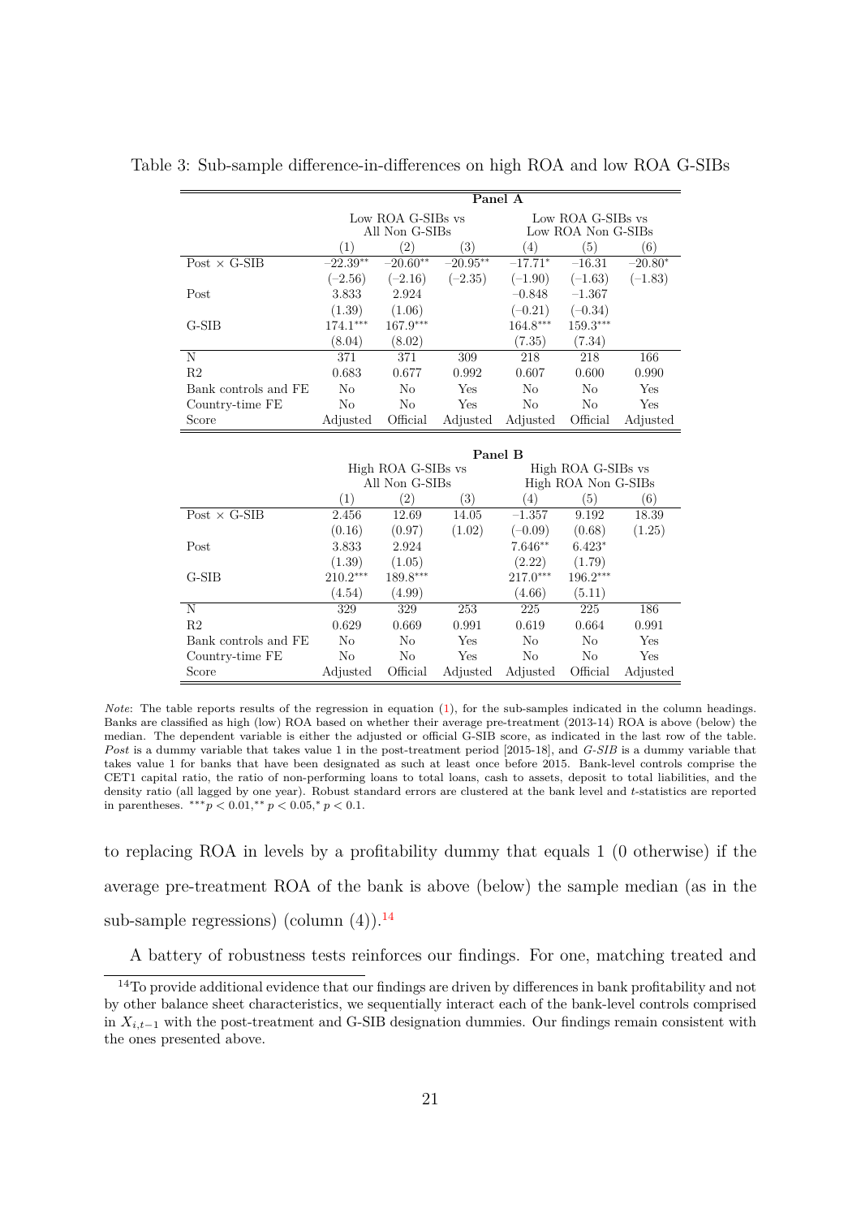Table 3: Sub-sample difference-in-differences on high ROA and low ROA G-SIBs

| | Panel A | | | | | |
|---|---|---|---|---|---|---|
| | Low ROA G-SIBs vs All Non G-SIBs | | | Low ROA G-SIBs vs Low ROA Non G-SIBs | | |
| | (1) | (2) | (3) | (4) | (5) | (6) |
| Post × G-SIB | $-22.39^{**}$ | $-20.60^{**}$ | $-20.95^{**}$ | $-17.71^{*}$ | $-16.31$ | $-20.80^{*}$ |
| | $(-2.56)$ | $(-2.16)$ | $(-2.35)$ | $(-1.90)$ | $(-1.63)$ | $(-1.83)$ |
| Post | 3.833 | 2.924 | | $-0.848$ | $-1.367$ | |
| | (1.39) | (1.06) | | $(-0.21)$ | $(-0.34)$ | |
| G-SIB | $174.1^{***}$ | $167.9^{***}$ | | $164.8^{***}$ | $159.3^{***}$ | |
| | (8.04) | (8.02) | | (7.35) | (7.34) | |
| N | 371 | 371 | 309 | 218 | 218 | 166 |
| R2 | 0.683 | 0.677 | 0.992 | 0.607 | 0.600 | 0.990 |
| Bank controls and FE | No | No | Yes | No | No | Yes |
| Country-time FE | No | No | Yes | No | No | Yes |
| Score | Adjusted | Official | Adjusted | Adjusted | Official | Adjusted |

| | Panel B | | | | | |
|---|---|---|---|---|---|---|
| | High ROA G-SIBs vs All Non G-SIBs | | | High ROA G-SIBs vs High ROA Non G-SIBs | | |
| | (1) | (2) | (3) | (4) | (5) | (6) |
| Post × G-SIB | 2.456 | 12.69 | 14.05 | $-1.357$ | 9.192 | 18.39 |
| | (0.16) | (0.97) | (1.02) | $(-0.09)$ | (0.68) | (1.25) |
| Post | 3.833 | 2.924 | | $7.646^{**}$ | $6.423^{*}$ | |
| | (1.39) | (1.05) | | (2.22) | (1.79) | |
| G-SIB | $210.2^{***}$ | $189.8^{***}$ | | $217.0^{***}$ | $196.2^{***}$ | |
| | (4.54) | (4.99) | | (4.66) | (5.11) | |
| N | 329 | 329 | 253 | 225 | 225 | 186 |
| R2 | 0.629 | 0.669 | 0.991 | 0.619 | 0.664 | 0.991 |
| Bank controls and FE | No | No | Yes | No | No | Yes |
| Country-time FE | No | No | Yes | No | No | Yes |
| Score | Adjusted | Official | Adjusted | Adjusted | Official | Adjusted |

*Note*: The table reports results of the regression in equation (1), for the sub-samples indicated in the column headings. Banks are classified as high (low) ROA based on whether their average pre-treatment (2013-14) ROA is above (below) the median. The dependent variable is either the adjusted or official G-SIB score, as indicated in the last row of the table. *Post* is a dummy variable that takes value 1 in the post-treatment period [2015-18], and *G-SIB* is a dummy variable that takes value 1 for banks that have been designated as such at least once before 2015. Bank-level controls comprise the CET1 capital ratio, the ratio of non-performing loans to total loans, cash to assets, deposit to total liabilities, and the density ratio (all lagged by one year). Robust standard errors are clustered at the bank level and *t*-statistics are reported in parentheses. $^{***}p < 0.01, ^{**}p < 0.05, ^{*}p < 0.1$.

to replacing ROA in levels by a profitability dummy that equals 1 (0 otherwise) if the average pre-treatment ROA of the bank is above (below) the sample median (as in the sub-sample regressions) (column (4)).[14]

A battery of robustness tests reinforces our findings. For one, matching treated and

[14] To provide additional evidence that our findings are driven by differences in bank profitability and not by other balance sheet characteristics, we sequentially interact each of the bank-level controls comprised in $X_{i,t-1}$ with the post-treatment and G-SIB designation dummies. Our findings remain consistent with the ones presented above.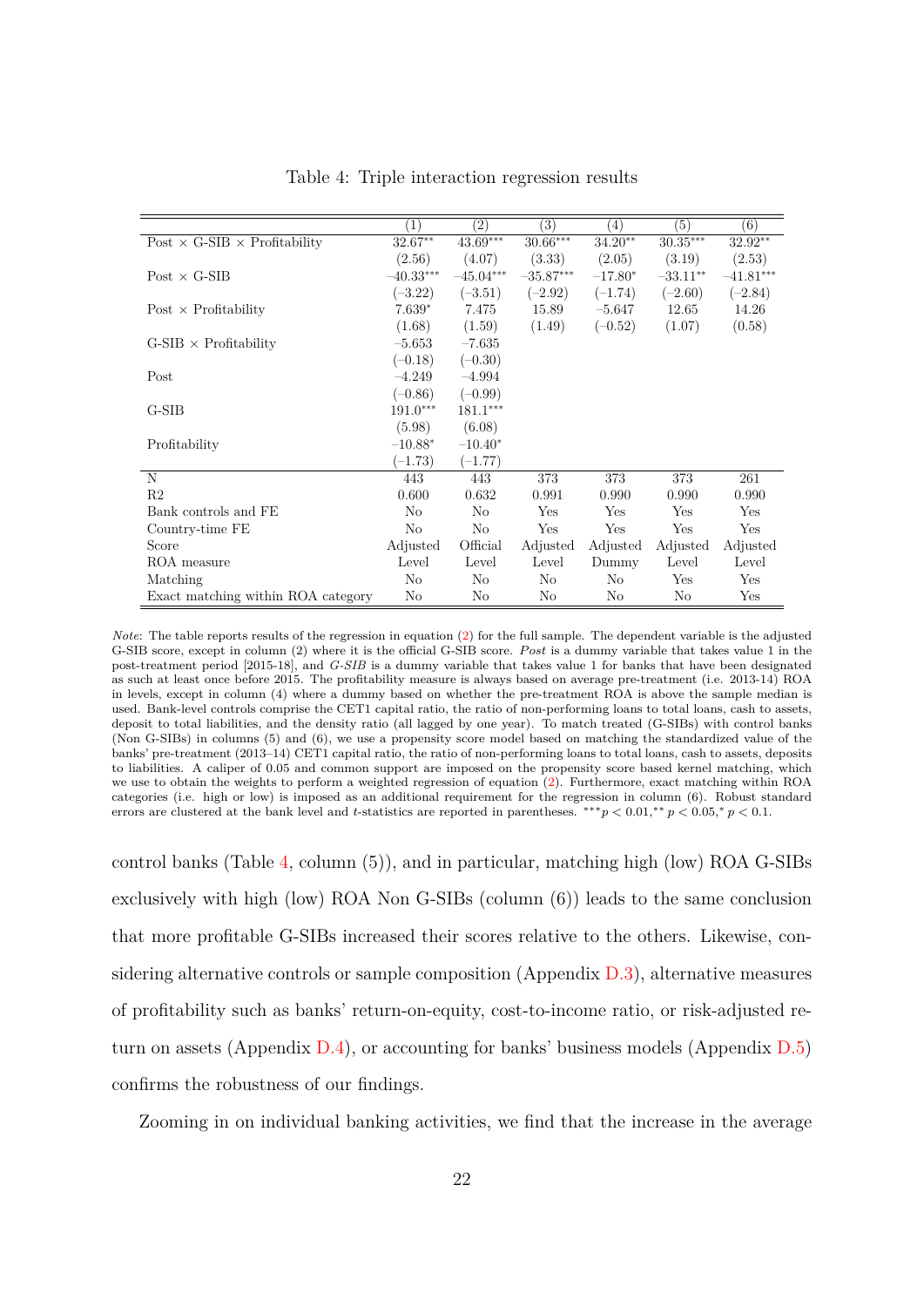Table 4: Triple interaction regression results

| | (1) | (2) | (3) | (4) | (5) | (6) |
|---|---|---|---|---|---|---|
| Post × G-SIB × Profitability | 32.67** | 43.69*** | 30.66*** | 34.20** | 30.35*** | 32.92** |
| | (2.56) | (4.07) | (3.33) | (2.05) | (3.19) | (2.53) |
| Post × G-SIB | −40.33*** | −45.04*** | −35.87*** | −17.80* | −33.11** | −41.81*** |
| | (−3.22) | (−3.51) | (−2.92) | (−1.74) | (−2.60) | (−2.84) |
| Post × Profitability | 7.639* | 7.475 | 15.89 | −5.647 | 12.65 | 14.26 |
| | (1.68) | (1.59) | (1.49) | (−0.52) | (1.07) | (0.58) |
| G-SIB × Profitability | −5.653 | −7.635 | | | | |
| | (−0.18) | (−0.30) | | | | |
| Post | −4.249 | −4.994 | | | | |
| | (−0.86) | (−0.99) | | | | |
| G-SIB | 191.0*** | 181.1*** | | | | |
| | (5.98) | (6.08) | | | | |
| Profitability | −10.88* | −10.40* | | | | |
| | (−1.73) | (−1.77) | | | | |
| N | 443 | 443 | 373 | 373 | 373 | 261 |
| R2 | 0.600 | 0.632 | 0.991 | 0.990 | 0.990 | 0.990 |
| Bank controls and FE | No | No | Yes | Yes | Yes | Yes |
| Country-time FE | No | No | Yes | Yes | Yes | Yes |
| Score | Adjusted | Official | Adjusted | Adjusted | Adjusted | Adjusted |
| ROA measure | Level | Level | Level | Dummy | Level | Level |
| Matching | No | No | No | No | Yes | Yes |
| Exact matching within ROA category | No | No | No | No | No | Yes |

*Note*: The table reports results of the regression in equation (2) for the full sample. The dependent variable is the adjusted G-SIB score, except in column (2) where it is the official G-SIB score. *Post* is a dummy variable that takes value 1 in the post-treatment period [2015-18], and *G-SIB* is a dummy variable that takes value 1 for banks that have been designated as such at least once before 2015. The profitability measure is always based on average pre-treatment (i.e. 2013-14) ROA in levels, except in column (4) where a dummy based on whether the pre-treatment ROA is above the sample median is used. Bank-level controls comprise the CET1 capital ratio, the ratio of non-performing loans to total loans, cash to assets, deposit to total liabilities, and the density ratio (all lagged by one year). To match treated (G-SIBs) with control banks (Non G-SIBs) in columns (5) and (6), we use a propensity score model based on matching the standardized value of the banks' pre-treatment (2013–14) CET1 capital ratio, the ratio of non-performing loans to total loans, cash to assets, deposits to liabilities. A caliper of 0.05 and common support are imposed on the propensity score based kernel matching, which we use to obtain the weights to perform a weighted regression of equation (2). Furthermore, exact matching within ROA categories (i.e. high or low) is imposed as an additional requirement for the regression in column (6). Robust standard errors are clustered at the bank level and $t$-statistics are reported in parentheses. $^{***}p < 0.01$, $^{**}p < 0.05$, $^{*}p < 0.1$.

control banks (Table 4, column (5)), and in particular, matching high (low) ROA G-SIBs exclusively with high (low) ROA Non G-SIBs (column (6)) leads to the same conclusion that more profitable G-SIBs increased their scores relative to the others. Likewise, considering alternative controls or sample composition (Appendix D.3), alternative measures of profitability such as banks' return-on-equity, cost-to-income ratio, or risk-adjusted return on assets (Appendix D.4), or accounting for banks' business models (Appendix D.5) confirms the robustness of our findings.

Zooming in on individual banking activities, we find that the increase in the average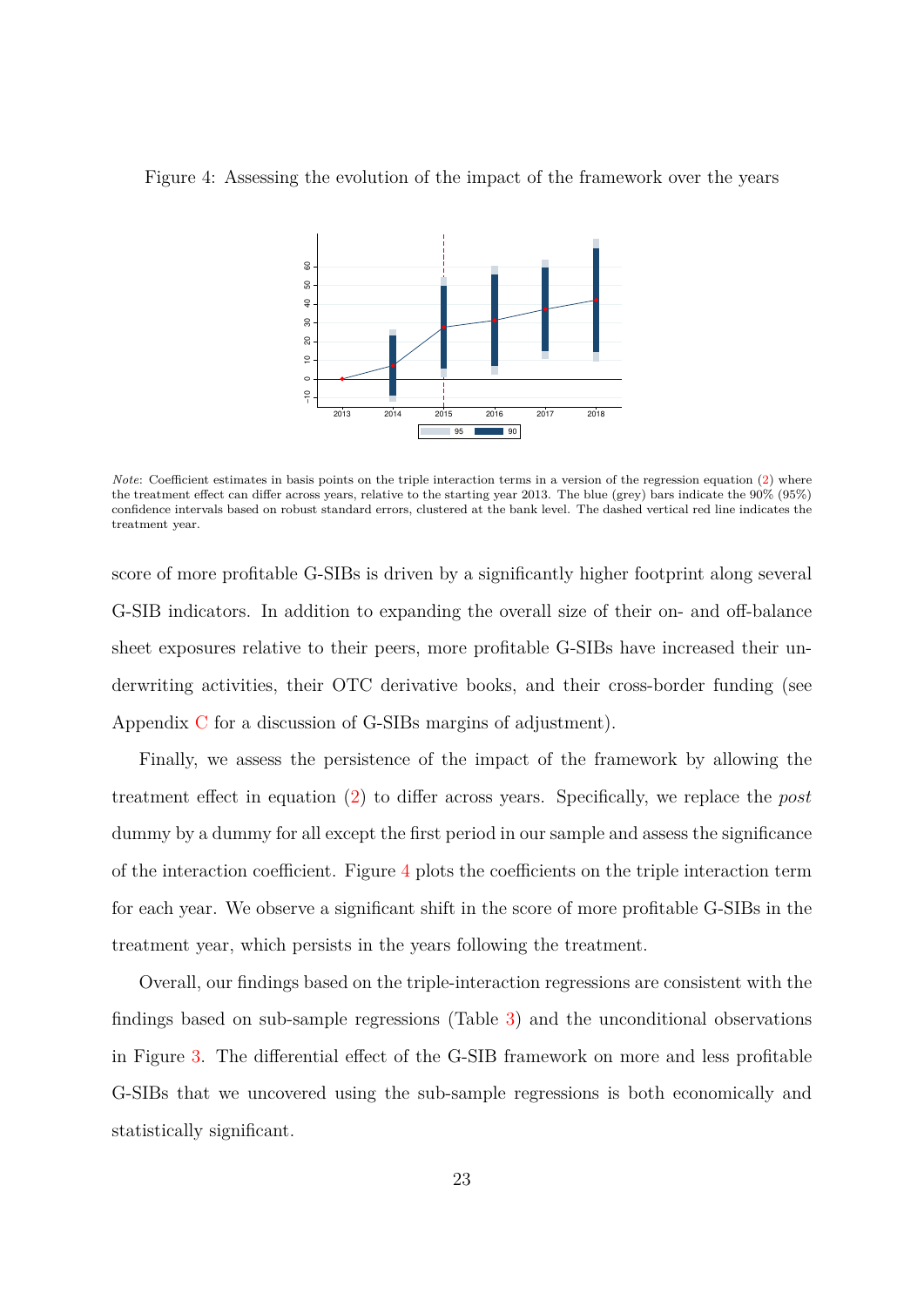Figure 4: Assessing the evolution of the impact of the framework over the years

*Note*: Coefficient estimates in basis points on the triple interaction terms in a version of the regression equation (2) where the treatment effect can differ across years, relative to the starting year 2013. The blue (grey) bars indicate the 90% (95%) confidence intervals based on robust standard errors, clustered at the bank level. The dashed vertical red line indicates the treatment year.

score of more profitable G-SIBs is driven by a significantly higher footprint along several G-SIB indicators. In addition to expanding the overall size of their on- and off-balance sheet exposures relative to their peers, more profitable G-SIBs have increased their underwriting activities, their OTC derivative books, and their cross-border funding (see Appendix C for a discussion of G-SIBs margins of adjustment).

Finally, we assess the persistence of the impact of the framework by allowing the treatment effect in equation (2) to differ across years. Specifically, we replace the *post* dummy by a dummy for all except the first period in our sample and assess the significance of the interaction coefficient. Figure 4 plots the coefficients on the triple interaction term for each year. We observe a significant shift in the score of more profitable G-SIBs in the treatment year, which persists in the years following the treatment.

Overall, our findings based on the triple-interaction regressions are consistent with the findings based on sub-sample regressions (Table 3) and the unconditional observations in Figure 3. The differential effect of the G-SIB framework on more and less profitable G-SIBs that we uncovered using the sub-sample regressions is both economically and statistically significant.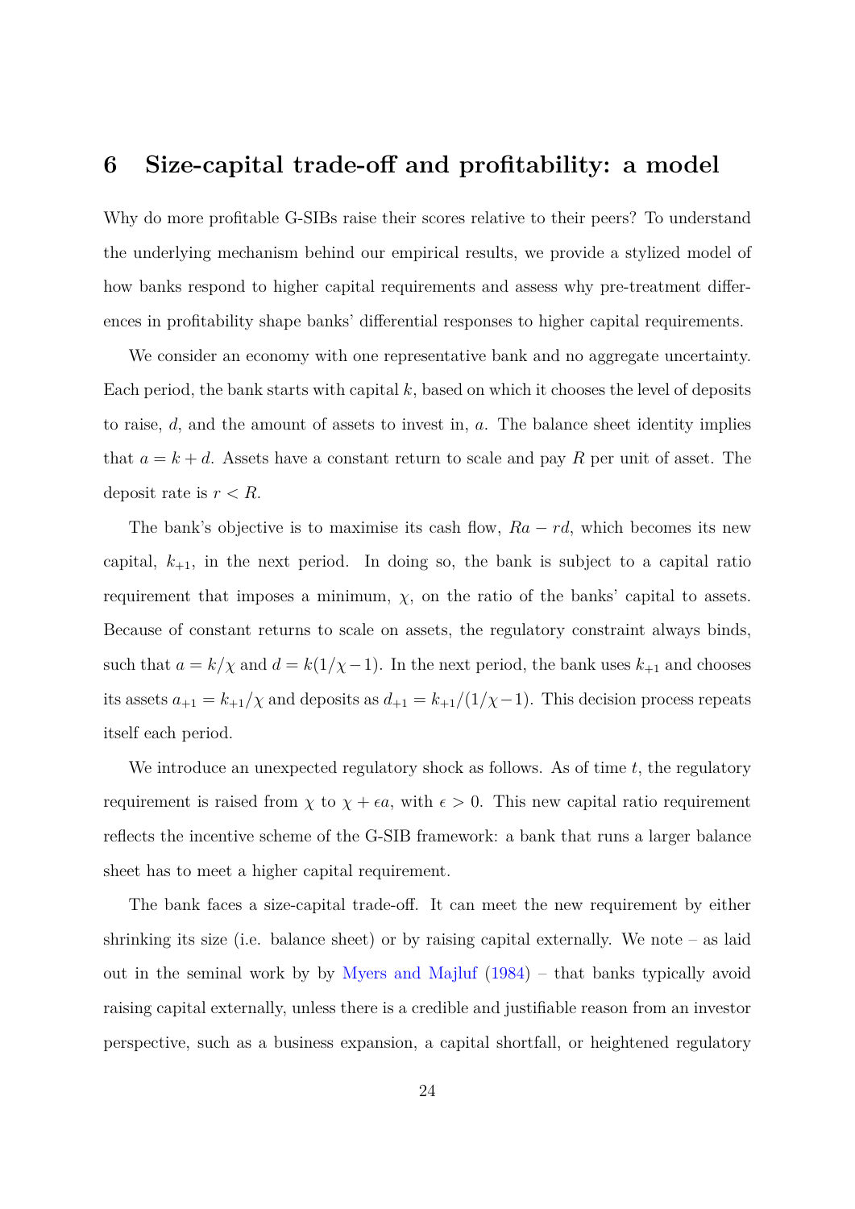# 6 Size-capital trade-off and profitability: a model

Why do more profitable G-SIBs raise their scores relative to their peers? To understand the underlying mechanism behind our empirical results, we provide a stylized model of how banks respond to higher capital requirements and assess why pre-treatment differences in profitability shape banks' differential responses to higher capital requirements.

We consider an economy with one representative bank and no aggregate uncertainty. Each period, the bank starts with capital $k$, based on which it chooses the level of deposits to raise, $d$, and the amount of assets to invest in, $a$. The balance sheet identity implies that $a = k + d$. Assets have a constant return to scale and pay $R$ per unit of asset. The deposit rate is $r < R$.

The bank's objective is to maximise its cash flow, $Ra - rd$, which becomes its new capital, $k_{+1}$, in the next period. In doing so, the bank is subject to a capital ratio requirement that imposes a minimum, $\chi$, on the ratio of the banks' capital to assets. Because of constant returns to scale on assets, the regulatory constraint always binds, such that $a = k/\chi$ and $d = k(1/\chi - 1)$. In the next period, the bank uses $k_{+1}$ and chooses its assets $a_{+1} = k_{+1}/\chi$ and deposits as $d_{+1} = k_{+1}/(1/\chi - 1)$. This decision process repeats itself each period.

We introduce an unexpected regulatory shock as follows. As of time $t$, the regulatory requirement is raised from $\chi$ to $\chi + \epsilon a$, with $\epsilon > 0$. This new capital ratio requirement reflects the incentive scheme of the G-SIB framework: a bank that runs a larger balance sheet has to meet a higher capital requirement.

The bank faces a size-capital trade-off. It can meet the new requirement by either shrinking its size (i.e. balance sheet) or by raising capital externally. We note – as laid out in the seminal work by by Myers and Majluf (1984) – that banks typically avoid raising capital externally, unless there is a credible and justifiable reason from an investor perspective, such as a business expansion, a capital shortfall, or heightened regulatory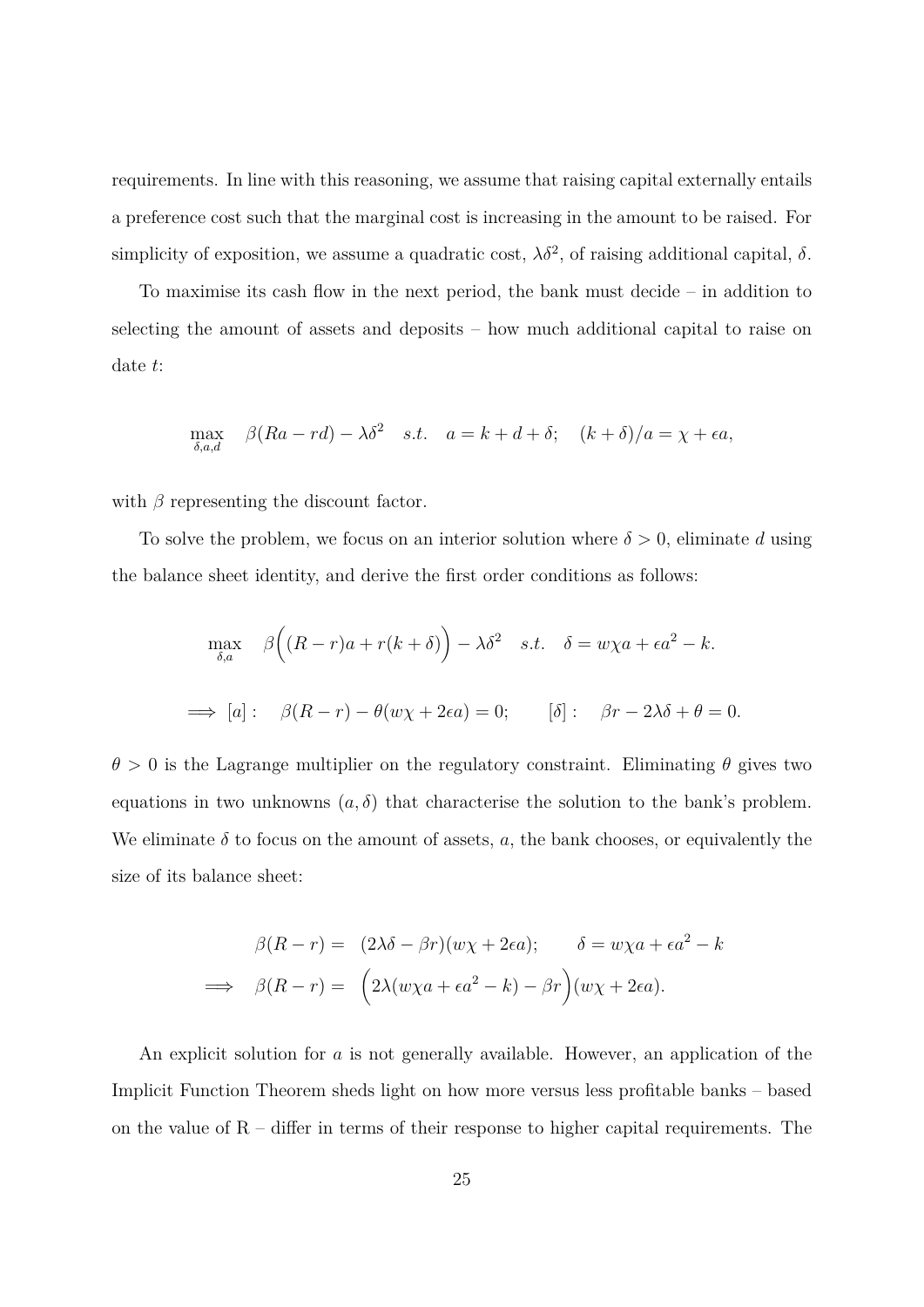requirements. In line with this reasoning, we assume that raising capital externally entails a preference cost such that the marginal cost is increasing in the amount to be raised. For simplicity of exposition, we assume a quadratic cost, $\lambda\delta^2$, of raising additional capital, $\delta$.

To maximise its cash flow in the next period, the bank must decide – in addition to selecting the amount of assets and deposits – how much additional capital to raise on date $t$:

$$\max_{\delta,a,d} \quad \beta(Ra - rd) - \lambda\delta^2 \quad s.t. \quad a = k + d + \delta; \quad (k+\delta)/a = \chi + \epsilon a,$$

with $\beta$ representing the discount factor.

To solve the problem, we focus on an interior solution where $\delta > 0$, eliminate $d$ using the balance sheet identity, and derive the first order conditions as follows:

$$\max_{\delta,a} \quad \beta\Big((R-r)a + r(k+\delta)\Big) - \lambda\delta^2 \quad s.t. \quad \delta = w\chi a + \epsilon a^2 - k.$$

$$\implies [a]: \quad \beta(R-r) - \theta(w\chi + 2\epsilon a) = 0; \qquad [\delta]: \quad \beta r - 2\lambda\delta + \theta = 0.$$

$\theta > 0$ is the Lagrange multiplier on the regulatory constraint. Eliminating $\theta$ gives two equations in two unknowns $(a, \delta)$ that characterise the solution to the bank's problem. We eliminate $\delta$ to focus on the amount of assets, $a$, the bank chooses, or equivalently the size of its balance sheet:

$$\begin{aligned} \beta(R-r) = \; & (2\lambda\delta - \beta r)(w\chi + 2\epsilon a); \qquad \delta = w\chi a + \epsilon a^2 - k \\ \implies \quad \beta(R-r) = \; & \Big(2\lambda(w\chi a + \epsilon a^2 - k) - \beta r\Big)(w\chi + 2\epsilon a). \end{aligned}$$

An explicit solution for $a$ is not generally available. However, an application of the Implicit Function Theorem sheds light on how more versus less profitable banks – based on the value of R – differ in terms of their response to higher capital requirements. The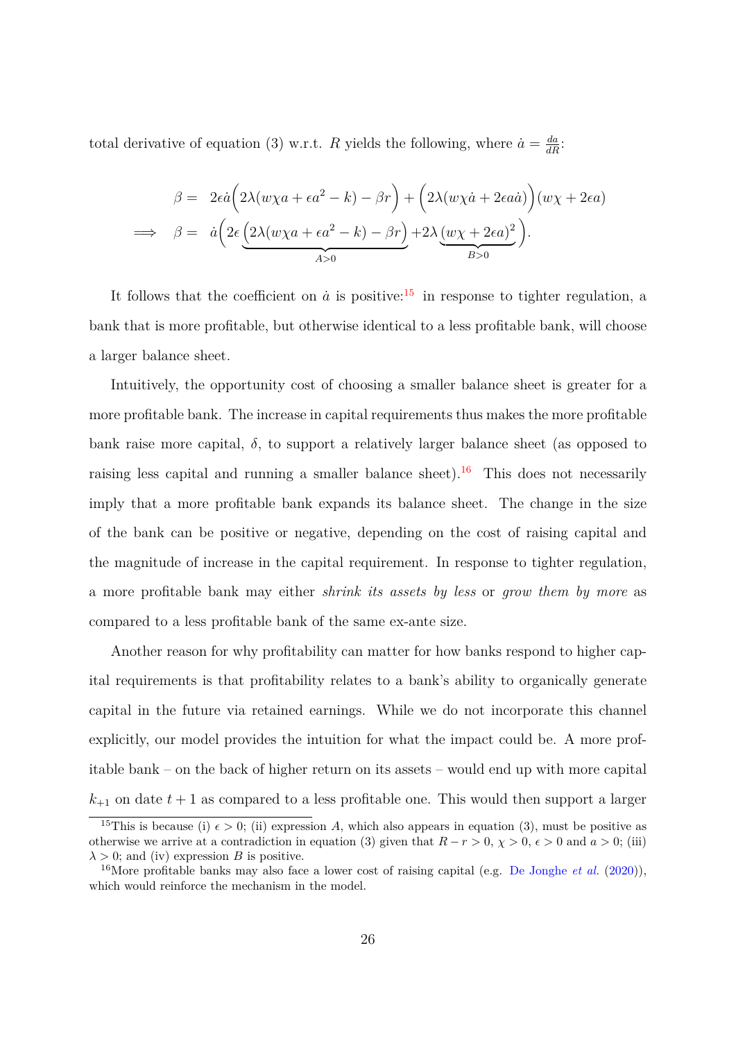total derivative of equation (3) w.r.t. $R$ yields the following, where $\dot{a} = \frac{da}{dR}$:

$$
\begin{aligned}
\beta = & \; 2\epsilon\dot{a}\Big(2\lambda(w\chi a + \epsilon a^2 - k) - \beta r\Big) + \Big(2\lambda(w\chi\dot{a} + 2\epsilon a\dot{a})\Big)(w\chi + 2\epsilon a) \\
\implies \quad \beta = & \; \dot{a}\Big(2\epsilon\underbrace{\Big(2\lambda(w\chi a + \epsilon a^2 - k) - \beta r\Big)}_{A>0} + 2\lambda\underbrace{(w\chi + 2\epsilon a)^2}_{B>0}\Big).
\end{aligned}
$$

It follows that the coefficient on $\dot{a}$ is positive:[15] in response to tighter regulation, a bank that is more profitable, but otherwise identical to a less profitable bank, will choose a larger balance sheet.

Intuitively, the opportunity cost of choosing a smaller balance sheet is greater for a more profitable bank. The increase in capital requirements thus makes the more profitable bank raise more capital, $\delta$, to support a relatively larger balance sheet (as opposed to raising less capital and running a smaller balance sheet).[16] This does not necessarily imply that a more profitable bank expands its balance sheet. The change in the size of the bank can be positive or negative, depending on the cost of raising capital and the magnitude of increase in the capital requirement. In response to tighter regulation, a more profitable bank may either *shrink its assets by less* or *grow them by more* as compared to a less profitable bank of the same ex-ante size.

Another reason for why profitability can matter for how banks respond to higher capital requirements is that profitability relates to a bank's ability to organically generate capital in the future via retained earnings. While we do not incorporate this channel explicitly, our model provides the intuition for what the impact could be. A more profitable bank – on the back of higher return on its assets – would end up with more capital $k_{+1}$ on date $t+1$ as compared to a less profitable one. This would then support a larger

[15] This is because (i) $\epsilon > 0$; (ii) expression $A$, which also appears in equation (3), must be positive as otherwise we arrive at a contradiction in equation (3) given that $R - r > 0$, $\chi > 0$, $\epsilon > 0$ and $a > 0$; (iii) $\lambda > 0$; and (iv) expression $B$ is positive.

[16] More profitable banks may also face a lower cost of raising capital (e.g. De Jonghe *et al.* (2020)), which would reinforce the mechanism in the model.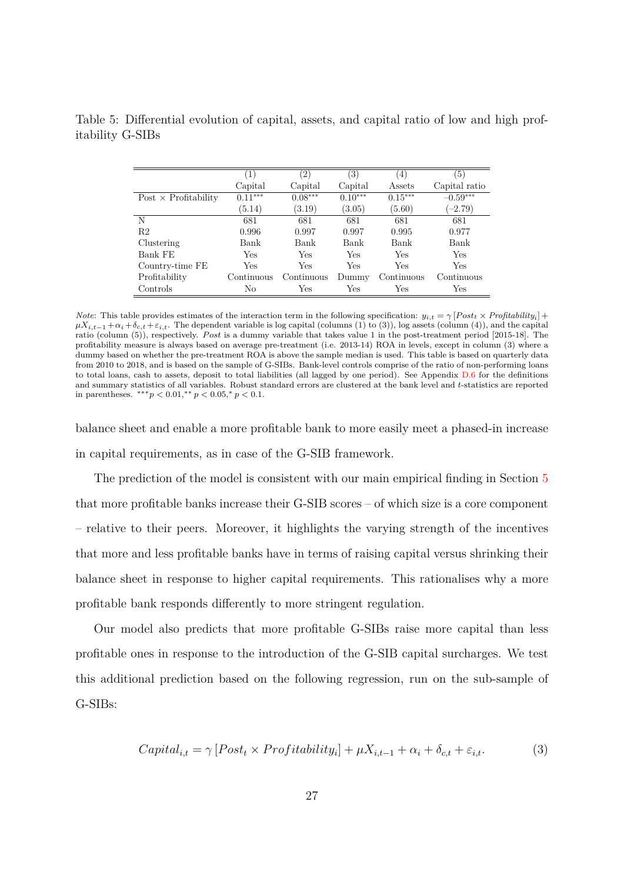Table 5: Differential evolution of capital, assets, and capital ratio of low and high profitability G-SIBs

| | (1) | (2) | (3) | (4) | (5) |
|---|---|---|---|---|---|
| | Capital | Capital | Capital | Assets | Capital ratio |
| Post × Profitability | 0.11*** | 0.08*** | 0.10*** | 0.15*** | −0.59*** |
| | (5.14) | (3.19) | (3.05) | (5.60) | (−2.79) |
| N | 681 | 681 | 681 | 681 | 681 |
| R2 | 0.996 | 0.997 | 0.997 | 0.995 | 0.977 |
| Clustering | Bank | Bank | Bank | Bank | Bank |
| Bank FE | Yes | Yes | Yes | Yes | Yes |
| Country-time FE | Yes | Yes | Yes | Yes | Yes |
| Profitability | Continuous | Continuous | Dummy | Continuous | Continuous |
| Controls | No | Yes | Yes | Yes | Yes |

*Note*: This table provides estimates of the interaction term in the following specification: $y_{i,t} = \gamma\,[Post_t \times Profitability_i] + \mu X_{i,t-1} + \alpha_i + \delta_{c,t} + \varepsilon_{i,t}$. The dependent variable is log capital (columns (1) to (3)), log assets (column (4)), and the capital ratio (column (5)), respectively. *Post* is a dummy variable that takes value 1 in the post-treatment period [2015-18]. The profitability measure is always based on average pre-treatment (i.e. 2013-14) ROA in levels, except in column (3) where a dummy based on whether the pre-treatment ROA is above the sample median is used. This table is based on quarterly data from 2010 to 2018, and is based on the sample of G-SIBs. Bank-level controls comprise of the ratio of non-performing loans to total loans, cash to assets, deposit to total liabilities (all lagged by one period). See Appendix D.6 for the definitions and summary statistics of all variables. Robust standard errors are clustered at the bank level and $t$-statistics are reported in parentheses. $^{***}p < 0.01, ^{**}p < 0.05, ^{*}p < 0.1$.

balance sheet and enable a more profitable bank to more easily meet a phased-in increase in capital requirements, as in case of the G-SIB framework.

The prediction of the model is consistent with our main empirical finding in Section 5 that more profitable banks increase their G-SIB scores – of which size is a core component – relative to their peers. Moreover, it highlights the varying strength of the incentives that more and less profitable banks have in terms of raising capital versus shrinking their balance sheet in response to higher capital requirements. This rationalises why a more profitable bank responds differently to more stringent regulation.

Our model also predicts that more profitable G-SIBs raise more capital than less profitable ones in response to the introduction of the G-SIB capital surcharges. We test this additional prediction based on the following regression, run on the sub-sample of G-SIBs:

$$Capital_{i,t} = \gamma\,[Post_t \times Profitability_i] + \mu X_{i,t-1} + \alpha_i + \delta_{c,t} + \varepsilon_{i,t}. \tag{3}$$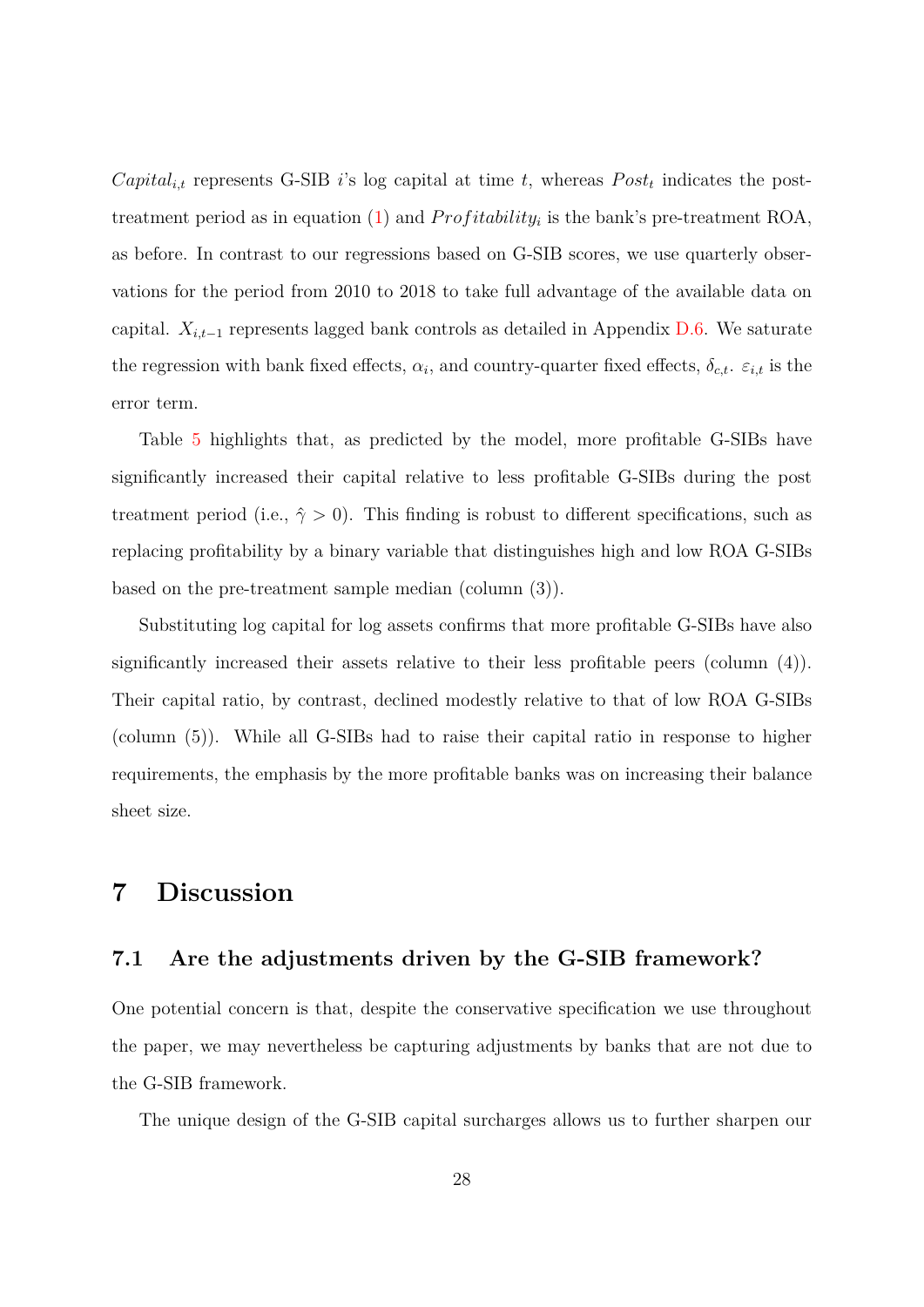$Capital_{i,t}$ represents G-SIB $i$'s log capital at time $t$, whereas $Post_t$ indicates the post-treatment period as in equation (1) and $Profitability_i$ is the bank's pre-treatment ROA, as before. In contrast to our regressions based on G-SIB scores, we use quarterly observations for the period from 2010 to 2018 to take full advantage of the available data on capital. $X_{i,t-1}$ represents lagged bank controls as detailed in Appendix D.6. We saturate the regression with bank fixed effects, $\alpha_i$, and country-quarter fixed effects, $\delta_{c,t}$. $\varepsilon_{i,t}$ is the error term.

Table 5 highlights that, as predicted by the model, more profitable G-SIBs have significantly increased their capital relative to less profitable G-SIBs during the post treatment period (i.e., $\hat{\gamma} > 0$). This finding is robust to different specifications, such as replacing profitability by a binary variable that distinguishes high and low ROA G-SIBs based on the pre-treatment sample median (column (3)).

Substituting log capital for log assets confirms that more profitable G-SIBs have also significantly increased their assets relative to their less profitable peers (column (4)). Their capital ratio, by contrast, declined modestly relative to that of low ROA G-SIBs (column (5)). While all G-SIBs had to raise their capital ratio in response to higher requirements, the emphasis by the more profitable banks was on increasing their balance sheet size.

# 7 Discussion

## 7.1 Are the adjustments driven by the G-SIB framework?

One potential concern is that, despite the conservative specification we use throughout the paper, we may nevertheless be capturing adjustments by banks that are not due to the G-SIB framework.

The unique design of the G-SIB capital surcharges allows us to further sharpen our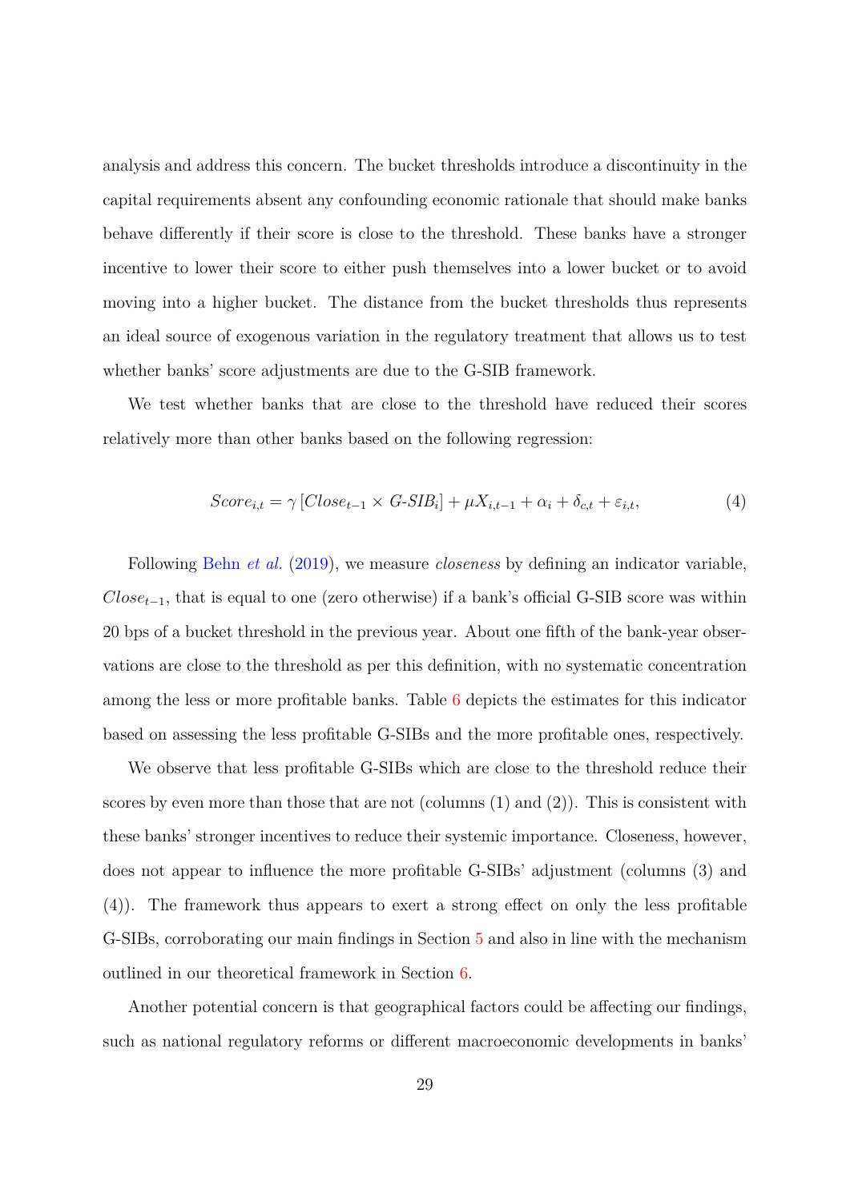analysis and address this concern. The bucket thresholds introduce a discontinuity in the capital requirements absent any confounding economic rationale that should make banks behave differently if their score is close to the threshold. These banks have a stronger incentive to lower their score to either push themselves into a lower bucket or to avoid moving into a higher bucket. The distance from the bucket thresholds thus represents an ideal source of exogenous variation in the regulatory treatment that allows us to test whether banks' score adjustments are due to the G-SIB framework.

We test whether banks that are close to the threshold have reduced their scores relatively more than other banks based on the following regression:

$$Score_{i,t} = \gamma \left[Close_{t-1} \times G\text{-}SIB_i\right] + \mu X_{i,t-1} + \alpha_i + \delta_{c,t} + \varepsilon_{i,t}, \tag{4}$$

Following Behn *et al.* (2019), we measure *closeness* by defining an indicator variable, $Close_{t-1}$, that is equal to one (zero otherwise) if a bank's official G-SIB score was within 20 bps of a bucket threshold in the previous year. About one fifth of the bank-year observations are close to the threshold as per this definition, with no systematic concentration among the less or more profitable banks. Table 6 depicts the estimates for this indicator based on assessing the less profitable G-SIBs and the more profitable ones, respectively.

We observe that less profitable G-SIBs which are close to the threshold reduce their scores by even more than those that are not (columns (1) and (2)). This is consistent with these banks' stronger incentives to reduce their systemic importance. Closeness, however, does not appear to influence the more profitable G-SIBs' adjustment (columns (3) and (4)). The framework thus appears to exert a strong effect on only the less profitable G-SIBs, corroborating our main findings in Section 5 and also in line with the mechanism outlined in our theoretical framework in Section 6.

Another potential concern is that geographical factors could be affecting our findings, such as national regulatory reforms or different macroeconomic developments in banks'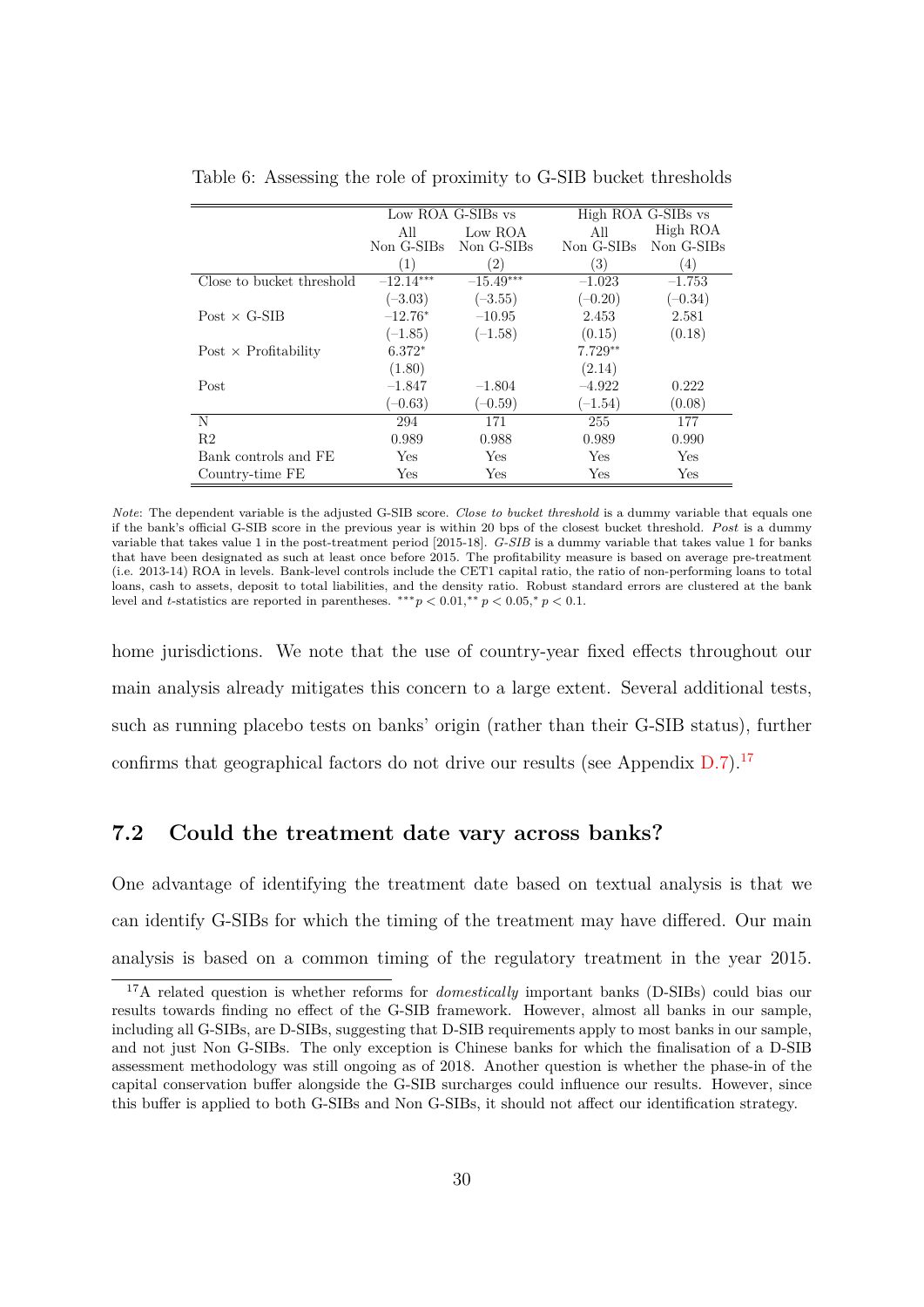Table 6: Assessing the role of proximity to G-SIB bucket thresholds

| | Low ROA G-SIBs vs | | High ROA G-SIBs vs | |
|---|---|---|---|---|
| | All Non G-SIBs | Low ROA Non G-SIBs | All Non G-SIBs | High ROA Non G-SIBs |
| | (1) | (2) | (3) | (4) |
| Close to bucket threshold | $-12.14^{***}$ | $-15.49^{***}$ | $-1.023$ | $-1.753$ |
| | $(-3.03)$ | $(-3.55)$ | $(-0.20)$ | $(-0.34)$ |
| Post × G-SIB | $-12.76^{*}$ | $-10.95$ | 2.453 | 2.581 |
| | $(-1.85)$ | $(-1.58)$ | (0.15) | (0.18) |
| Post × Profitability | $6.372^{*}$ | | $7.729^{**}$ | |
| | (1.80) | | (2.14) | |
| Post | $-1.847$ | $-1.804$ | $-4.922$ | 0.222 |
| | $(-0.63)$ | $(-0.59)$ | $(-1.54)$ | (0.08) |
| N | 294 | 171 | 255 | 177 |
| R2 | 0.989 | 0.988 | 0.989 | 0.990 |
| Bank controls and FE | Yes | Yes | Yes | Yes |
| Country-time FE | Yes | Yes | Yes | Yes |

*Note*: The dependent variable is the adjusted G-SIB score. *Close to bucket threshold* is a dummy variable that equals one if the bank's official G-SIB score in the previous year is within 20 bps of the closest bucket threshold. *Post* is a dummy variable that takes value 1 in the post-treatment period [2015-18]. *G-SIB* is a dummy variable that takes value 1 for banks that have been designated as such at least once before 2015. The profitability measure is based on average pre-treatment (i.e. 2013-14) ROA in levels. Bank-level controls include the CET1 capital ratio, the ratio of non-performing loans to total loans, cash to assets, deposit to total liabilities, and the density ratio. Robust standard errors are clustered at the bank level and *t*-statistics are reported in parentheses. $^{***}p < 0.01, ^{**}p < 0.05, ^{*}p < 0.1$.

home jurisdictions. We note that the use of country-year fixed effects throughout our main analysis already mitigates this concern to a large extent. Several additional tests, such as running placebo tests on banks' origin (rather than their G-SIB status), further confirms that geographical factors do not drive our results (see Appendix D.7).[17]

## 7.2 Could the treatment date vary across banks?

One advantage of identifying the treatment date based on textual analysis is that we can identify G-SIBs for which the timing of the treatment may have differed. Our main analysis is based on a common timing of the regulatory treatment in the year 2015.

[17] A related question is whether reforms for *domestically* important banks (D-SIBs) could bias our results towards finding no effect of the G-SIB framework. However, almost all banks in our sample, including all G-SIBs, are D-SIBs, suggesting that D-SIB requirements apply to most banks in our sample, and not just Non G-SIBs. The only exception is Chinese banks for which the finalisation of a D-SIB assessment methodology was still ongoing as of 2018. Another question is whether the phase-in of the capital conservation buffer alongside the G-SIB surcharges could influence our results. However, since this buffer is applied to both G-SIBs and Non G-SIBs, it should not affect our identification strategy.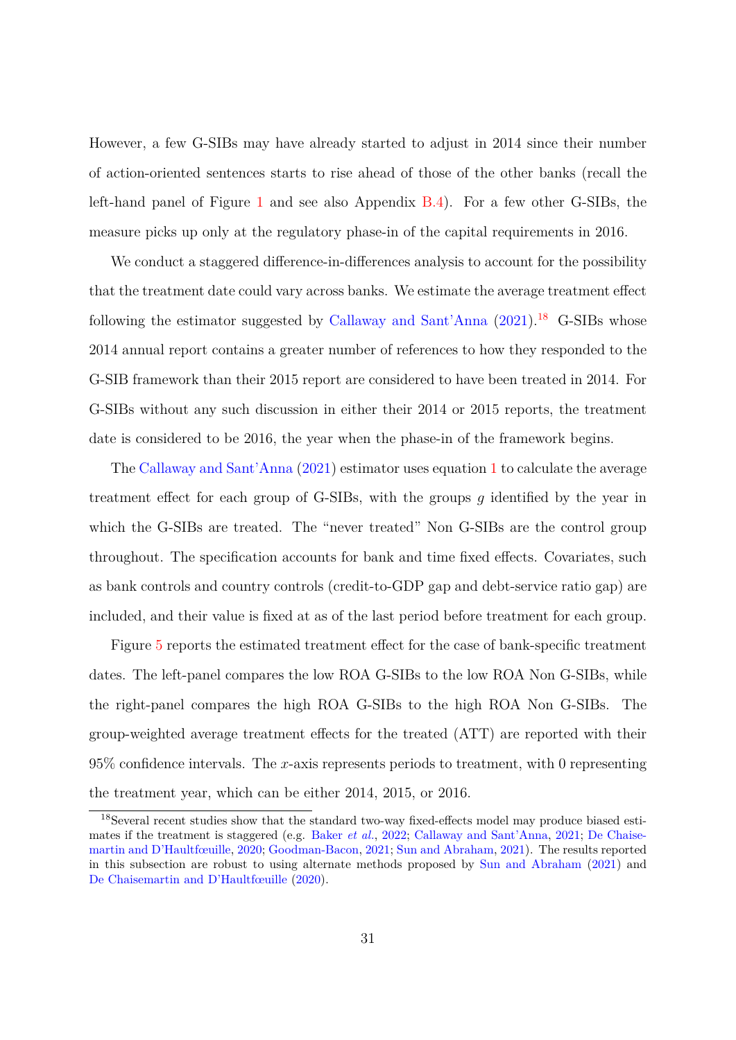However, a few G-SIBs may have already started to adjust in 2014 since their number of action-oriented sentences starts to rise ahead of those of the other banks (recall the left-hand panel of Figure 1 and see also Appendix B.4). For a few other G-SIBs, the measure picks up only at the regulatory phase-in of the capital requirements in 2016.

We conduct a staggered difference-in-differences analysis to account for the possibility that the treatment date could vary across banks. We estimate the average treatment effect following the estimator suggested by Callaway and Sant'Anna (2021).[18] G-SIBs whose 2014 annual report contains a greater number of references to how they responded to the G-SIB framework than their 2015 report are considered to have been treated in 2014. For G-SIBs without any such discussion in either their 2014 or 2015 reports, the treatment date is considered to be 2016, the year when the phase-in of the framework begins.

The Callaway and Sant'Anna (2021) estimator uses equation 1 to calculate the average treatment effect for each group of G-SIBs, with the groups $g$ identified by the year in which the G-SIBs are treated. The "never treated" Non G-SIBs are the control group throughout. The specification accounts for bank and time fixed effects. Covariates, such as bank controls and country controls (credit-to-GDP gap and debt-service ratio gap) are included, and their value is fixed at as of the last period before treatment for each group.

Figure 5 reports the estimated treatment effect for the case of bank-specific treatment dates. The left-panel compares the low ROA G-SIBs to the low ROA Non G-SIBs, while the right-panel compares the high ROA G-SIBs to the high ROA Non G-SIBs. The group-weighted average treatment effects for the treated (ATT) are reported with their 95% confidence intervals. The $x$-axis represents periods to treatment, with 0 representing the treatment year, which can be either 2014, 2015, or 2016.

[18] Several recent studies show that the standard two-way fixed-effects model may produce biased estimates if the treatment is staggered (e.g. Baker *et al.*, 2022; Callaway and Sant'Anna, 2021; De Chaisemartin and D'Haultfœuille, 2020; Goodman-Bacon, 2021; Sun and Abraham, 2021). The results reported in this subsection are robust to using alternate methods proposed by Sun and Abraham (2021) and De Chaisemartin and D'Haultfœuille (2020).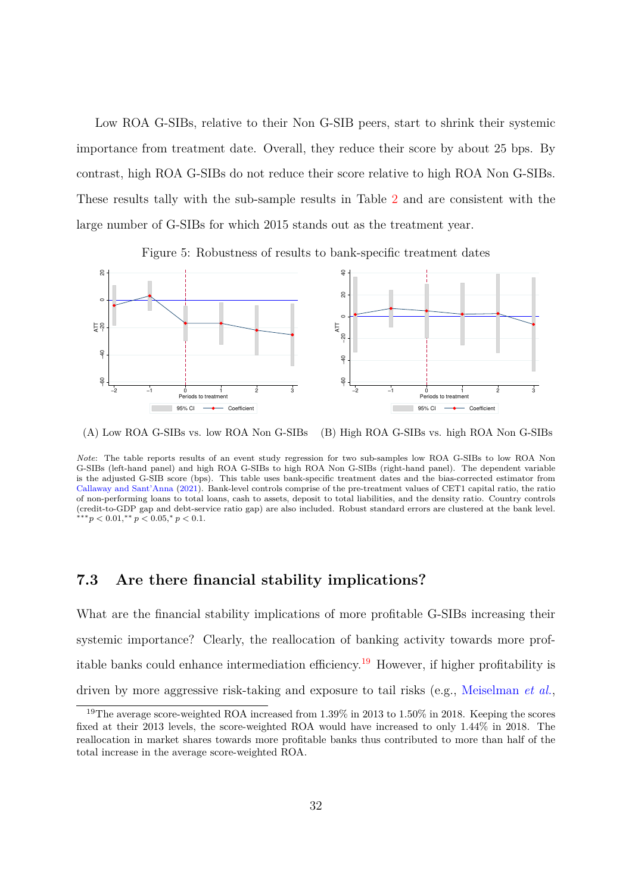Low ROA G-SIBs, relative to their Non G-SIB peers, start to shrink their systemic importance from treatment date. Overall, they reduce their score by about 25 bps. By contrast, high ROA G-SIBs do not reduce their score relative to high ROA Non G-SIBs. These results tally with the sub-sample results in Table 2 and are consistent with the large number of G-SIBs for which 2015 stands out as the treatment year.

Figure 5: Robustness of results to bank-specific treatment dates

(A) Low ROA G-SIBs vs. low ROA Non G-SIBs (B) High ROA G-SIBs vs. high ROA Non G-SIBs

*Note*: The table reports results of an event study regression for two sub-samples low ROA G-SIBs to low ROA Non G-SIBs (left-hand panel) and high ROA G-SIBs to high ROA Non G-SIBs (right-hand panel). The dependent variable is the adjusted G-SIB score (bps). This table uses bank-specific treatment dates and the bias-corrected estimator from Callaway and Sant'Anna (2021). Bank-level controls comprise of the pre-treatment values of CET1 capital ratio, the ratio of non-performing loans to total loans, cash to assets, deposit to total liabilities, and the density ratio. Country controls (credit-to-GDP gap and debt-service ratio gap) are also included. Robust standard errors are clustered at the bank level. $^{***}p < 0.01$, $^{**}p < 0.05$, $^{*}p < 0.1$.

## 7.3 Are there financial stability implications?

What are the financial stability implications of more profitable G-SIBs increasing their systemic importance? Clearly, the reallocation of banking activity towards more profitable banks could enhance intermediation efficiency.[19] However, if higher profitability is driven by more aggressive risk-taking and exposure to tail risks (e.g., Meiselman *et al.*,

[19] The average score-weighted ROA increased from 1.39% in 2013 to 1.50% in 2018. Keeping the scores fixed at their 2013 levels, the score-weighted ROA would have increased to only 1.44% in 2018. The reallocation in market shares towards more profitable banks thus contributed to more than half of the total increase in the average score-weighted ROA.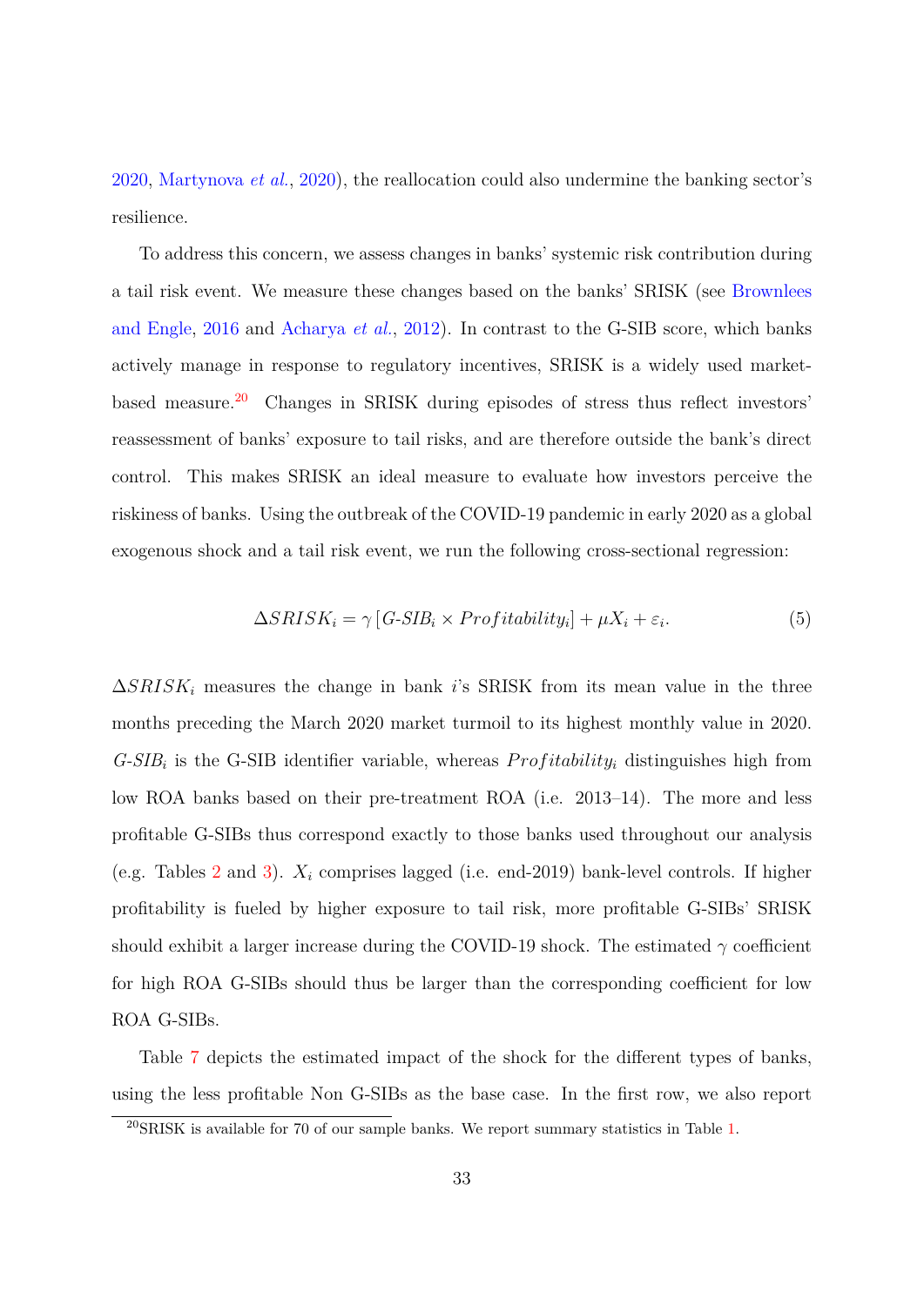2020, Martynova *et al.*, 2020), the reallocation could also undermine the banking sector's resilience.

To address this concern, we assess changes in banks' systemic risk contribution during a tail risk event. We measure these changes based on the banks' SRISK (see Brownlees and Engle, 2016 and Acharya *et al.*, 2012). In contrast to the G-SIB score, which banks actively manage in response to regulatory incentives, SRISK is a widely used market-based measure.[20] Changes in SRISK during episodes of stress thus reflect investors' reassessment of banks' exposure to tail risks, and are therefore outside the bank's direct control. This makes SRISK an ideal measure to evaluate how investors perceive the riskiness of banks. Using the outbreak of the COVID-19 pandemic in early 2020 as a global exogenous shock and a tail risk event, we run the following cross-sectional regression:

$$\Delta SRISK_i = \gamma \left[ G\text{-}SIB_i \times Profitability_i \right] + \mu X_i + \varepsilon_i. \tag{5}$$

$\Delta SRISK_i$ measures the change in bank $i$'s SRISK from its mean value in the three months preceding the March 2020 market turmoil to its highest monthly value in 2020. $G\text{-}SIB_i$ is the G-SIB identifier variable, whereas $Profitability_i$ distinguishes high from low ROA banks based on their pre-treatment ROA (i.e. 2013–14). The more and less profitable G-SIBs thus correspond exactly to those banks used throughout our analysis (e.g. Tables 2 and 3). $X_i$ comprises lagged (i.e. end-2019) bank-level controls. If higher profitability is fueled by higher exposure to tail risk, more profitable G-SIBs' SRISK should exhibit a larger increase during the COVID-19 shock. The estimated $\gamma$ coefficient for high ROA G-SIBs should thus be larger than the corresponding coefficient for low ROA G-SIBs.

Table 7 depicts the estimated impact of the shock for the different types of banks, using the less profitable Non G-SIBs as the base case. In the first row, we also report

[20] SRISK is available for 70 of our sample banks. We report summary statistics in Table 1.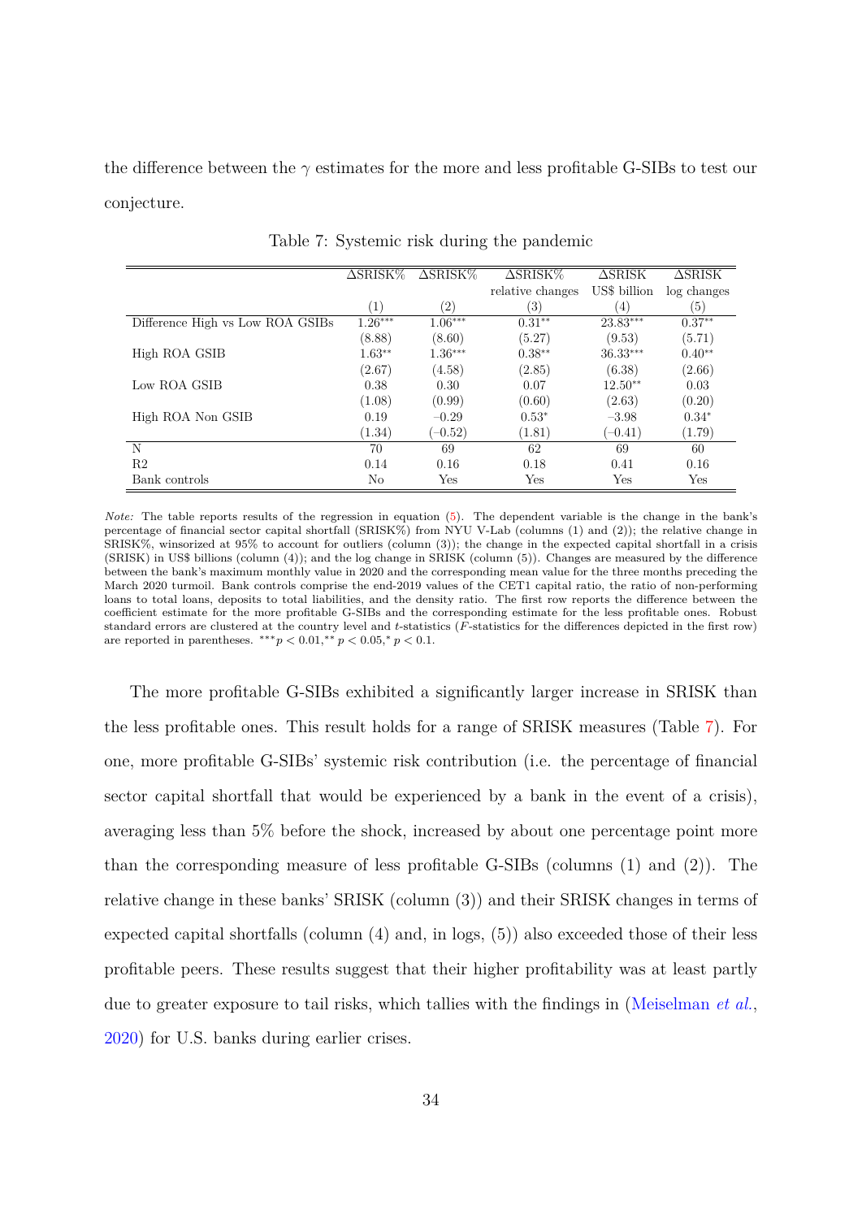the difference between the $\gamma$ estimates for the more and less profitable G-SIBs to test our conjecture.

Table 7: Systemic risk during the pandemic

| | $\Delta$SRISK% | $\Delta$SRISK% | $\Delta$SRISK% relative changes | $\Delta$SRISK US$ billion | $\Delta$SRISK log changes |
|---|---|---|---|---|---|
| | (1) | (2) | (3) | (4) | (5) |
| Difference High vs Low ROA GSIBs | $1.26^{***}$ | $1.06^{***}$ | $0.31^{**}$ | $23.83^{***}$ | $0.37^{**}$ |
| | (8.88) | (8.60) | (5.27) | (9.53) | (5.71) |
| High ROA GSIB | $1.63^{**}$ | $1.36^{***}$ | $0.38^{**}$ | $36.33^{***}$ | $0.40^{**}$ |
| | (2.67) | (4.58) | (2.85) | (6.38) | (2.66) |
| Low ROA GSIB | 0.38 | 0.30 | 0.07 | $12.50^{**}$ | 0.03 |
| | (1.08) | (0.99) | (0.60) | (2.63) | (0.20) |
| High ROA Non GSIB | 0.19 | $-0.29$ | $0.53^{*}$ | $-3.98$ | $0.34^{*}$ |
| | (1.34) | ($-0.52$) | (1.81) | ($-0.41$) | (1.79) |
| N | 70 | 69 | 62 | 69 | 60 |
| R2 | 0.14 | 0.16 | 0.18 | 0.41 | 0.16 |
| Bank controls | No | Yes | Yes | Yes | Yes |

*Note:* The table reports results of the regression in equation (5). The dependent variable is the change in the bank's percentage of financial sector capital shortfall (SRISK%) from NYU V-Lab (columns (1) and (2)); the relative change in SRISK%, winsorized at 95% to account for outliers (column (3)); the change in the expected capital shortfall in a crisis (SRISK) in US$ billions (column (4)); and the log change in SRISK (column (5)). Changes are measured by the difference between the bank's maximum monthly value in 2020 and the corresponding mean value for the three months preceding the March 2020 turmoil. Bank controls comprise the end-2019 values of the CET1 capital ratio, the ratio of non-performing loans to total loans, deposits to total liabilities, and the density ratio. The first row reports the difference between the coefficient estimate for the more profitable G-SIBs and the corresponding estimate for the less profitable ones. Robust standard errors are clustered at the country level and $t$-statistics ($F$-statistics for the differences depicted in the first row) are reported in parentheses. $^{***}p < 0.01$, $^{**}p < 0.05$, $^{*}p < 0.1$.

The more profitable G-SIBs exhibited a significantly larger increase in SRISK than the less profitable ones. This result holds for a range of SRISK measures (Table 7). For one, more profitable G-SIBs' systemic risk contribution (i.e. the percentage of financial sector capital shortfall that would be experienced by a bank in the event of a crisis), averaging less than 5% before the shock, increased by about one percentage point more than the corresponding measure of less profitable G-SIBs (columns (1) and (2)). The relative change in these banks' SRISK (column (3)) and their SRISK changes in terms of expected capital shortfalls (column (4) and, in logs, (5)) also exceeded those of their less profitable peers. These results suggest that their higher profitability was at least partly due to greater exposure to tail risks, which tallies with the findings in (Meiselman *et al.*, 2020) for U.S. banks during earlier crises.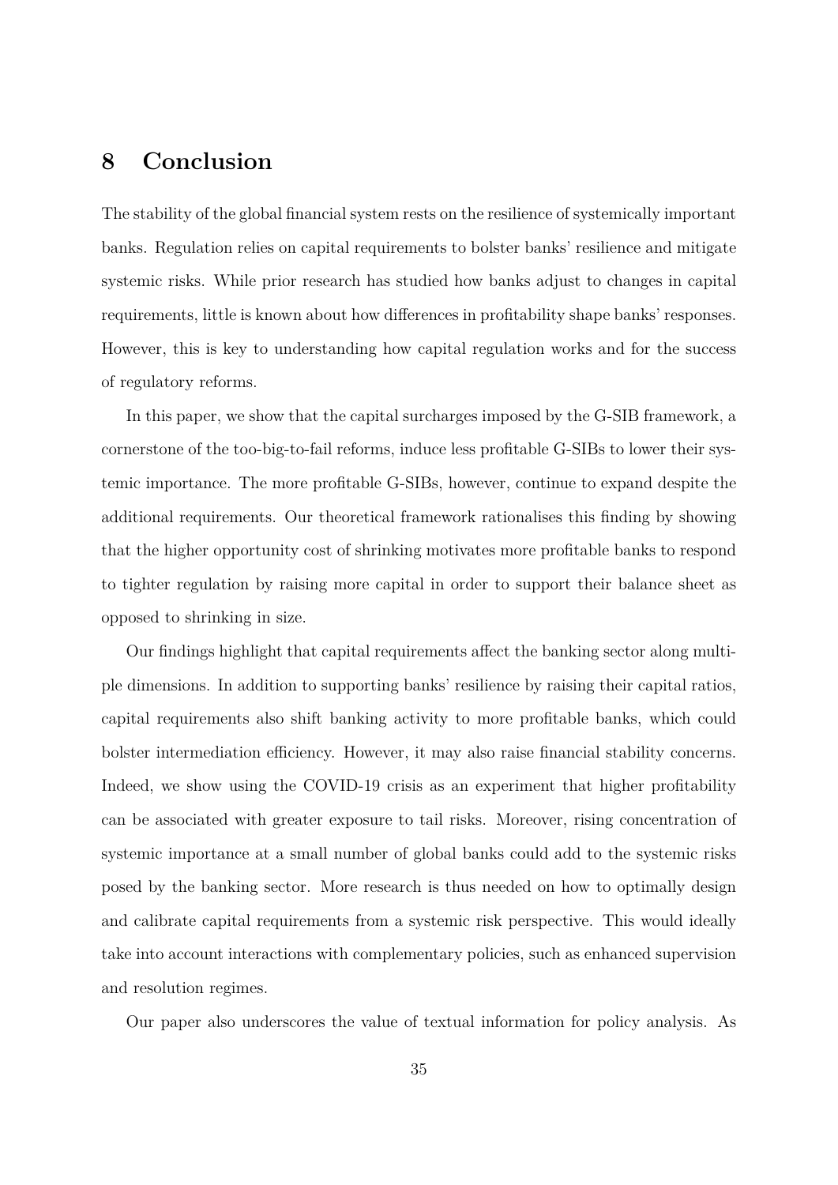## 8 Conclusion

The stability of the global financial system rests on the resilience of systemically important banks. Regulation relies on capital requirements to bolster banks' resilience and mitigate systemic risks. While prior research has studied how banks adjust to changes in capital requirements, little is known about how differences in profitability shape banks' responses. However, this is key to understanding how capital regulation works and for the success of regulatory reforms.

In this paper, we show that the capital surcharges imposed by the G-SIB framework, a cornerstone of the too-big-to-fail reforms, induce less profitable G-SIBs to lower their systemic importance. The more profitable G-SIBs, however, continue to expand despite the additional requirements. Our theoretical framework rationalises this finding by showing that the higher opportunity cost of shrinking motivates more profitable banks to respond to tighter regulation by raising more capital in order to support their balance sheet as opposed to shrinking in size.

Our findings highlight that capital requirements affect the banking sector along multiple dimensions. In addition to supporting banks' resilience by raising their capital ratios, capital requirements also shift banking activity to more profitable banks, which could bolster intermediation efficiency. However, it may also raise financial stability concerns. Indeed, we show using the COVID-19 crisis as an experiment that higher profitability can be associated with greater exposure to tail risks. Moreover, rising concentration of systemic importance at a small number of global banks could add to the systemic risks posed by the banking sector. More research is thus needed on how to optimally design and calibrate capital requirements from a systemic risk perspective. This would ideally take into account interactions with complementary policies, such as enhanced supervision and resolution regimes.

Our paper also underscores the value of textual information for policy analysis. As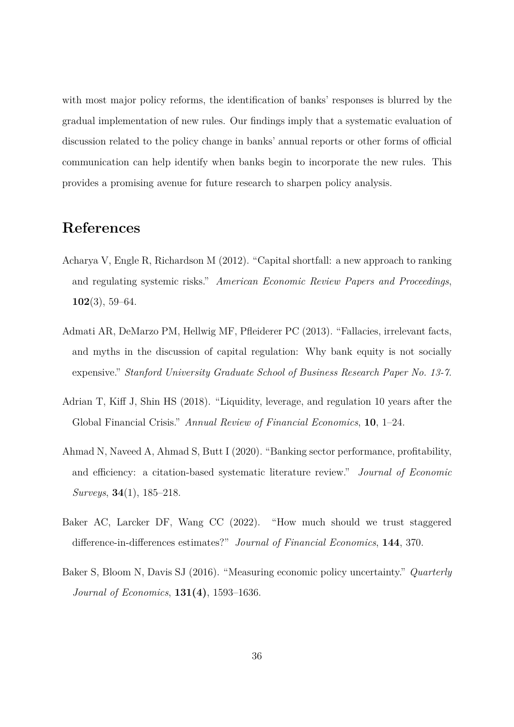with most major policy reforms, the identification of banks' responses is blurred by the gradual implementation of new rules. Our findings imply that a systematic evaluation of discussion related to the policy change in banks' annual reports or other forms of official communication can help identify when banks begin to incorporate the new rules. This provides a promising avenue for future research to sharpen policy analysis.

# References

Acharya V, Engle R, Richardson M (2012). "Capital shortfall: a new approach to ranking and regulating systemic risks." *American Economic Review Papers and Proceedings*, **102**(3), 59–64.

Admati AR, DeMarzo PM, Hellwig MF, Pfleiderer PC (2013). "Fallacies, irrelevant facts, and myths in the discussion of capital regulation: Why bank equity is not socially expensive." *Stanford University Graduate School of Business Research Paper No. 13-7*.

Adrian T, Kiff J, Shin HS (2018). "Liquidity, leverage, and regulation 10 years after the Global Financial Crisis." *Annual Review of Financial Economics*, **10**, 1–24.

Ahmad N, Naveed A, Ahmad S, Butt I (2020). "Banking sector performance, profitability, and efficiency: a citation-based systematic literature review." *Journal of Economic Surveys*, **34**(1), 185–218.

Baker AC, Larcker DF, Wang CC (2022). "How much should we trust staggered difference-in-differences estimates?" *Journal of Financial Economics*, **144**, 370.

Baker S, Bloom N, Davis SJ (2016). "Measuring economic policy uncertainty." *Quarterly Journal of Economics*, **131(4)**, 1593–1636.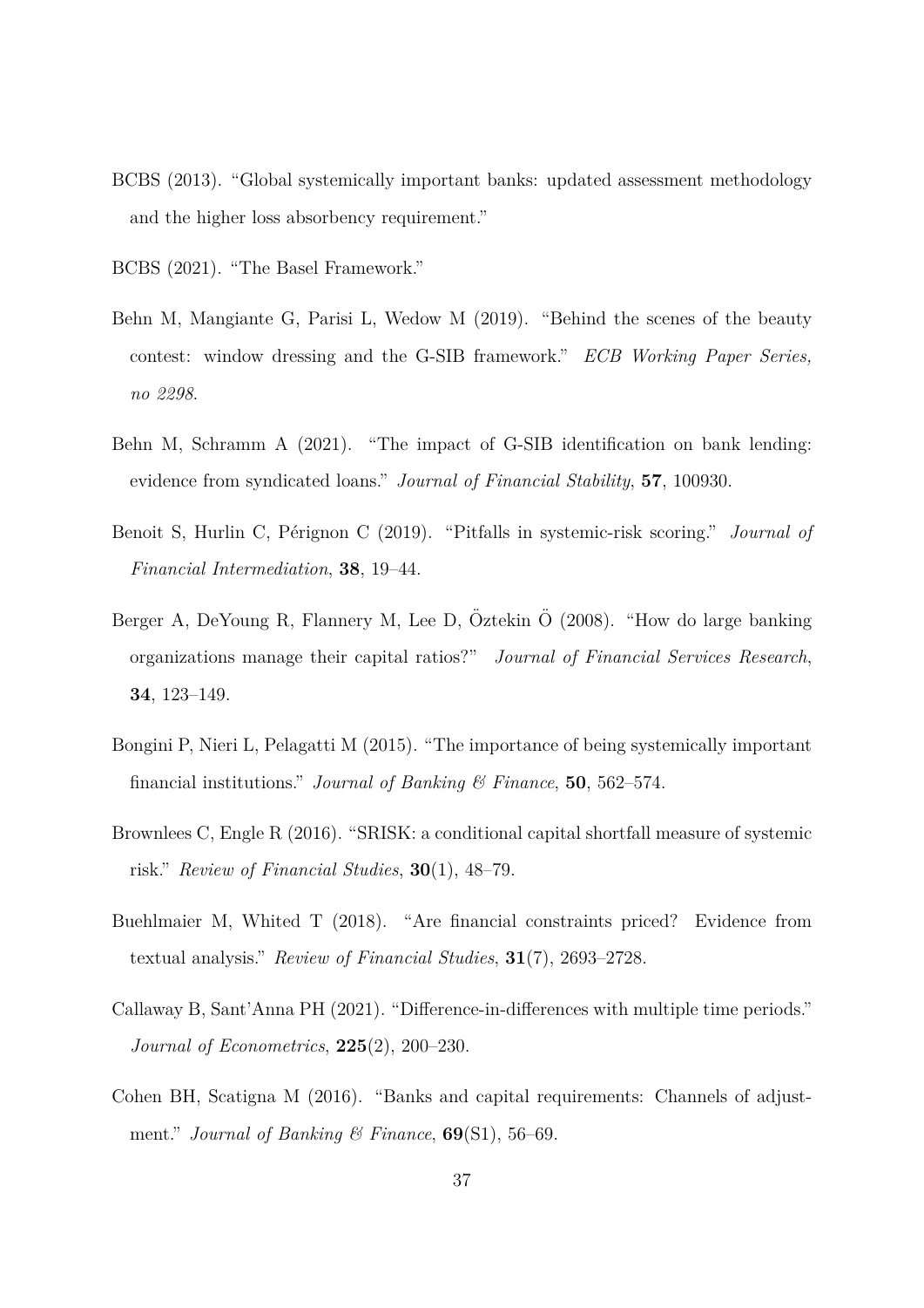BCBS (2013). "Global systemically important banks: updated assessment methodology and the higher loss absorbency requirement."

BCBS (2021). "The Basel Framework."

Behn M, Mangiante G, Parisi L, Wedow M (2019). "Behind the scenes of the beauty contest: window dressing and the G-SIB framework." *ECB Working Paper Series, no 2298*.

Behn M, Schramm A (2021). "The impact of G-SIB identification on bank lending: evidence from syndicated loans." *Journal of Financial Stability*, **57**, 100930.

Benoit S, Hurlin C, Pérignon C (2019). "Pitfalls in systemic-risk scoring." *Journal of Financial Intermediation*, **38**, 19–44.

Berger A, DeYoung R, Flannery M, Lee D, Öztekin Ö (2008). "How do large banking organizations manage their capital ratios?" *Journal of Financial Services Research*, **34**, 123–149.

Bongini P, Nieri L, Pelagatti M (2015). "The importance of being systemically important financial institutions." *Journal of Banking & Finance*, **50**, 562–574.

Brownlees C, Engle R (2016). "SRISK: a conditional capital shortfall measure of systemic risk." *Review of Financial Studies*, **30**(1), 48–79.

Buehlmaier M, Whited T (2018). "Are financial constraints priced? Evidence from textual analysis." *Review of Financial Studies*, **31**(7), 2693–2728.

Callaway B, Sant'Anna PH (2021). "Difference-in-differences with multiple time periods." *Journal of Econometrics*, **225**(2), 200–230.

Cohen BH, Scatigna M (2016). "Banks and capital requirements: Channels of adjustment." *Journal of Banking & Finance*, **69**(S1), 56–69.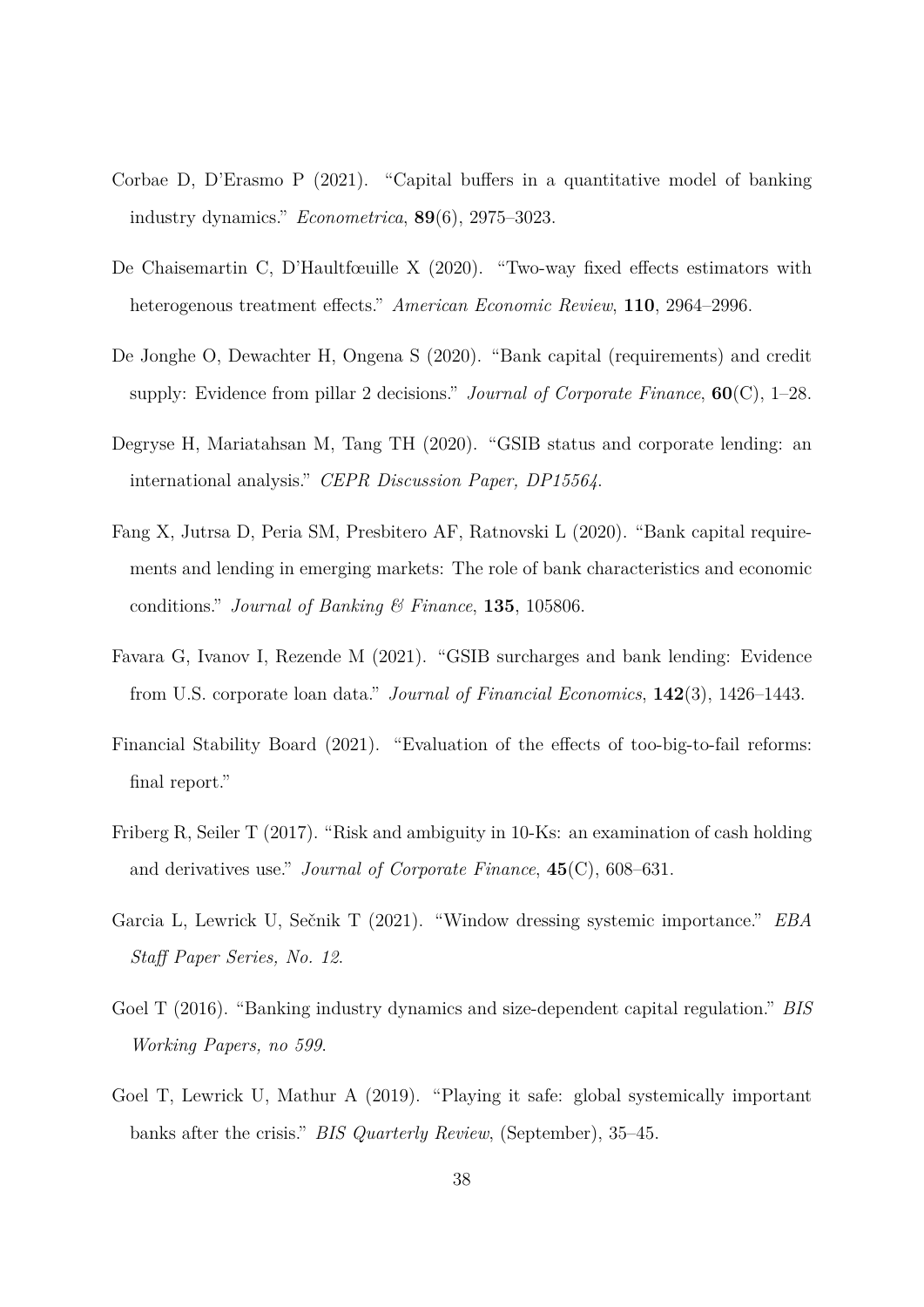Corbae D, D'Erasmo P (2021). "Capital buffers in a quantitative model of banking industry dynamics." *Econometrica*, **89**(6), 2975–3023.

De Chaisemartin C, D'Haultfœuille X (2020). "Two-way fixed effects estimators with heterogenous treatment effects." *American Economic Review*, **110**, 2964–2996.

De Jonghe O, Dewachter H, Ongena S (2020). "Bank capital (requirements) and credit supply: Evidence from pillar 2 decisions." *Journal of Corporate Finance*, **60**(C), 1–28.

Degryse H, Mariatahsan M, Tang TH (2020). "GSIB status and corporate lending: an international analysis." *CEPR Discussion Paper, DP15564*.

Fang X, Jutrsa D, Peria SM, Presbitero AF, Ratnovski L (2020). "Bank capital requirements and lending in emerging markets: The role of bank characteristics and economic conditions." *Journal of Banking & Finance*, **135**, 105806.

Favara G, Ivanov I, Rezende M (2021). "GSIB surcharges and bank lending: Evidence from U.S. corporate loan data." *Journal of Financial Economics*, **142**(3), 1426–1443.

Financial Stability Board (2021). "Evaluation of the effects of too-big-to-fail reforms: final report."

Friberg R, Seiler T (2017). "Risk and ambiguity in 10-Ks: an examination of cash holding and derivatives use." *Journal of Corporate Finance*, **45**(C), 608–631.

Garcia L, Lewrick U, Sečnik T (2021). "Window dressing systemic importance." *EBA Staff Paper Series, No. 12*.

Goel T (2016). "Banking industry dynamics and size-dependent capital regulation." *BIS Working Papers, no 599*.

Goel T, Lewrick U, Mathur A (2019). "Playing it safe: global systemically important banks after the crisis." *BIS Quarterly Review*, (September), 35–45.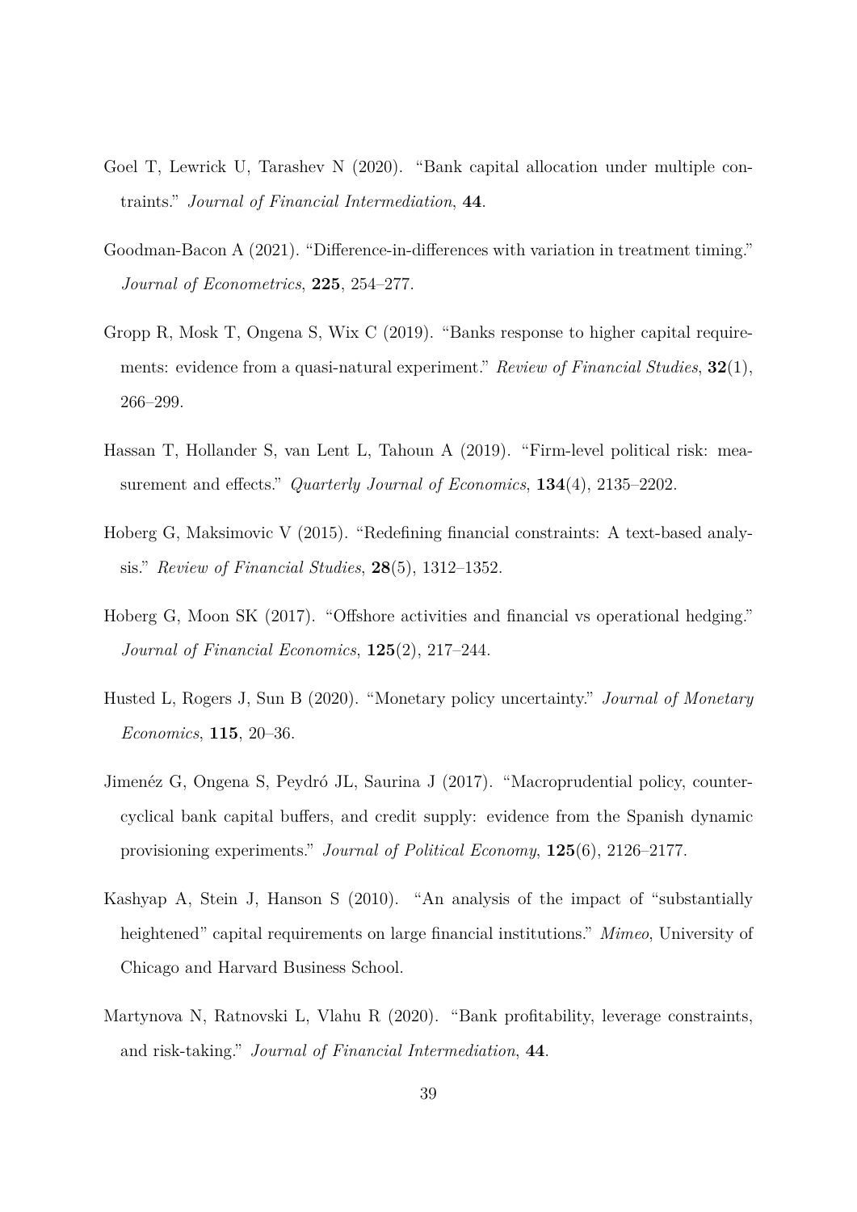Goel T, Lewrick U, Tarashev N (2020). "Bank capital allocation under multiple constraints." *Journal of Financial Intermediation*, **44**.

Goodman-Bacon A (2021). "Difference-in-differences with variation in treatment timing." *Journal of Econometrics*, **225**, 254–277.

Gropp R, Mosk T, Ongena S, Wix C (2019). "Banks response to higher capital requirements: evidence from a quasi-natural experiment." *Review of Financial Studies*, **32**(1), 266–299.

Hassan T, Hollander S, van Lent L, Tahoun A (2019). "Firm-level political risk: measurement and effects." *Quarterly Journal of Economics*, **134**(4), 2135–2202.

Hoberg G, Maksimovic V (2015). "Redefining financial constraints: A text-based analysis." *Review of Financial Studies*, **28**(5), 1312–1352.

Hoberg G, Moon SK (2017). "Offshore activities and financial vs operational hedging." *Journal of Financial Economics*, **125**(2), 217–244.

Husted L, Rogers J, Sun B (2020). "Monetary policy uncertainty." *Journal of Monetary Economics*, **115**, 20–36.

Jimenéz G, Ongena S, Peydró JL, Saurina J (2017). "Macroprudential policy, countercyclical bank capital buffers, and credit supply: evidence from the Spanish dynamic provisioning experiments." *Journal of Political Economy*, **125**(6), 2126–2177.

Kashyap A, Stein J, Hanson S (2010). "An analysis of the impact of "substantially heightened" capital requirements on large financial institutions." *Mimeo*, University of Chicago and Harvard Business School.

Martynova N, Ratnovski L, Vlahu R (2020). "Bank profitability, leverage constraints, and risk-taking." *Journal of Financial Intermediation*, **44**.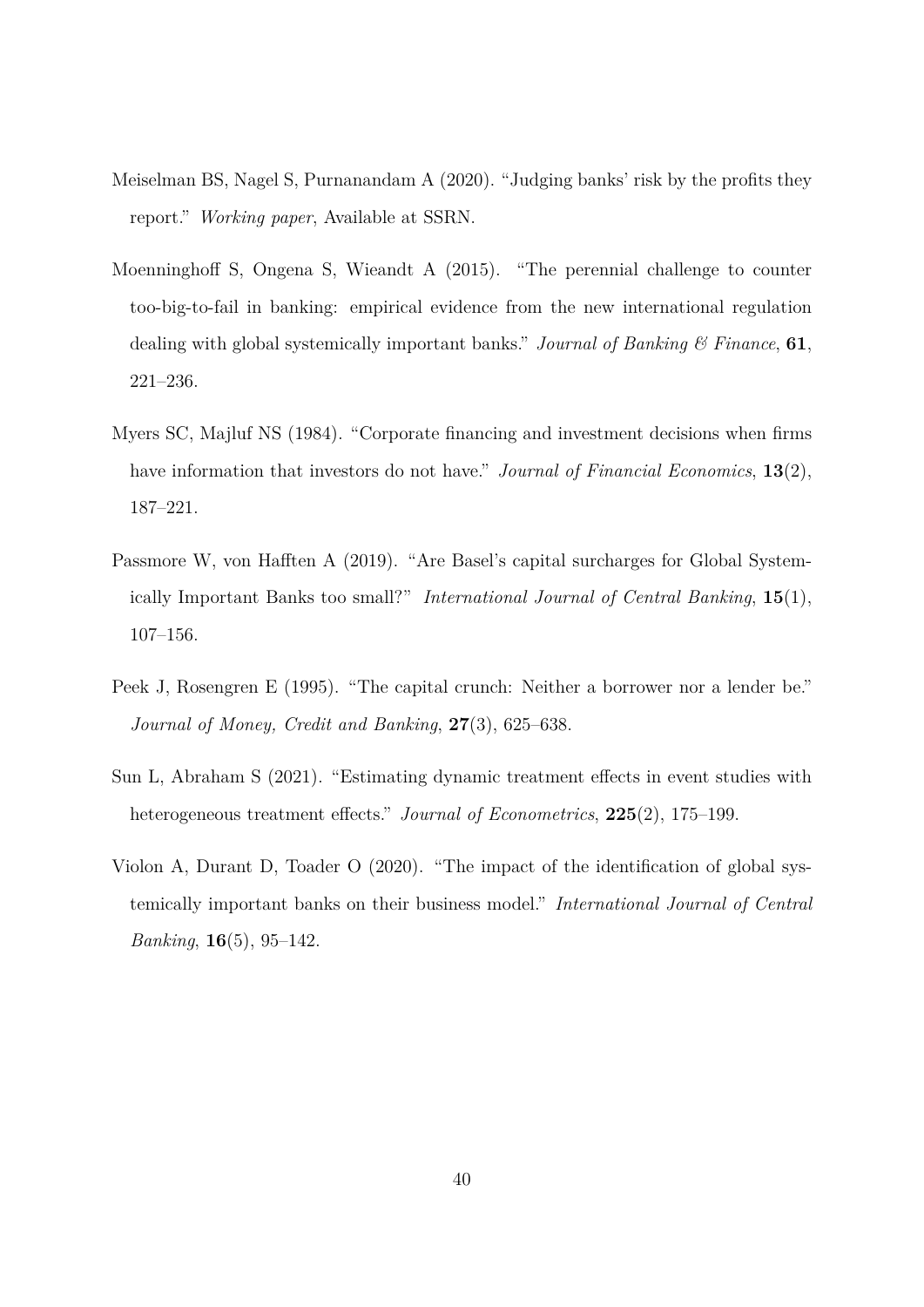Meiselman BS, Nagel S, Purnanandam A (2020). "Judging banks' risk by the profits they report." *Working paper*, Available at SSRN.

Moenninghoff S, Ongena S, Wieandt A (2015). "The perennial challenge to counter too-big-to-fail in banking: empirical evidence from the new international regulation dealing with global systemically important banks." *Journal of Banking & Finance*, **61**, 221–236.

Myers SC, Majluf NS (1984). "Corporate financing and investment decisions when firms have information that investors do not have." *Journal of Financial Economics*, **13**(2), 187–221.

Passmore W, von Hafften A (2019). "Are Basel's capital surcharges for Global Systemically Important Banks too small?" *International Journal of Central Banking*, **15**(1), 107–156.

Peek J, Rosengren E (1995). "The capital crunch: Neither a borrower nor a lender be." *Journal of Money, Credit and Banking*, **27**(3), 625–638.

Sun L, Abraham S (2021). "Estimating dynamic treatment effects in event studies with heterogeneous treatment effects." *Journal of Econometrics*, **225**(2), 175–199.

Violon A, Durant D, Toader O (2020). "The impact of the identification of global systemically important banks on their business model." *International Journal of Central Banking*, **16**(5), 95–142.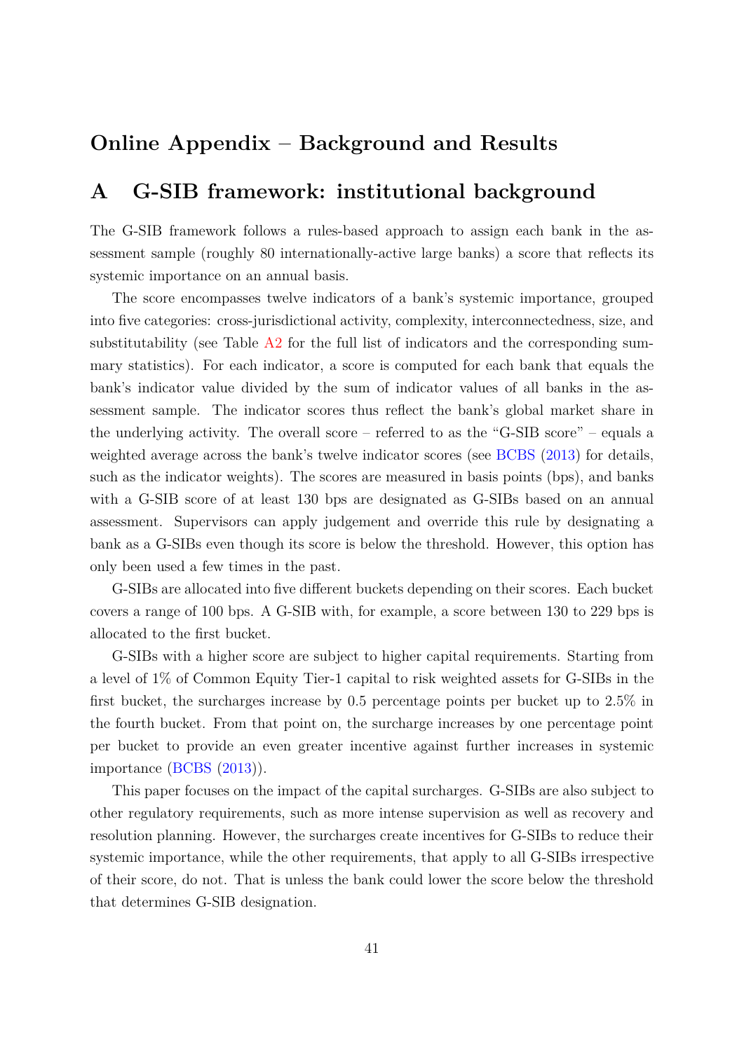# Online Appendix – Background and Results

## A G-SIB framework: institutional background

The G-SIB framework follows a rules-based approach to assign each bank in the assessment sample (roughly 80 internationally-active large banks) a score that reflects its systemic importance on an annual basis.

The score encompasses twelve indicators of a bank's systemic importance, grouped into five categories: cross-jurisdictional activity, complexity, interconnectedness, size, and substitutability (see Table A2 for the full list of indicators and the corresponding summary statistics). For each indicator, a score is computed for each bank that equals the bank's indicator value divided by the sum of indicator values of all banks in the assessment sample. The indicator scores thus reflect the bank's global market share in the underlying activity. The overall score – referred to as the "G-SIB score" – equals a weighted average across the bank's twelve indicator scores (see BCBS (2013) for details, such as the indicator weights). The scores are measured in basis points (bps), and banks with a G-SIB score of at least 130 bps are designated as G-SIBs based on an annual assessment. Supervisors can apply judgement and override this rule by designating a bank as a G-SIBs even though its score is below the threshold. However, this option has only been used a few times in the past.

G-SIBs are allocated into five different buckets depending on their scores. Each bucket covers a range of 100 bps. A G-SIB with, for example, a score between 130 to 229 bps is allocated to the first bucket.

G-SIBs with a higher score are subject to higher capital requirements. Starting from a level of 1% of Common Equity Tier-1 capital to risk weighted assets for G-SIBs in the first bucket, the surcharges increase by 0.5 percentage points per bucket up to 2.5% in the fourth bucket. From that point on, the surcharge increases by one percentage point per bucket to provide an even greater incentive against further increases in systemic importance (BCBS (2013)).

This paper focuses on the impact of the capital surcharges. G-SIBs are also subject to other regulatory requirements, such as more intense supervision as well as recovery and resolution planning. However, the surcharges create incentives for G-SIBs to reduce their systemic importance, while the other requirements, that apply to all G-SIBs irrespective of their score, do not. That is unless the bank could lower the score below the threshold that determines G-SIB designation.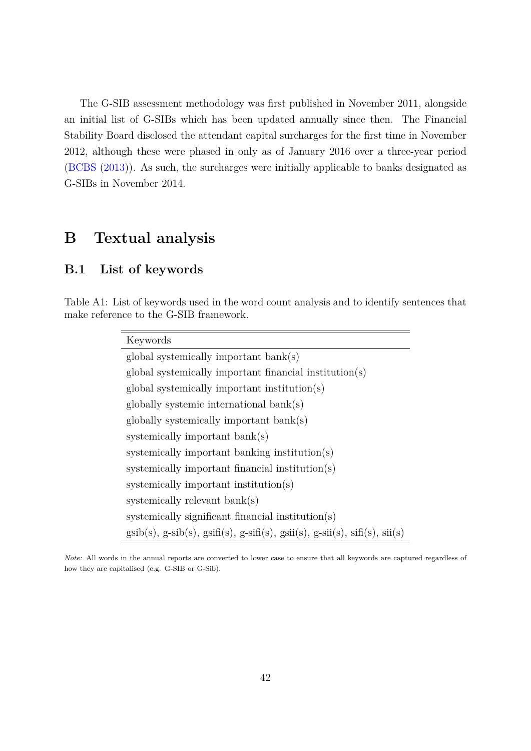The G-SIB assessment methodology was first published in November 2011, alongside an initial list of G-SIBs which has been updated annually since then. The Financial Stability Board disclosed the attendant capital surcharges for the first time in November 2012, although these were phased in only as of January 2016 over a three-year period (BCBS (2013)). As such, the surcharges were initially applicable to banks designated as G-SIBs in November 2014.

# B Textual analysis

## B.1 List of keywords

Table A1: List of keywords used in the word count analysis and to identify sentences that make reference to the G-SIB framework.

| Keywords |
|---|
| global systemically important bank(s) |
| global systemically important financial institution(s) |
| global systemically important institution(s) |
| globally systemic international bank(s) |
| globally systemically important bank(s) |
| systemically important bank(s) |
| systemically important banking institution(s) |
| systemically important financial institution(s) |
| systemically important institution(s) |
| systemically relevant bank(s) |
| systemically significant financial institution(s) |
| gsib(s), g-sib(s), gsifi(s), g-sifi(s), gsii(s), g-sii(s), sifi(s), sii(s) |

*Note:* All words in the annual reports are converted to lower case to ensure that all keywords are captured regardless of how they are capitalised (e.g. G-SIB or G-Sib).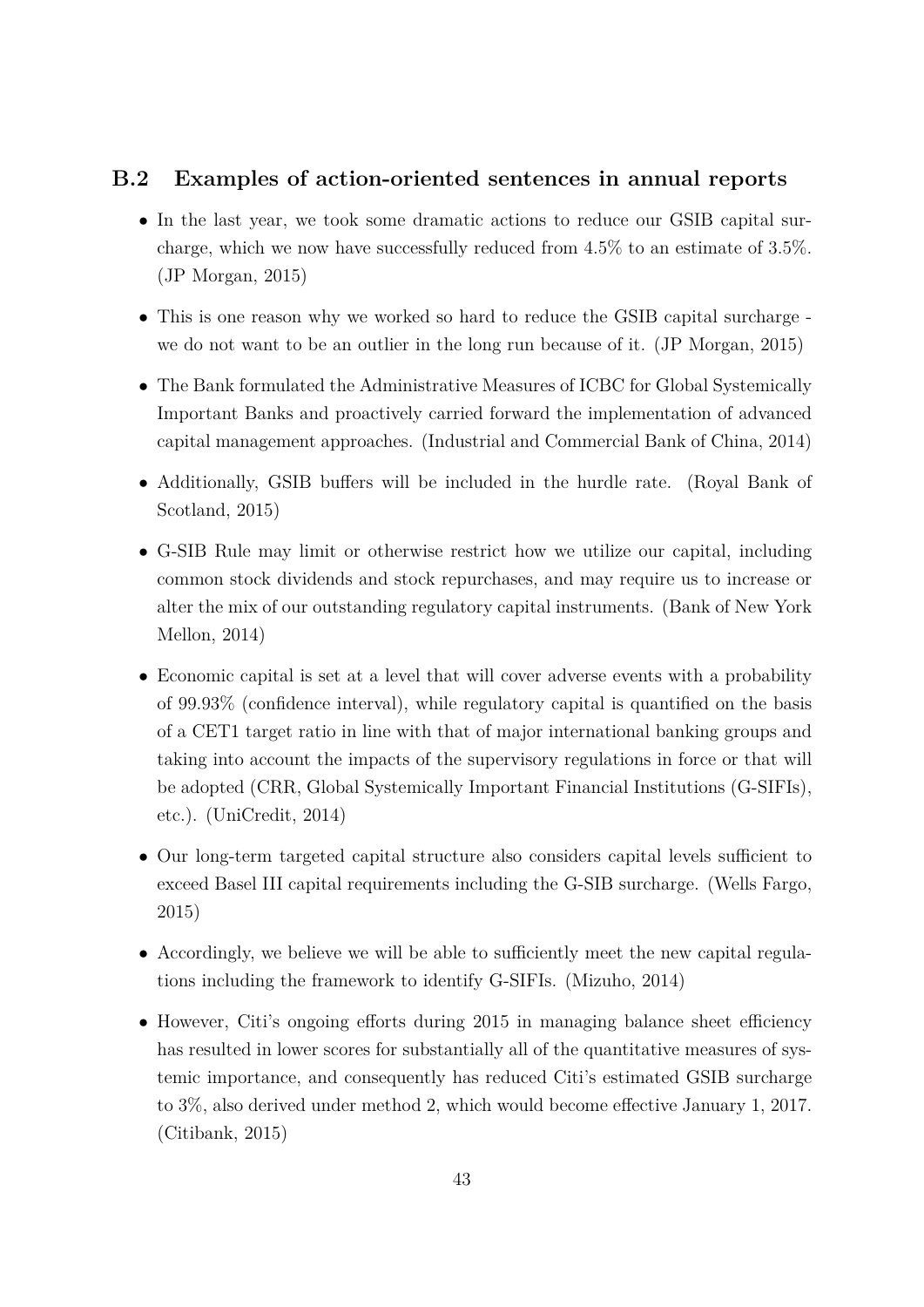### B.2 Examples of action-oriented sentences in annual reports

- In the last year, we took some dramatic actions to reduce our GSIB capital surcharge, which we now have successfully reduced from 4.5% to an estimate of 3.5%. (JP Morgan, 2015)
- This is one reason why we worked so hard to reduce the GSIB capital surcharge - we do not want to be an outlier in the long run because of it. (JP Morgan, 2015)
- The Bank formulated the Administrative Measures of ICBC for Global Systemically Important Banks and proactively carried forward the implementation of advanced capital management approaches. (Industrial and Commercial Bank of China, 2014)
- Additionally, GSIB buffers will be included in the hurdle rate. (Royal Bank of Scotland, 2015)
- G-SIB Rule may limit or otherwise restrict how we utilize our capital, including common stock dividends and stock repurchases, and may require us to increase or alter the mix of our outstanding regulatory capital instruments. (Bank of New York Mellon, 2014)
- Economic capital is set at a level that will cover adverse events with a probability of 99.93% (confidence interval), while regulatory capital is quantified on the basis of a CET1 target ratio in line with that of major international banking groups and taking into account the impacts of the supervisory regulations in force or that will be adopted (CRR, Global Systemically Important Financial Institutions (G-SIFIs), etc.). (UniCredit, 2014)
- Our long-term targeted capital structure also considers capital levels sufficient to exceed Basel III capital requirements including the G-SIB surcharge. (Wells Fargo, 2015)
- Accordingly, we believe we will be able to sufficiently meet the new capital regulations including the framework to identify G-SIFIs. (Mizuho, 2014)
- However, Citi's ongoing efforts during 2015 in managing balance sheet efficiency has resulted in lower scores for substantially all of the quantitative measures of systemic importance, and consequently has reduced Citi's estimated GSIB surcharge to 3%, also derived under method 2, which would become effective January 1, 2017. (Citibank, 2015)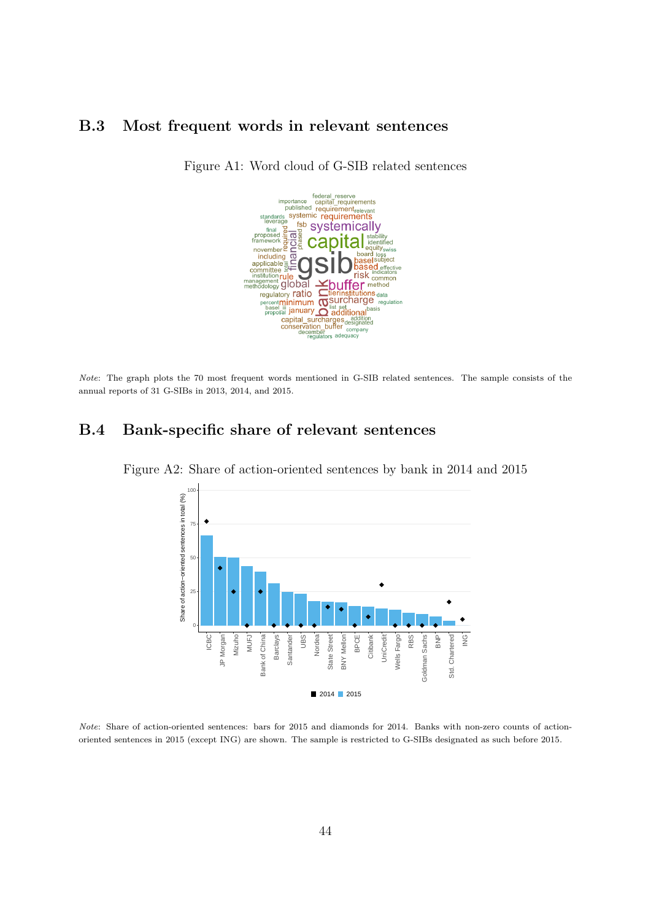## B.3 Most frequent words in relevant sentences

Figure A1: Word cloud of G-SIB related sentences

*Note*: The graph plots the 70 most frequent words mentioned in G-SIB related sentences. The sample consists of the annual reports of 31 G-SIBs in 2013, 2014, and 2015.

## B.4 Bank-specific share of relevant sentences

Figure A2: Share of action-oriented sentences by bank in 2014 and 2015

*Note*: Share of action-oriented sentences: bars for 2015 and diamonds for 2014. Banks with non-zero counts of action-oriented sentences in 2015 (except ING) are shown. The sample is restricted to G-SIBs designated as such before 2015.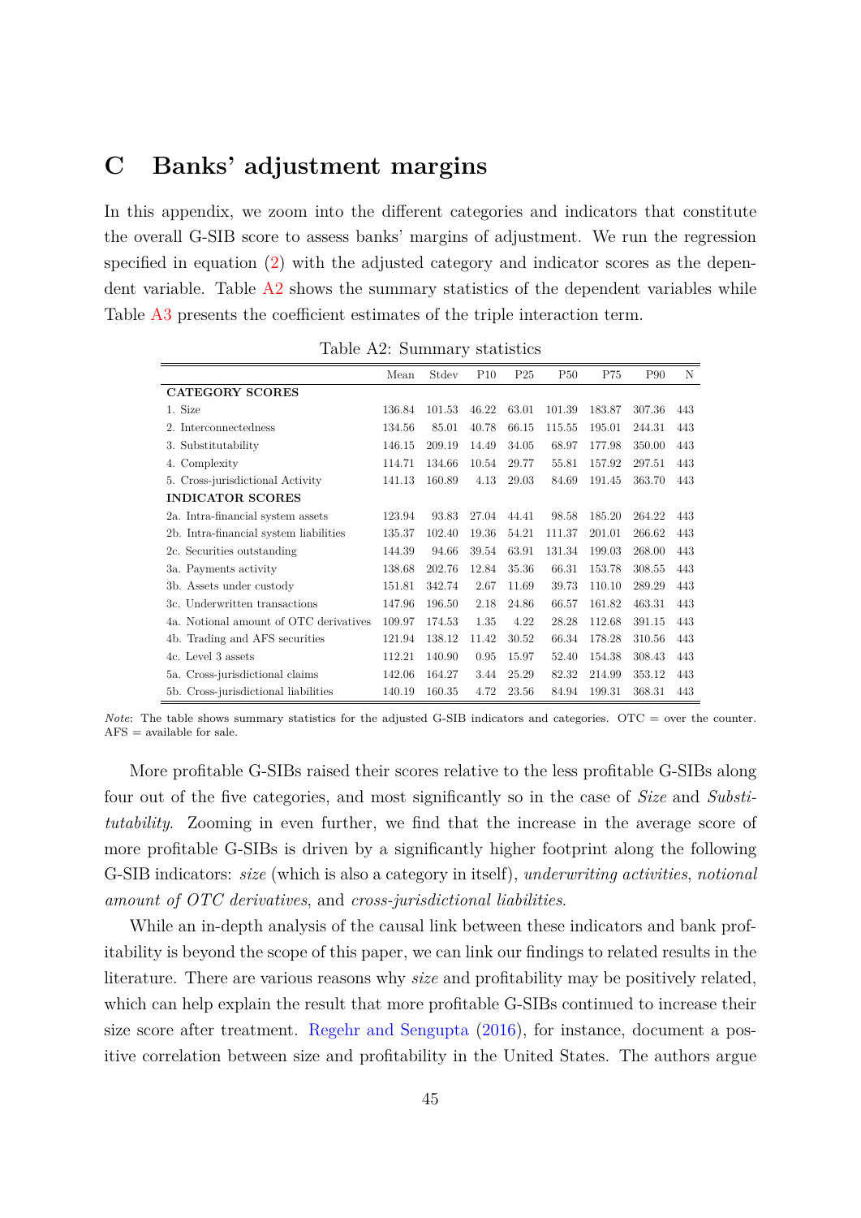# C Banks' adjustment margins

In this appendix, we zoom into the different categories and indicators that constitute the overall G-SIB score to assess banks' margins of adjustment. We run the regression specified in equation (2) with the adjusted category and indicator scores as the dependent variable. Table A2 shows the summary statistics of the dependent variables while Table A3 presents the coefficient estimates of the triple interaction term.

Table A2: Summary statistics

| | Mean | Stdev | P10 | P25 | P50 | P75 | P90 | N |
|---|---|---|---|---|---|---|---|---|
| **CATEGORY SCORES** | | | | | | | | |
| 1. Size | 136.84 | 101.53 | 46.22 | 63.01 | 101.39 | 183.87 | 307.36 | 443 |
| 2. Interconnectedness | 134.56 | 85.01 | 40.78 | 66.15 | 115.55 | 195.01 | 244.31 | 443 |
| 3. Substitutability | 146.15 | 209.19 | 14.49 | 34.05 | 68.97 | 177.98 | 350.00 | 443 |
| 4. Complexity | 114.71 | 134.66 | 10.54 | 29.77 | 55.81 | 157.92 | 297.51 | 443 |
| 5. Cross-jurisdictional Activity | 141.13 | 160.89 | 4.13 | 29.03 | 84.69 | 191.45 | 363.70 | 443 |
| **INDICATOR SCORES** | | | | | | | | |
| 2a. Intra-financial system assets | 123.94 | 93.83 | 27.04 | 44.41 | 98.58 | 185.20 | 264.22 | 443 |
| 2b. Intra-financial system liabilities | 135.37 | 102.40 | 19.36 | 54.21 | 111.37 | 201.01 | 266.62 | 443 |
| 2c. Securities outstanding | 144.39 | 94.66 | 39.54 | 63.91 | 131.34 | 199.03 | 268.00 | 443 |
| 3a. Payments activity | 138.68 | 202.76 | 12.84 | 35.36 | 66.31 | 153.78 | 308.55 | 443 |
| 3b. Assets under custody | 151.81 | 342.74 | 2.67 | 11.69 | 39.73 | 110.10 | 289.29 | 443 |
| 3c. Underwritten transactions | 147.96 | 196.50 | 2.18 | 24.86 | 66.57 | 161.82 | 463.31 | 443 |
| 4a. Notional amount of OTC derivatives | 109.97 | 174.53 | 1.35 | 4.22 | 28.28 | 112.68 | 391.15 | 443 |
| 4b. Trading and AFS securities | 121.94 | 138.12 | 11.42 | 30.52 | 66.34 | 178.28 | 310.56 | 443 |
| 4c. Level 3 assets | 112.21 | 140.90 | 0.95 | 15.97 | 52.40 | 154.38 | 308.43 | 443 |
| 5a. Cross-jurisdictional claims | 142.06 | 164.27 | 3.44 | 25.29 | 82.32 | 214.99 | 353.12 | 443 |
| 5b. Cross-jurisdictional liabilities | 140.19 | 160.35 | 4.72 | 23.56 | 84.94 | 199.31 | 368.31 | 443 |

*Note*: The table shows summary statistics for the adjusted G-SIB indicators and categories. OTC = over the counter. AFS = available for sale.

More profitable G-SIBs raised their scores relative to the less profitable G-SIBs along four out of the five categories, and most significantly so in the case of *Size* and *Substitutability*. Zooming in even further, we find that the increase in the average score of more profitable G-SIBs is driven by a significantly higher footprint along the following G-SIB indicators: *size* (which is also a category in itself), *underwriting activities*, *notional amount of OTC derivatives*, and *cross-jurisdictional liabilities*.

While an in-depth analysis of the causal link between these indicators and bank profitability is beyond the scope of this paper, we can link our findings to related results in the literature. There are various reasons why *size* and profitability may be positively related, which can help explain the result that more profitable G-SIBs continued to increase their size score after treatment. Regehr and Sengupta (2016), for instance, document a positive correlation between size and profitability in the United States. The authors argue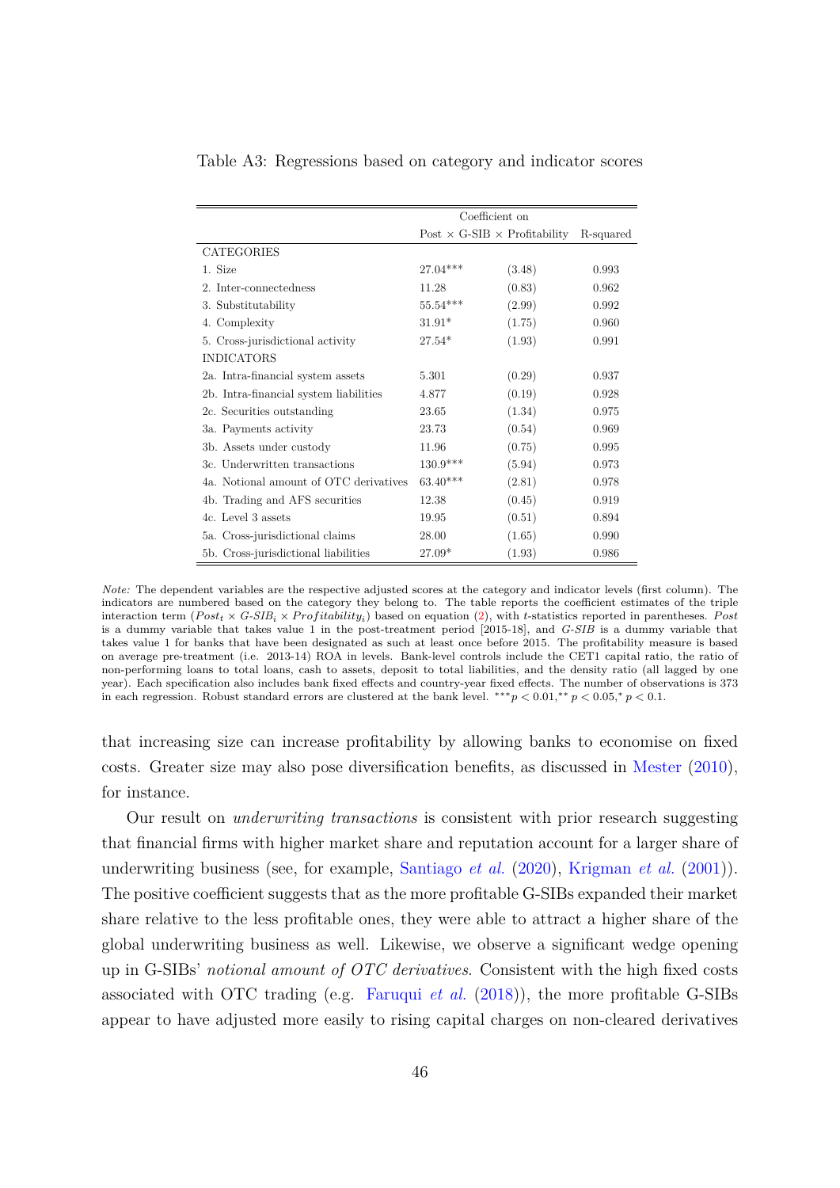Table A3: Regressions based on category and indicator scores

| | Coefficient on Post × G-SIB × Profitability | | R-squared |
|---|---|---|---|
| CATEGORIES | | | |
| 1. Size | 27.04*** | (3.48) | 0.993 |
| 2. Inter-connectedness | 11.28 | (0.83) | 0.962 |
| 3. Substitutability | 55.54*** | (2.99) | 0.992 |
| 4. Complexity | 31.91* | (1.75) | 0.960 |
| 5. Cross-jurisdictional activity | 27.54* | (1.93) | 0.991 |
| INDICATORS | | | |
| 2a. Intra-financial system assets | 5.301 | (0.29) | 0.937 |
| 2b. Intra-financial system liabilities | 4.877 | (0.19) | 0.928 |
| 2c. Securities outstanding | 23.65 | (1.34) | 0.975 |
| 3a. Payments activity | 23.73 | (0.54) | 0.969 |
| 3b. Assets under custody | 11.96 | (0.75) | 0.995 |
| 3c. Underwritten transactions | 130.9*** | (5.94) | 0.973 |
| 4a. Notional amount of OTC derivatives | 63.40*** | (2.81) | 0.978 |
| 4b. Trading and AFS securities | 12.38 | (0.45) | 0.919 |
| 4c. Level 3 assets | 19.95 | (0.51) | 0.894 |
| 5a. Cross-jurisdictional claims | 28.00 | (1.65) | 0.990 |
| 5b. Cross-jurisdictional liabilities | 27.09* | (1.93) | 0.986 |

*Note:* The dependent variables are the respective adjusted scores at the category and indicator levels (first column). The indicators are numbered based on the category they belong to. The table reports the coefficient estimates of the triple interaction term ($Post_t \times G\text{-}SIB_i \times Profitability_i$) based on equation (2), with $t$-statistics reported in parentheses. *Post* is a dummy variable that takes value 1 in the post-treatment period [2015-18], and *G-SIB* is a dummy variable that takes value 1 for banks that have been designated as such at least once before 2015. The profitability measure is based on average pre-treatment (i.e. 2013-14) ROA in levels. Bank-level controls include the CET1 capital ratio, the ratio of non-performing loans to total loans, cash to assets, deposit to total liabilities, and the density ratio (all lagged by one year). Each specification also includes bank fixed effects and country-year fixed effects. The number of observations is 373 in each regression. Robust standard errors are clustered at the bank level. $^{***}p < 0.01$, $^{**}p < 0.05$, $^{*}p < 0.1$.

that increasing size can increase profitability by allowing banks to economise on fixed costs. Greater size may also pose diversification benefits, as discussed in Mester (2010), for instance.

Our result on *underwriting transactions* is consistent with prior research suggesting that financial firms with higher market share and reputation account for a larger share of underwriting business (see, for example, Santiago *et al.* (2020), Krigman *et al.* (2001)). The positive coefficient suggests that as the more profitable G-SIBs expanded their market share relative to the less profitable ones, they were able to attract a higher share of the global underwriting business as well. Likewise, we observe a significant wedge opening up in G-SIBs' *notional amount of OTC derivatives*. Consistent with the high fixed costs associated with OTC trading (e.g. Faruqui *et al.* (2018)), the more profitable G-SIBs appear to have adjusted more easily to rising capital charges on non-cleared derivatives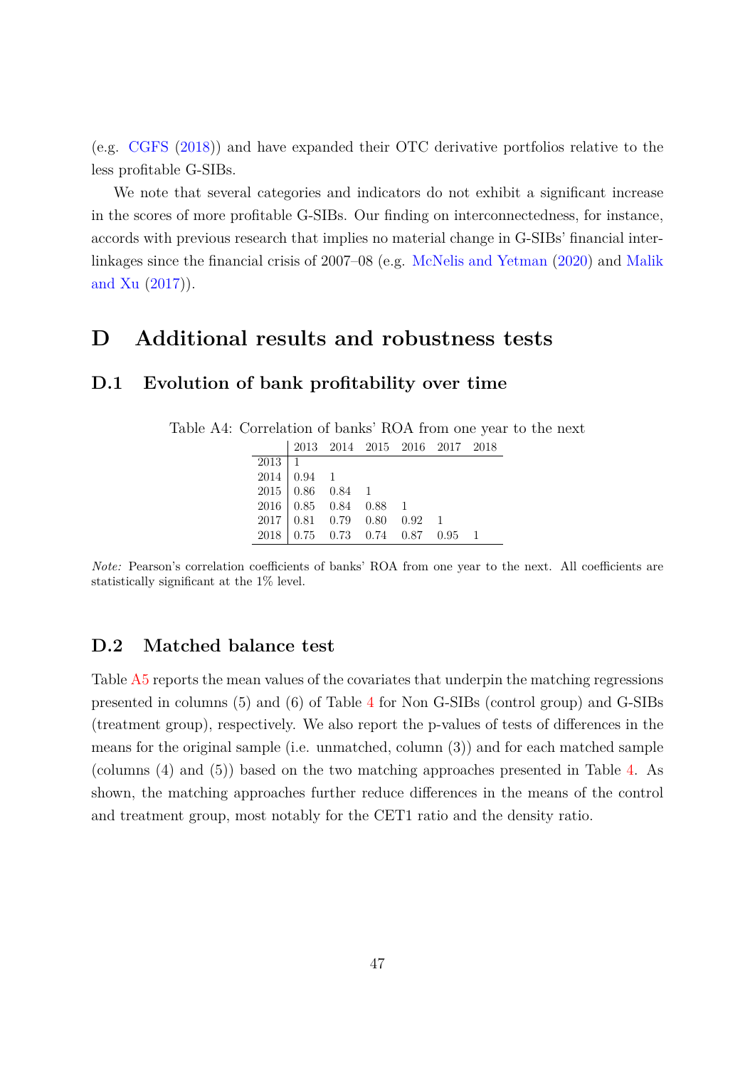(e.g. CGFS (2018)) and have expanded their OTC derivative portfolios relative to the less profitable G-SIBs.

We note that several categories and indicators do not exhibit a significant increase in the scores of more profitable G-SIBs. Our finding on interconnectedness, for instance, accords with previous research that implies no material change in G-SIBs' financial interlinkages since the financial crisis of 2007–08 (e.g. McNelis and Yetman (2020) and Malik and Xu (2017)).

# D Additional results and robustness tests

## D.1 Evolution of bank profitability over time

Table A4: Correlation of banks' ROA from one year to the next

| | 2013 | 2014 | 2015 | 2016 | 2017 | 2018 |
|---|---|---|---|---|---|---|
| 2013 | 1 | | | | | |
| 2014 | 0.94 | 1 | | | | |
| 2015 | 0.86 | 0.84 | 1 | | | |
| 2016 | 0.85 | 0.84 | 0.88 | 1 | | |
| 2017 | 0.81 | 0.79 | 0.80 | 0.92 | 1 | |
| 2018 | 0.75 | 0.73 | 0.74 | 0.87 | 0.95 | 1 |

*Note:* Pearson's correlation coefficients of banks' ROA from one year to the next. All coefficients are statistically significant at the 1% level.

## D.2 Matched balance test

Table A5 reports the mean values of the covariates that underpin the matching regressions presented in columns (5) and (6) of Table 4 for Non G-SIBs (control group) and G-SIBs (treatment group), respectively. We also report the p-values of tests of differences in the means for the original sample (i.e. unmatched, column (3)) and for each matched sample (columns (4) and (5)) based on the two matching approaches presented in Table 4. As shown, the matching approaches further reduce differences in the means of the control and treatment group, most notably for the CET1 ratio and the density ratio.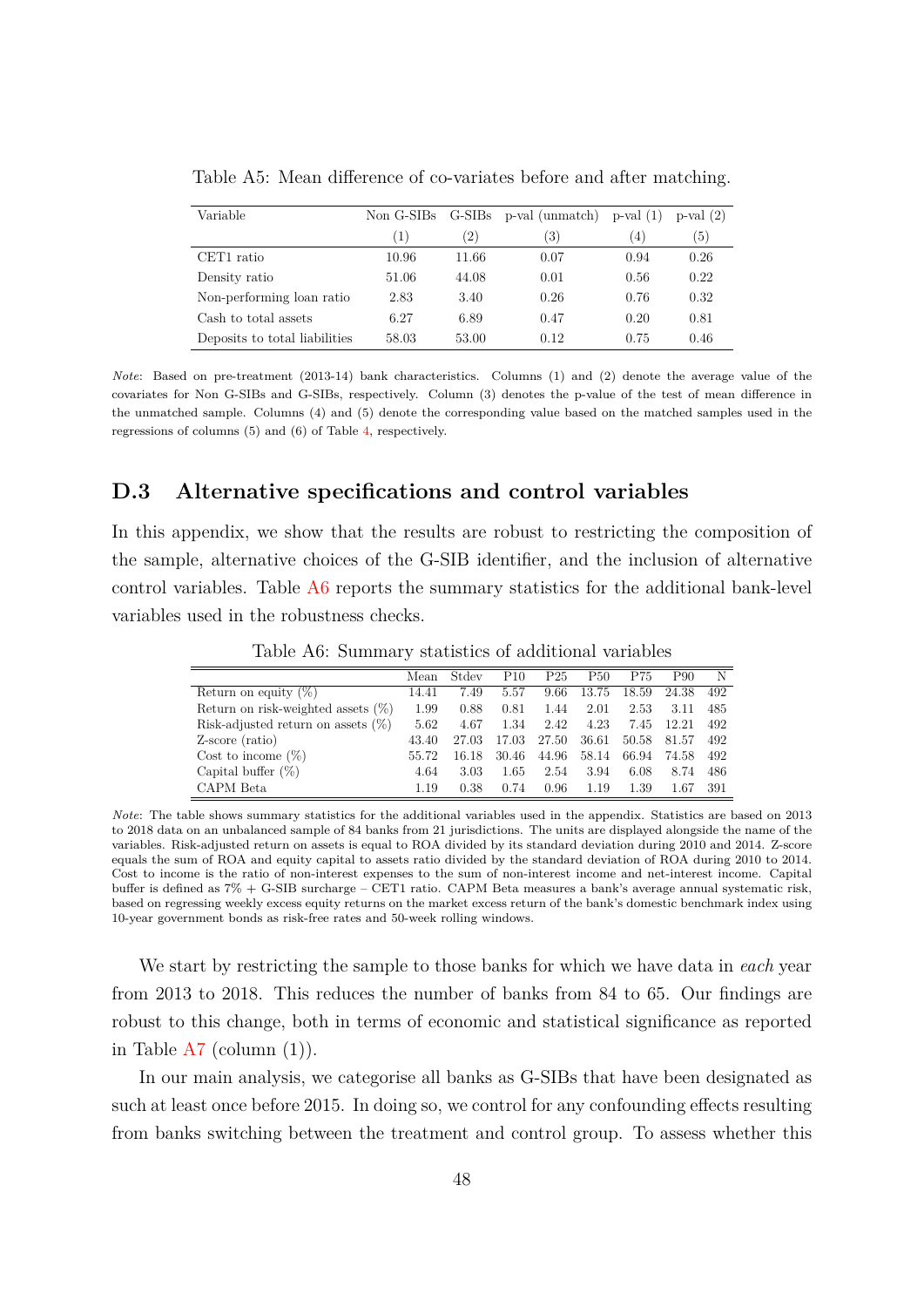Table A5: Mean difference of co-variates before and after matching.

| Variable | Non G-SIBs | G-SIBs | p-val (unmatch) | p-val (1) | p-val (2) |
|---|---|---|---|---|---|
| | (1) | (2) | (3) | (4) | (5) |
| CET1 ratio | 10.96 | 11.66 | 0.07 | 0.94 | 0.26 |
| Density ratio | 51.06 | 44.08 | 0.01 | 0.56 | 0.22 |
| Non-performing loan ratio | 2.83 | 3.40 | 0.26 | 0.76 | 0.32 |
| Cash to total assets | 6.27 | 6.89 | 0.47 | 0.20 | 0.81 |
| Deposits to total liabilities | 58.03 | 53.00 | 0.12 | 0.75 | 0.46 |

*Note*: Based on pre-treatment (2013-14) bank characteristics. Columns (1) and (2) denote the average value of the covariates for Non G-SIBs and G-SIBs, respectively. Column (3) denotes the p-value of the test of mean difference in the unmatched sample. Columns (4) and (5) denote the corresponding value based on the matched samples used in the regressions of columns (5) and (6) of Table 4, respectively.

## D.3 Alternative specifications and control variables

In this appendix, we show that the results are robust to restricting the composition of the sample, alternative choices of the G-SIB identifier, and the inclusion of alternative control variables. Table A6 reports the summary statistics for the additional bank-level variables used in the robustness checks.

Table A6: Summary statistics of additional variables

| | Mean | Stdev | P10 | P25 | P50 | P75 | P90 | N |
|---|---|---|---|---|---|---|---|---|
| Return on equity (%) | 14.41 | 7.49 | 5.57 | 9.66 | 13.75 | 18.59 | 24.38 | 492 |
| Return on risk-weighted assets (%) | 1.99 | 0.88 | 0.81 | 1.44 | 2.01 | 2.53 | 3.11 | 485 |
| Risk-adjusted return on assets (%) | 5.62 | 4.67 | 1.34 | 2.42 | 4.23 | 7.45 | 12.21 | 492 |
| Z-score (ratio) | 43.40 | 27.03 | 17.03 | 27.50 | 36.61 | 50.58 | 81.57 | 492 |
| Cost to income (%) | 55.72 | 16.18 | 30.46 | 44.96 | 58.14 | 66.94 | 74.58 | 492 |
| Capital buffer (%) | 4.64 | 3.03 | 1.65 | 2.54 | 3.94 | 6.08 | 8.74 | 486 |
| CAPM Beta | 1.19 | 0.38 | 0.74 | 0.96 | 1.19 | 1.39 | 1.67 | 391 |

*Note*: The table shows summary statistics for the additional variables used in the appendix. Statistics are based on 2013 to 2018 data on an unbalanced sample of 84 banks from 21 jurisdictions. The units are displayed alongside the name of the variables. Risk-adjusted return on assets is equal to ROA divided by its standard deviation during 2010 and 2014. Z-score equals the sum of ROA and equity capital to assets ratio divided by the standard deviation of ROA during 2010 to 2014. Cost to income is the ratio of non-interest expenses to the sum of non-interest income and net-interest income. Capital buffer is defined as 7% + G-SIB surcharge – CET1 ratio. CAPM Beta measures a bank's average annual systematic risk, based on regressing weekly excess equity returns on the market excess return of the bank's domestic benchmark index using 10-year government bonds as risk-free rates and 50-week rolling windows.

We start by restricting the sample to those banks for which we have data in *each* year from 2013 to 2018. This reduces the number of banks from 84 to 65. Our findings are robust to this change, both in terms of economic and statistical significance as reported in Table A7 (column (1)).

In our main analysis, we categorise all banks as G-SIBs that have been designated as such at least once before 2015. In doing so, we control for any confounding effects resulting from banks switching between the treatment and control group. To assess whether this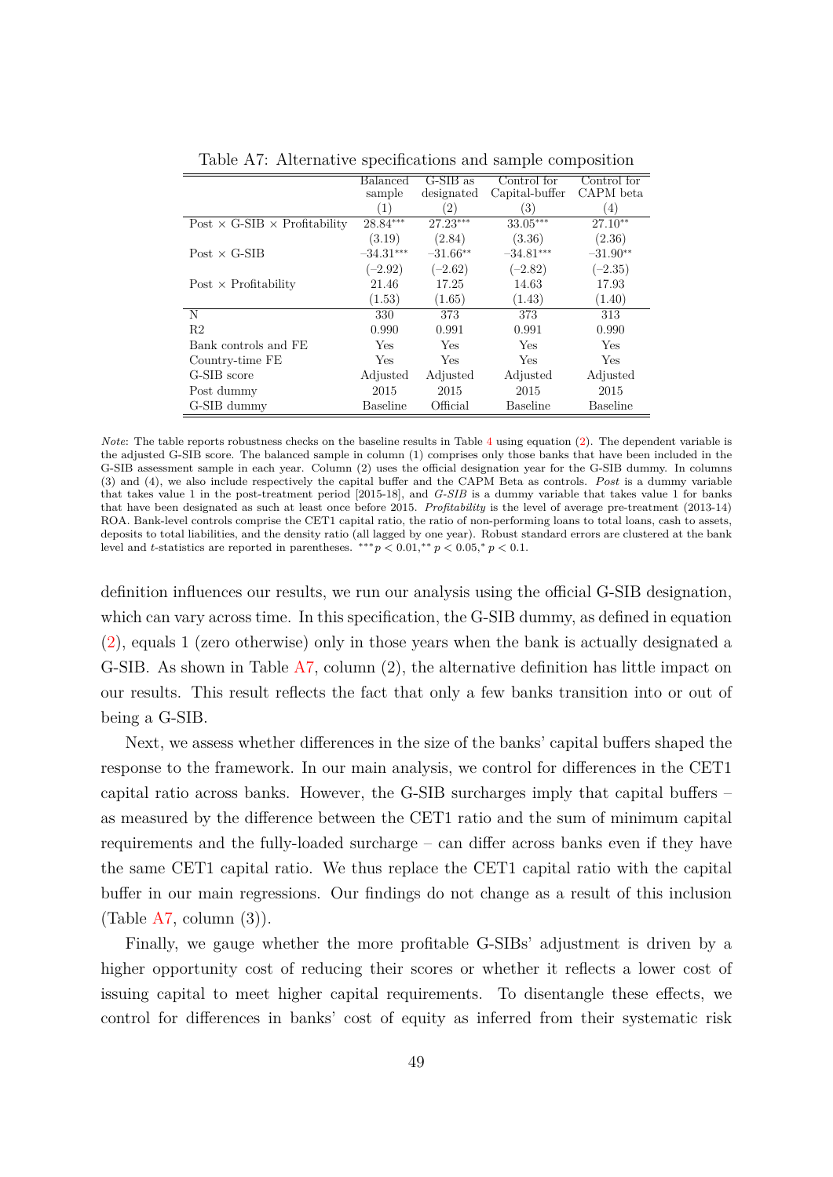Table A7: Alternative specifications and sample composition

| | Balanced sample | G-SIB as designated | Control for Capital-buffer | Control for CAPM beta |
|---|---|---|---|---|
| | (1) | (2) | (3) | (4) |
| Post × G-SIB × Profitability | 28.84*** | 27.23*** | 33.05*** | 27.10** |
| | (3.19) | (2.84) | (3.36) | (2.36) |
| Post × G-SIB | −34.31*** | −31.66** | −34.81*** | −31.90** |
| | (−2.92) | (−2.62) | (−2.82) | (−2.35) |
| Post × Profitability | 21.46 | 17.25 | 14.63 | 17.93 |
| | (1.53) | (1.65) | (1.43) | (1.40) |
| N | 330 | 373 | 373 | 313 |
| R2 | 0.990 | 0.991 | 0.991 | 0.990 |
| Bank controls and FE | Yes | Yes | Yes | Yes |
| Country-time FE | Yes | Yes | Yes | Yes |
| G-SIB score | Adjusted | Adjusted | Adjusted | Adjusted |
| Post dummy | 2015 | 2015 | 2015 | 2015 |
| G-SIB dummy | Baseline | Official | Baseline | Baseline |

*Note*: The table reports robustness checks on the baseline results in Table 4 using equation (2). The dependent variable is the adjusted G-SIB score. The balanced sample in column (1) comprises only those banks that have been included in the G-SIB assessment sample in each year. Column (2) uses the official designation year for the G-SIB dummy. In columns (3) and (4), we also include respectively the capital buffer and the CAPM Beta as controls. *Post* is a dummy variable that takes value 1 in the post-treatment period [2015-18], and *G-SIB* is a dummy variable that takes value 1 for banks that have been designated as such at least once before 2015. *Profitability* is the level of average pre-treatment (2013-14) ROA. Bank-level controls comprise the CET1 capital ratio, the ratio of non-performing loans to total loans, cash to assets, deposits to total liabilities, and the density ratio (all lagged by one year). Robust standard errors are clustered at the bank level and $t$-statistics are reported in parentheses. $^{***}p < 0.01, ^{**}p < 0.05, ^{*}p < 0.1$.

definition influences our results, we run our analysis using the official G-SIB designation, which can vary across time. In this specification, the G-SIB dummy, as defined in equation (2), equals 1 (zero otherwise) only in those years when the bank is actually designated a G-SIB. As shown in Table A7, column (2), the alternative definition has little impact on our results. This result reflects the fact that only a few banks transition into or out of being a G-SIB.

Next, we assess whether differences in the size of the banks' capital buffers shaped the response to the framework. In our main analysis, we control for differences in the CET1 capital ratio across banks. However, the G-SIB surcharges imply that capital buffers – as measured by the difference between the CET1 ratio and the sum of minimum capital requirements and the fully-loaded surcharge – can differ across banks even if they have the same CET1 capital ratio. We thus replace the CET1 capital ratio with the capital buffer in our main regressions. Our findings do not change as a result of this inclusion (Table A7, column (3)).

Finally, we gauge whether the more profitable G-SIBs' adjustment is driven by a higher opportunity cost of reducing their scores or whether it reflects a lower cost of issuing capital to meet higher capital requirements. To disentangle these effects, we control for differences in banks' cost of equity as inferred from their systematic risk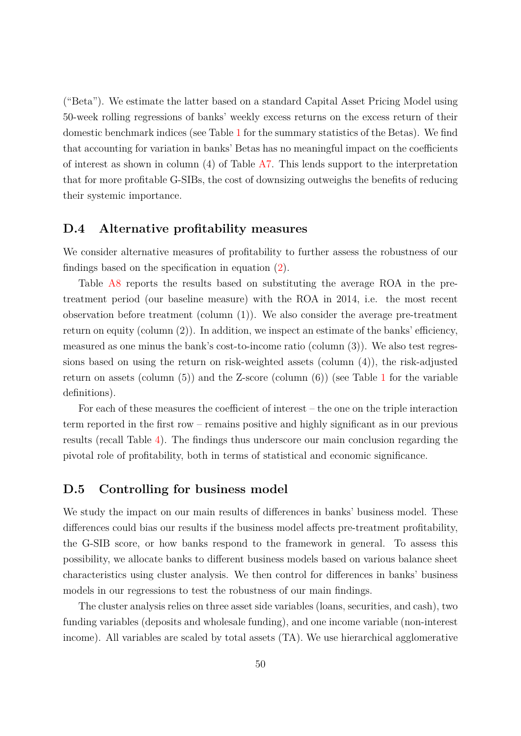("Beta"). We estimate the latter based on a standard Capital Asset Pricing Model using 50-week rolling regressions of banks' weekly excess returns on the excess return of their domestic benchmark indices (see Table 1 for the summary statistics of the Betas). We find that accounting for variation in banks' Betas has no meaningful impact on the coefficients of interest as shown in column (4) of Table A7. This lends support to the interpretation that for more profitable G-SIBs, the cost of downsizing outweighs the benefits of reducing their systemic importance.

## D.4 Alternative profitability measures

We consider alternative measures of profitability to further assess the robustness of our findings based on the specification in equation (2).

Table A8 reports the results based on substituting the average ROA in the pre-treatment period (our baseline measure) with the ROA in 2014, i.e. the most recent observation before treatment (column (1)). We also consider the average pre-treatment return on equity (column (2)). In addition, we inspect an estimate of the banks' efficiency, measured as one minus the bank's cost-to-income ratio (column (3)). We also test regressions based on using the return on risk-weighted assets (column (4)), the risk-adjusted return on assets (column (5)) and the Z-score (column (6)) (see Table 1 for the variable definitions).

For each of these measures the coefficient of interest – the one on the triple interaction term reported in the first row – remains positive and highly significant as in our previous results (recall Table 4). The findings thus underscore our main conclusion regarding the pivotal role of profitability, both in terms of statistical and economic significance.

## D.5 Controlling for business model

We study the impact on our main results of differences in banks' business model. These differences could bias our results if the business model affects pre-treatment profitability, the G-SIB score, or how banks respond to the framework in general. To assess this possibility, we allocate banks to different business models based on various balance sheet characteristics using cluster analysis. We then control for differences in banks' business models in our regressions to test the robustness of our main findings.

The cluster analysis relies on three asset side variables (loans, securities, and cash), two funding variables (deposits and wholesale funding), and one income variable (non-interest income). All variables are scaled by total assets (TA). We use hierarchical agglomerative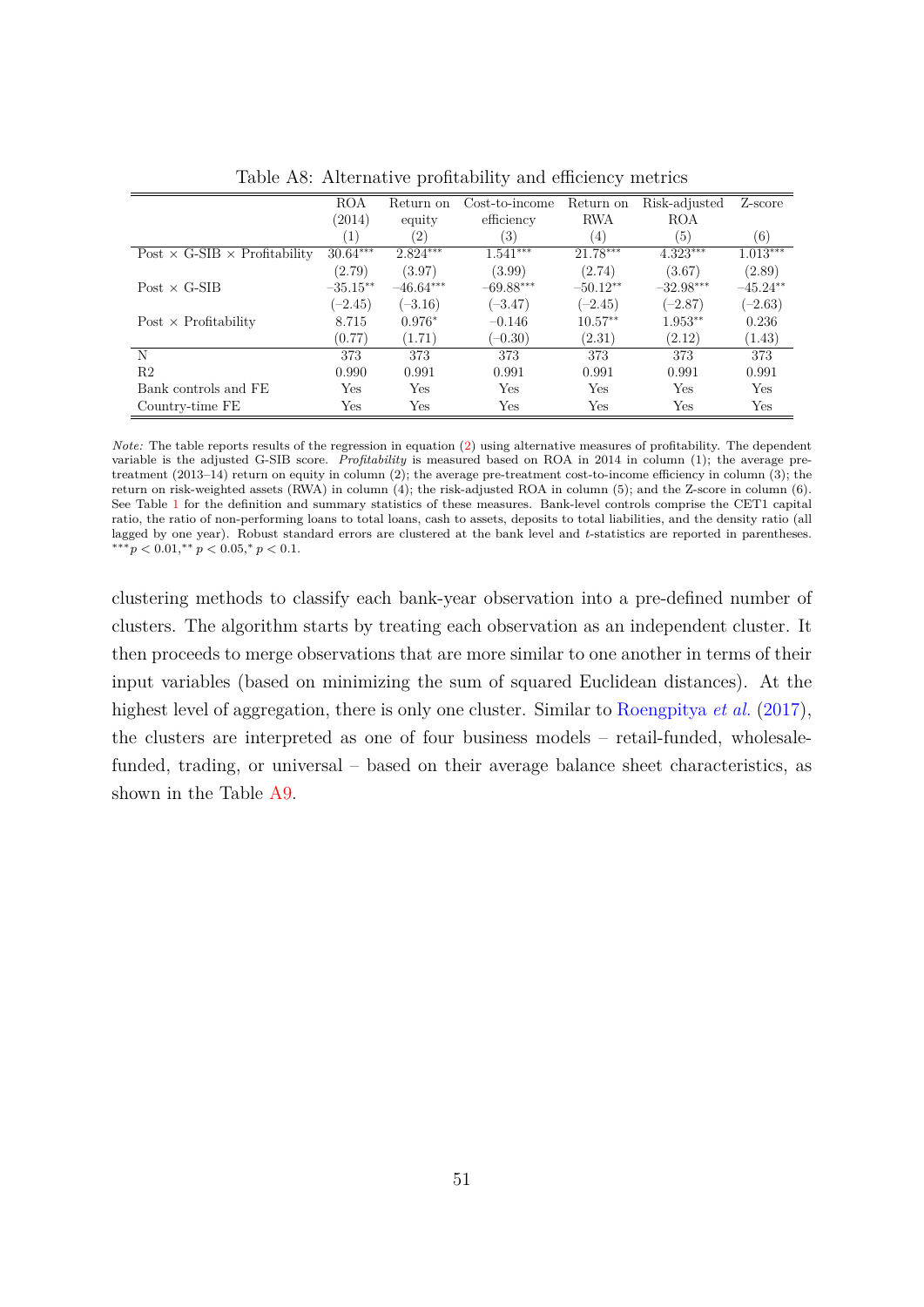Table A8: Alternative profitability and efficiency metrics

| | ROA (2014) | Return on equity | Cost-to-income efficiency | Return on RWA | Risk-adjusted ROA | Z-score |
|---|---|---|---|---|---|---|
| | (1) | (2) | (3) | (4) | (5) | (6) |
| Post × G-SIB × Profitability | 30.64*** | 2.824*** | 1.541*** | 21.78*** | 4.323*** | 1.013*** |
| | (2.79) | (3.97) | (3.99) | (2.74) | (3.67) | (2.89) |
| Post × G-SIB | −35.15** | −46.64*** | −69.88*** | −50.12** | −32.98*** | −45.24** |
| | (−2.45) | (−3.16) | (−3.47) | (−2.45) | (−2.87) | (−2.63) |
| Post × Profitability | 8.715 | 0.976* | −0.146 | 10.57** | 1.953** | 0.236 |
| | (0.77) | (1.71) | (−0.30) | (2.31) | (2.12) | (1.43) |
| N | 373 | 373 | 373 | 373 | 373 | 373 |
| R2 | 0.990 | 0.991 | 0.991 | 0.991 | 0.991 | 0.991 |
| Bank controls and FE | Yes | Yes | Yes | Yes | Yes | Yes |
| Country-time FE | Yes | Yes | Yes | Yes | Yes | Yes |

*Note:* The table reports results of the regression in equation (2) using alternative measures of profitability. The dependent variable is the adjusted G-SIB score. *Profitability* is measured based on ROA in 2014 in column (1); the average pre-treatment (2013–14) return on equity in column (2); the average pre-treatment cost-to-income efficiency in column (3); the return on risk-weighted assets (RWA) in column (4); the risk-adjusted ROA in column (5); and the Z-score in column (6). See Table 1 for the definition and summary statistics of these measures. Bank-level controls comprise the CET1 capital ratio, the ratio of non-performing loans to total loans, cash to assets, deposits to total liabilities, and the density ratio (all lagged by one year). Robust standard errors are clustered at the bank level and *t*-statistics are reported in parentheses. $^{***}p < 0.01, ^{**}p < 0.05, ^{*}p < 0.1$.

clustering methods to classify each bank-year observation into a pre-defined number of clusters. The algorithm starts by treating each observation as an independent cluster. It then proceeds to merge observations that are more similar to one another in terms of their input variables (based on minimizing the sum of squared Euclidean distances). At the highest level of aggregation, there is only one cluster. Similar to Roengpitya *et al.* (2017), the clusters are interpreted as one of four business models – retail-funded, wholesale-funded, trading, or universal – based on their average balance sheet characteristics, as shown in the Table A9.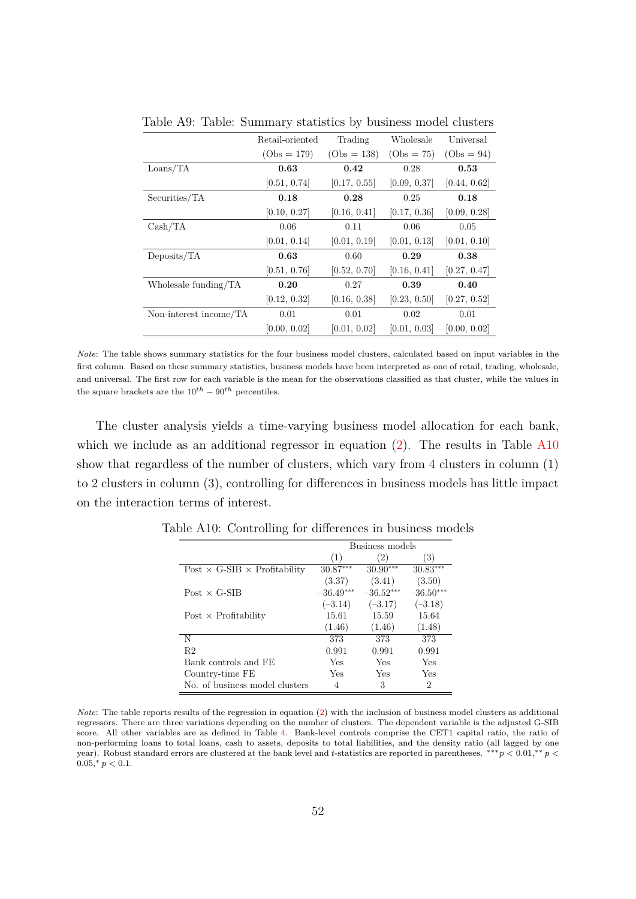Table A9: Table: Summary statistics by business model clusters

| | Retail-oriented | Trading | Wholesale | Universal |
|---|---|---|---|---|
| | (Obs = 179) | (Obs = 138) | (Obs = 75) | (Obs = 94) |
| Loans/TA | **0.63** | **0.42** | 0.28 | **0.53** |
| | [0.51, 0.74] | [0.17, 0.55] | [0.09, 0.37] | [0.44, 0.62] |
| Securities/TA | **0.18** | **0.28** | 0.25 | **0.18** |
| | [0.10, 0.27] | [0.16, 0.41] | [0.17, 0.36] | [0.09, 0.28] |
| Cash/TA | 0.06 | 0.11 | 0.06 | 0.05 |
| | [0.01, 0.14] | [0.01, 0.19] | [0.01, 0.13] | [0.01, 0.10] |
| Deposits/TA | **0.63** | 0.60 | **0.29** | **0.38** |
| | [0.51, 0.76] | [0.52, 0.70] | [0.16, 0.41] | [0.27, 0.47] |
| Wholesale funding/TA | **0.20** | 0.27 | **0.39** | **0.40** |
| | [0.12, 0.32] | [0.16, 0.38] | [0.23, 0.50] | [0.27, 0.52] |
| Non-interest income/TA | 0.01 | 0.01 | 0.02 | 0.01 |
| | [0.00, 0.02] | [0.01, 0.02] | [0.01, 0.03] | [0.00, 0.02] |

*Note*: The table shows summary statistics for the four business model clusters, calculated based on input variables in the first column. Based on these summary statistics, business models have been interpreted as one of retail, trading, wholesale, and universal. The first row for each variable is the mean for the observations classified as that cluster, while the values in the square brackets are the $10^{th} - 90^{th}$ percentiles.

The cluster analysis yields a time-varying business model allocation for each bank, which we include as an additional regressor in equation (2). The results in Table A10 show that regardless of the number of clusters, which vary from 4 clusters in column (1) to 2 clusters in column (3), controlling for differences in business models has little impact on the interaction terms of interest.

Table A10: Controlling for differences in business models

| | Business models | | |
|---|---|---|---|
| | (1) | (2) | (3) |
| Post × G-SIB × Profitability | 30.87*** | 30.90*** | 30.83*** |
| | (3.37) | (3.41) | (3.50) |
| Post × G-SIB | −36.49*** | −36.52*** | −36.50*** |
| | (−3.14) | (−3.17) | (−3.18) |
| Post × Profitability | 15.61 | 15.59 | 15.64 |
| | (1.46) | (1.46) | (1.48) |
| N | 373 | 373 | 373 |
| R2 | 0.991 | 0.991 | 0.991 |
| Bank controls and FE | Yes | Yes | Yes |
| Country-time FE | Yes | Yes | Yes |
| No. of business model clusters | 4 | 3 | 2 |

*Note*: The table reports results of the regression in equation (2) with the inclusion of business model clusters as additional regressors. There are three variations depending on the number of clusters. The dependent variable is the adjusted G-SIB score. All other variables are as defined in Table 4. Bank-level controls comprise the CET1 capital ratio, the ratio of non-performing loans to total loans, cash to assets, deposits to total liabilities, and the density ratio (all lagged by one year). Robust standard errors are clustered at the bank level and *t*-statistics are reported in parentheses. $^{***}p < 0.01$, $^{**}p < 0.05$, $^{*}p < 0.1$.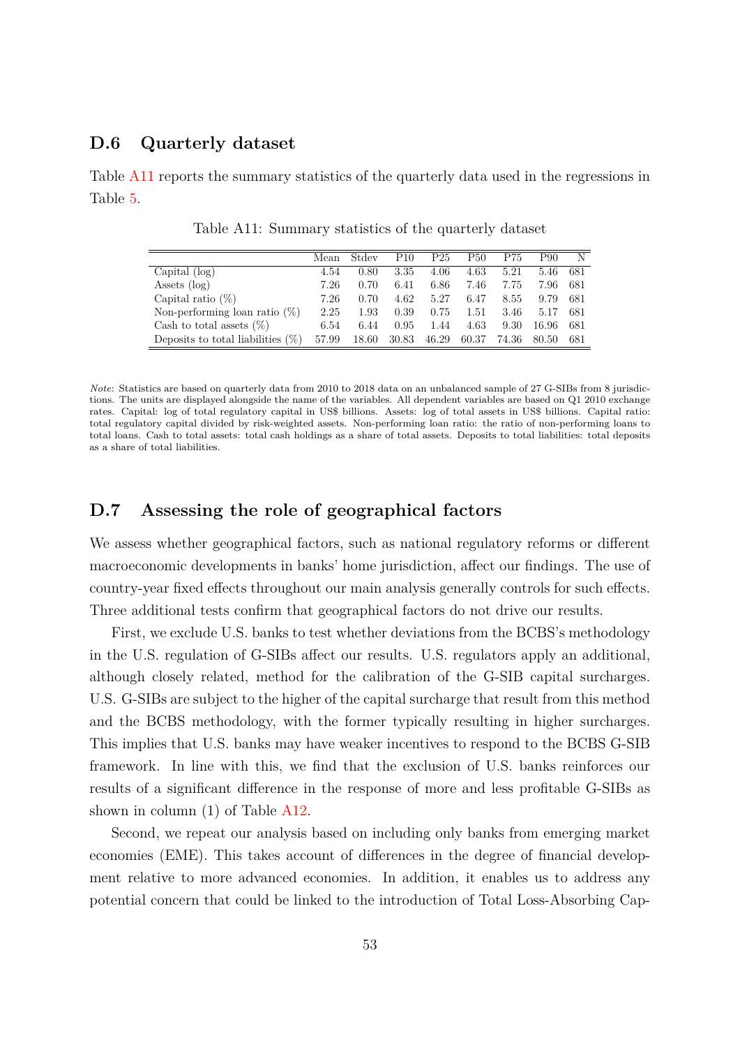## D.6 Quarterly dataset

Table A11 reports the summary statistics of the quarterly data used in the regressions in Table 5.

Table A11: Summary statistics of the quarterly dataset

| | Mean | Stdev | P10 | P25 | P50 | P75 | P90 | N |
|---|---|---|---|---|---|---|---|---|
| Capital (log) | 4.54 | 0.80 | 3.35 | 4.06 | 4.63 | 5.21 | 5.46 | 681 |
| Assets (log) | 7.26 | 0.70 | 6.41 | 6.86 | 7.46 | 7.75 | 7.96 | 681 |
| Capital ratio (%) | 7.26 | 0.70 | 4.62 | 5.27 | 6.47 | 8.55 | 9.79 | 681 |
| Non-performing loan ratio (%) | 2.25 | 1.93 | 0.39 | 0.75 | 1.51 | 3.46 | 5.17 | 681 |
| Cash to total assets (%) | 6.54 | 6.44 | 0.95 | 1.44 | 4.63 | 9.30 | 16.96 | 681 |
| Deposits to total liabilities (%) | 57.99 | 18.60 | 30.83 | 46.29 | 60.37 | 74.36 | 80.50 | 681 |

*Note*: Statistics are based on quarterly data from 2010 to 2018 data on an unbalanced sample of 27 G-SIBs from 8 jurisdictions. The units are displayed alongside the name of the variables. All dependent variables are based on Q1 2010 exchange rates. Capital: log of total regulatory capital in US$ billions. Assets: log of total assets in US$ billions. Capital ratio: total regulatory capital divided by risk-weighted assets. Non-performing loan ratio: the ratio of non-performing loans to total loans. Cash to total assets: total cash holdings as a share of total assets. Deposits to total liabilities: total deposits as a share of total liabilities.

## D.7 Assessing the role of geographical factors

We assess whether geographical factors, such as national regulatory reforms or different macroeconomic developments in banks' home jurisdiction, affect our findings. The use of country-year fixed effects throughout our main analysis generally controls for such effects. Three additional tests confirm that geographical factors do not drive our results.

First, we exclude U.S. banks to test whether deviations from the BCBS's methodology in the U.S. regulation of G-SIBs affect our results. U.S. regulators apply an additional, although closely related, method for the calibration of the G-SIB capital surcharges. U.S. G-SIBs are subject to the higher of the capital surcharge that result from this method and the BCBS methodology, with the former typically resulting in higher surcharges. This implies that U.S. banks may have weaker incentives to respond to the BCBS G-SIB framework. In line with this, we find that the exclusion of U.S. banks reinforces our results of a significant difference in the response of more and less profitable G-SIBs as shown in column (1) of Table A12.

Second, we repeat our analysis based on including only banks from emerging market economies (EME). This takes account of differences in the degree of financial development relative to more advanced economies. In addition, it enables us to address any potential concern that could be linked to the introduction of Total Loss-Absorbing Cap-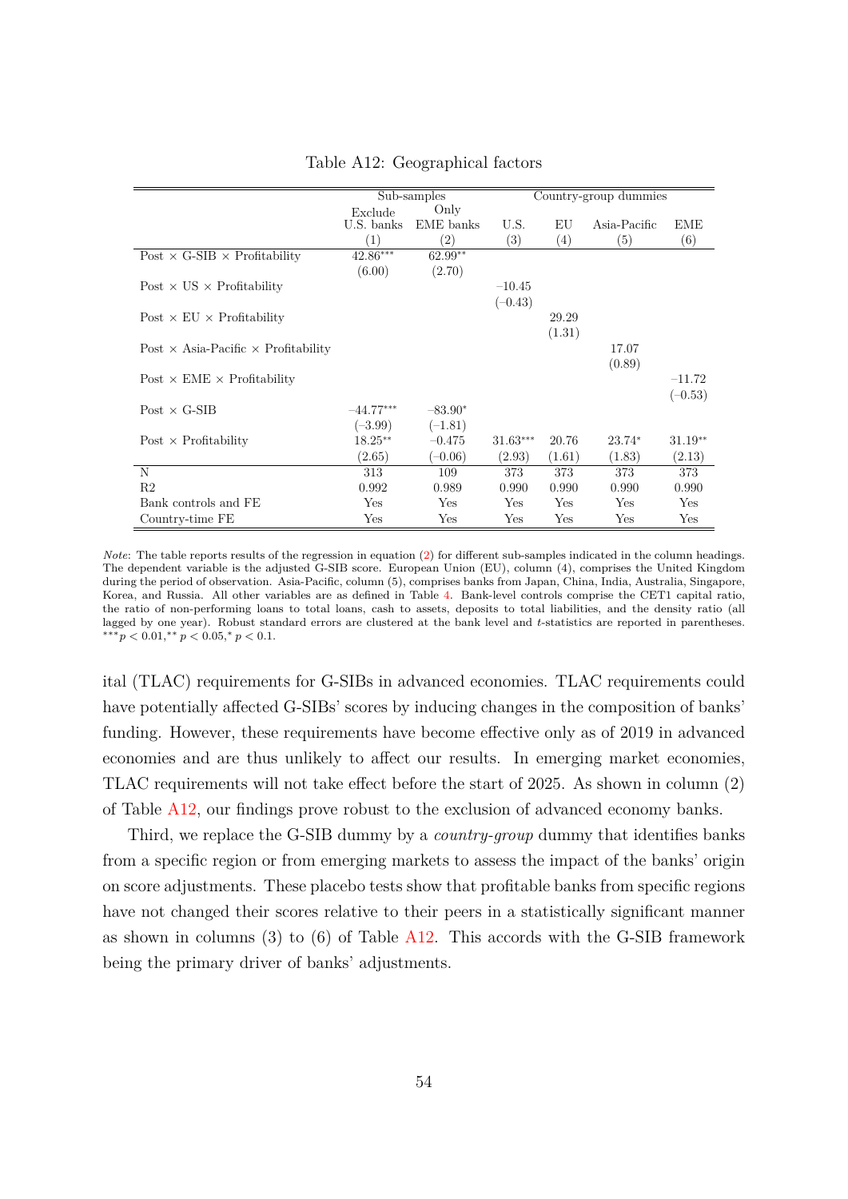Table A12: Geographical factors

| | Sub-samples | | Country-group dummies | | | |
|---|---|---|---|---|---|---|
| | Exclude U.S. banks | Only EME banks | U.S. | EU | Asia-Pacific | EME |
| | (1) | (2) | (3) | (4) | (5) | (6) |
| Post × G-SIB × Profitability | 42.86*** | 62.99** | | | | |
| | (6.00) | (2.70) | | | | |
| Post × US × Profitability | | | −10.45 | | | |
| | | | (−0.43) | | | |
| Post × EU × Profitability | | | | 29.29 | | |
| | | | | (1.31) | | |
| Post × Asia-Pacific × Profitability | | | | | 17.07 | |
| | | | | | (0.89) | |
| Post × EME × Profitability | | | | | | −11.72 |
| | | | | | | (−0.53) |
| Post × G-SIB | −44.77*** | −83.90* | | | | |
| | (−3.99) | (−1.81) | | | | |
| Post × Profitability | 18.25** | −0.475 | 31.63*** | 20.76 | 23.74* | 31.19** |
| | (2.65) | (−0.06) | (2.93) | (1.61) | (1.83) | (2.13) |
| N | 313 | 109 | 373 | 373 | 373 | 373 |
| R2 | 0.992 | 0.989 | 0.990 | 0.990 | 0.990 | 0.990 |
| Bank controls and FE | Yes | Yes | Yes | Yes | Yes | Yes |
| Country-time FE | Yes | Yes | Yes | Yes | Yes | Yes |

*Note*: The table reports results of the regression in equation (2) for different sub-samples indicated in the column headings. The dependent variable is the adjusted G-SIB score. European Union (EU), column (4), comprises the United Kingdom during the period of observation. Asia-Pacific, column (5), comprises banks from Japan, China, India, Australia, Singapore, Korea, and Russia. All other variables are as defined in Table 4. Bank-level controls comprise the CET1 capital ratio, the ratio of non-performing loans to total loans, cash to assets, deposits to total liabilities, and the density ratio (all lagged by one year). Robust standard errors are clustered at the bank level and $t$-statistics are reported in parentheses. $^{***}p < 0.01, ^{**}p < 0.05, ^{*}p < 0.1$.

ital (TLAC) requirements for G-SIBs in advanced economies. TLAC requirements could have potentially affected G-SIBs' scores by inducing changes in the composition of banks' funding. However, these requirements have become effective only as of 2019 in advanced economies and are thus unlikely to affect our results. In emerging market economies, TLAC requirements will not take effect before the start of 2025. As shown in column (2) of Table A12, our findings prove robust to the exclusion of advanced economy banks.

Third, we replace the G-SIB dummy by a *country-group* dummy that identifies banks from a specific region or from emerging markets to assess the impact of the banks' origin on score adjustments. These placebo tests show that profitable banks from specific regions have not changed their scores relative to their peers in a statistically significant manner as shown in columns (3) to (6) of Table A12. This accords with the G-SIB framework being the primary driver of banks' adjustments.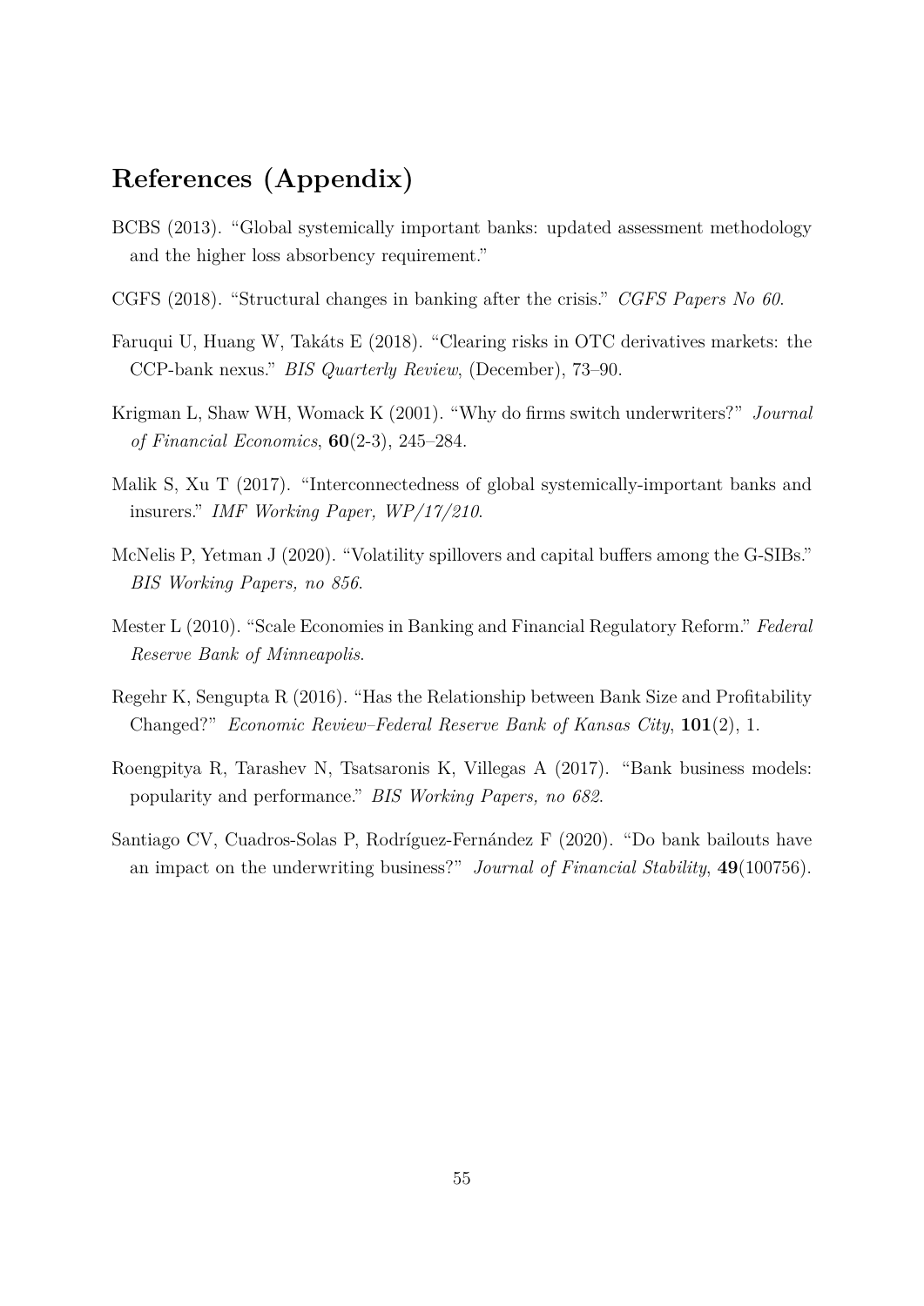## References (Appendix)

BCBS (2013). "Global systemically important banks: updated assessment methodology and the higher loss absorbency requirement."

CGFS (2018). "Structural changes in banking after the crisis." *CGFS Papers No 60*.

Faruqui U, Huang W, Takáts E (2018). "Clearing risks in OTC derivatives markets: the CCP-bank nexus." *BIS Quarterly Review*, (December), 73–90.

Krigman L, Shaw WH, Womack K (2001). "Why do firms switch underwriters?" *Journal of Financial Economics*, **60**(2-3), 245–284.

Malik S, Xu T (2017). "Interconnectedness of global systemically-important banks and insurers." *IMF Working Paper, WP/17/210*.

McNelis P, Yetman J (2020). "Volatility spillovers and capital buffers among the G-SIBs." *BIS Working Papers, no 856*.

Mester L (2010). "Scale Economies in Banking and Financial Regulatory Reform." *Federal Reserve Bank of Minneapolis*.

Regehr K, Sengupta R (2016). "Has the Relationship between Bank Size and Profitability Changed?" *Economic Review–Federal Reserve Bank of Kansas City*, **101**(2), 1.

Roengpitya R, Tarashev N, Tsatsaronis K, Villegas A (2017). "Bank business models: popularity and performance." *BIS Working Papers, no 682*.

Santiago CV, Cuadros-Solas P, Rodríguez-Fernández F (2020). "Do bank bailouts have an impact on the underwriting business?" *Journal of Financial Stability*, **49**(100756).